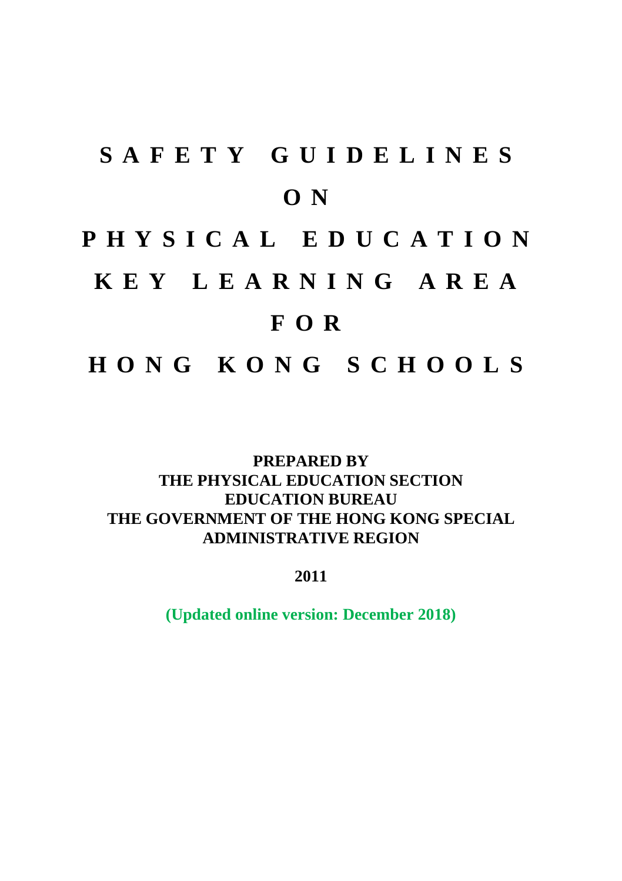# SAFETY GUIDELINES ON PHYSICAL EDUCATION KEY LEARNING AREA FOR HONG KONG SCHOOLS

**PREPARED BY**
**THE PHYSICAL EDUCATION SECTION**
**EDUCATION BUREAU**
**THE GOVERNMENT OF THE HONG KONG SPECIAL ADMINISTRATIVE REGION**

**2011**

**(Updated online version: December 2018)**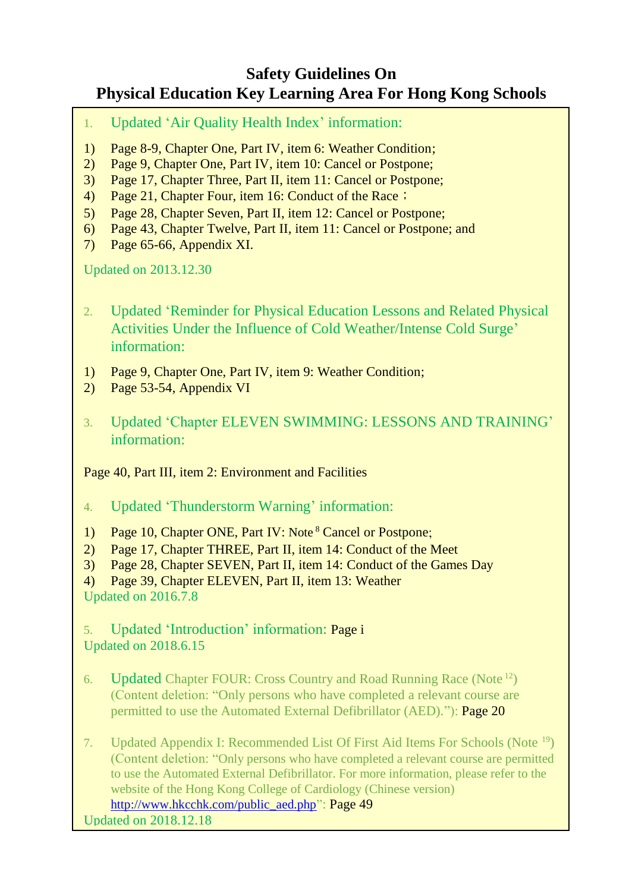# Safety Guidelines On
# Physical Education Key Learning Area For Hong Kong Schools

1. Updated 'Air Quality Health Index' information:

1) Page 8-9, Chapter One, Part IV, item 6: Weather Condition;
2) Page 9, Chapter One, Part IV, item 10: Cancel or Postpone;
3) Page 17, Chapter Three, Part II, item 11: Cancel or Postpone;
4) Page 21, Chapter Four, item 16: Conduct of the Race；
5) Page 28, Chapter Seven, Part II, item 12: Cancel or Postpone;
6) Page 43, Chapter Twelve, Part II, item 11: Cancel or Postpone; and
7) Page 65-66, Appendix XI.

Updated on 2013.12.30

2. Updated 'Reminder for Physical Education Lessons and Related Physical Activities Under the Influence of Cold Weather/Intense Cold Surge' information:

1) Page 9, Chapter One, Part IV, item 9: Weather Condition;
2) Page 53-54, Appendix VI

3. Updated 'Chapter ELEVEN SWIMMING: LESSONS AND TRAINING' information:

Page 40, Part III, item 2: Environment and Facilities

4. Updated 'Thunderstorm Warning' information:

1) Page 10, Chapter ONE, Part IV: Note [8] Cancel or Postpone;
2) Page 17, Chapter THREE, Part II, item 14: Conduct of the Meet
3) Page 28, Chapter SEVEN, Part II, item 14: Conduct of the Games Day
4) Page 39, Chapter ELEVEN, Part II, item 13: Weather

Updated on 2016.7.8

5. Updated 'Introduction' information: Page i

Updated on 2018.6.15

6. Updated Chapter FOUR: Cross Country and Road Running Race (Note [12]) (Content deletion: "Only persons who have completed a relevant course are permitted to use the Automated External Defibrillator (AED)."): Page 20

7. Updated Appendix I: Recommended List Of First Aid Items For Schools (Note [19]) (Content deletion: "Only persons who have completed a relevant course are permitted to use the Automated External Defibrillator. For more information, please refer to the website of the Hong Kong College of Cardiology (Chinese version) http://www.hkcchk.com/public_aed.php": Page 49

Updated on 2018.12.18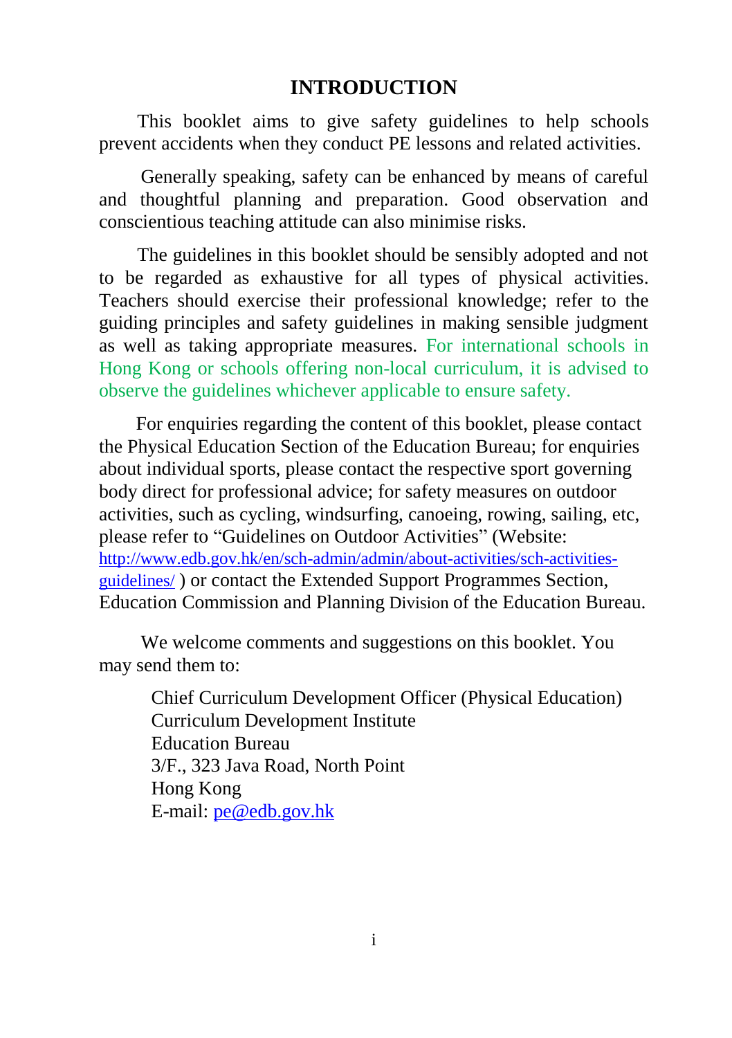# INTRODUCTION

This booklet aims to give safety guidelines to help schools prevent accidents when they conduct PE lessons and related activities.

Generally speaking, safety can be enhanced by means of careful and thoughtful planning and preparation. Good observation and conscientious teaching attitude can also minimise risks.

The guidelines in this booklet should be sensibly adopted and not to be regarded as exhaustive for all types of physical activities. Teachers should exercise their professional knowledge; refer to the guiding principles and safety guidelines in making sensible judgment as well as taking appropriate measures. For international schools in Hong Kong or schools offering non-local curriculum, it is advised to observe the guidelines whichever applicable to ensure safety.

For enquiries regarding the content of this booklet, please contact the Physical Education Section of the Education Bureau; for enquiries about individual sports, please contact the respective sport governing body direct for professional advice; for safety measures on outdoor activities, such as cycling, windsurfing, canoeing, rowing, sailing, etc, please refer to "Guidelines on Outdoor Activities" (Website: http://www.edb.gov.hk/en/sch-admin/admin/about-activities/sch-activities-guidelines/ ) or contact the Extended Support Programmes Section, Education Commission and Planning Division of the Education Bureau.

We welcome comments and suggestions on this booklet. You may send them to:

Chief Curriculum Development Officer (Physical Education)
Curriculum Development Institute
Education Bureau
3/F., 323 Java Road, North Point
Hong Kong
E-mail: pe@edb.gov.hk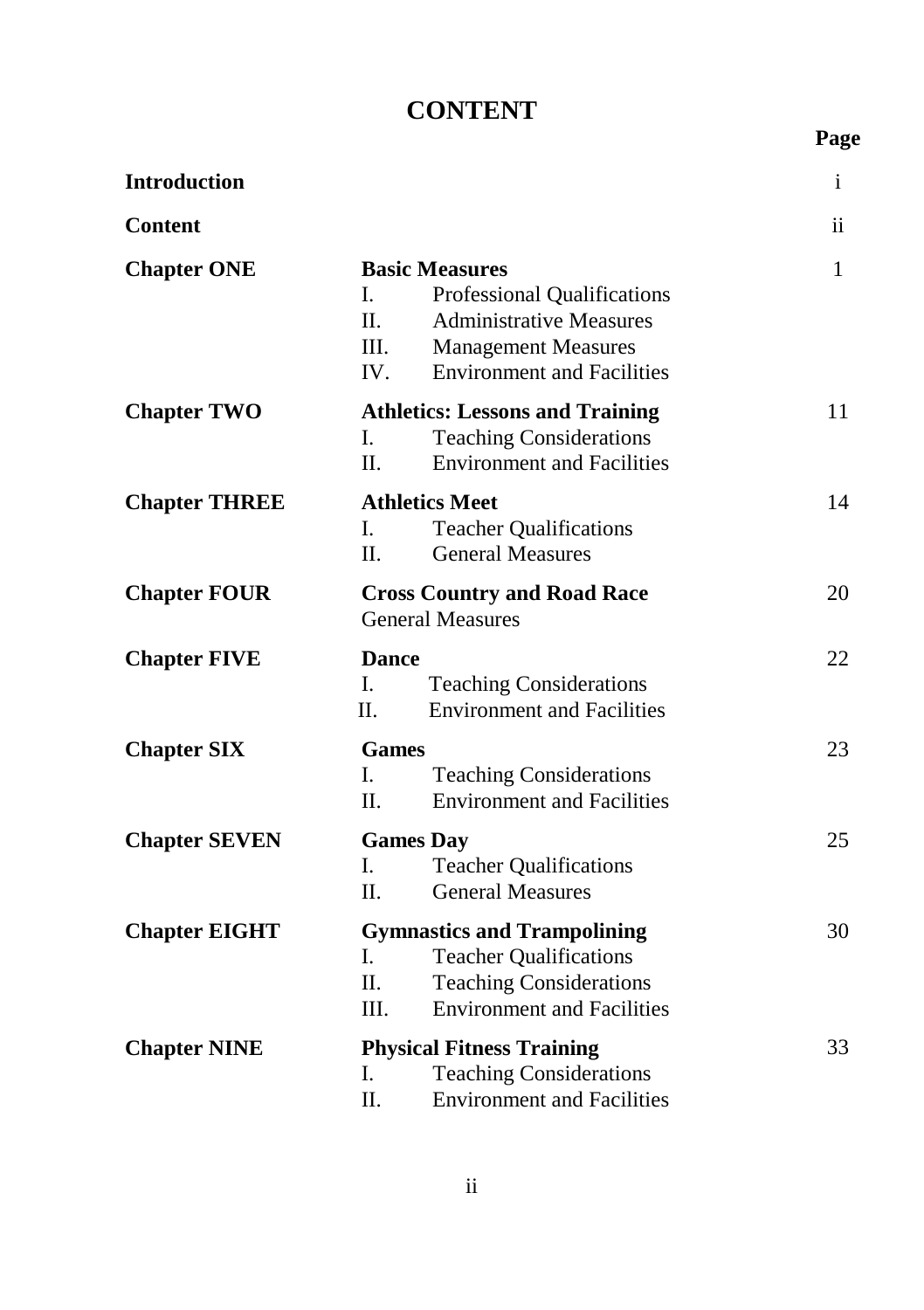# CONTENT

| | | Page |
|---|---|---|
| **Introduction** | | i |
| **Content** | | ii |
| **Chapter ONE** | **Basic Measures**<br>I. Professional Qualifications<br>II. Administrative Measures<br>III. Management Measures<br>IV. Environment and Facilities | 1 |
| **Chapter TWO** | **Athletics: Lessons and Training**<br>I. Teaching Considerations<br>II. Environment and Facilities | 11 |
| **Chapter THREE** | **Athletics Meet**<br>I. Teacher Qualifications<br>II. General Measures | 14 |
| **Chapter FOUR** | **Cross Country and Road Race**<br>General Measures | 20 |
| **Chapter FIVE** | **Dance**<br>I. Teaching Considerations<br>II. Environment and Facilities | 22 |
| **Chapter SIX** | **Games**<br>I. Teaching Considerations<br>II. Environment and Facilities | 23 |
| **Chapter SEVEN** | **Games Day**<br>I. Teacher Qualifications<br>II. General Measures | 25 |
| **Chapter EIGHT** | **Gymnastics and Trampolining**<br>I. Teacher Qualifications<br>II. Teaching Considerations<br>III. Environment and Facilities | 30 |
| **Chapter NINE** | **Physical Fitness Training**<br>I. Teaching Considerations<br>II. Environment and Facilities | 33 |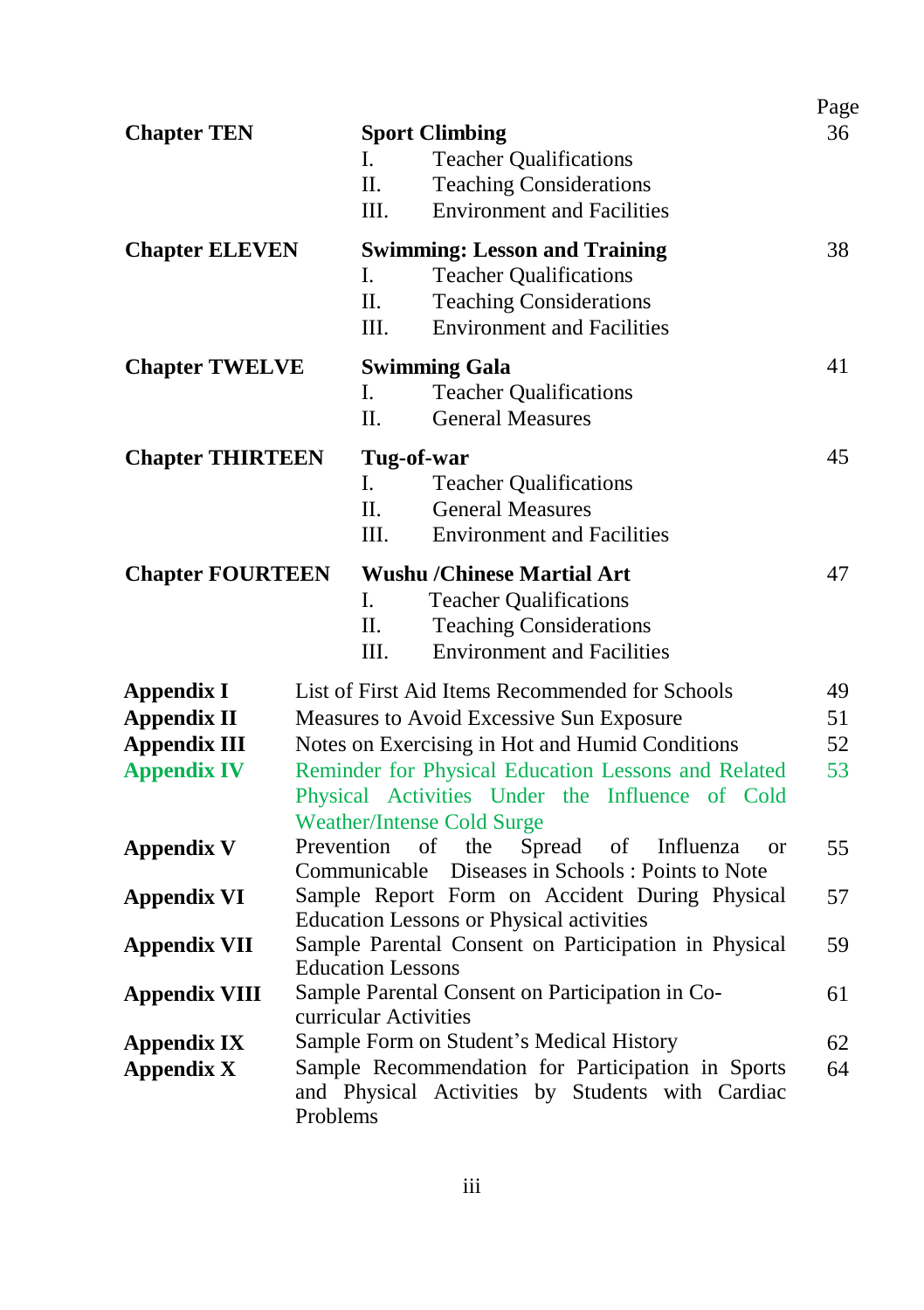| | | Page |
|---|---|---|
| **Chapter TEN** | **Sport Climbing** | 36 |
| | I. Teacher Qualifications | |
| | II. Teaching Considerations | |
| | III. Environment and Facilities | |
| **Chapter ELEVEN** | **Swimming: Lesson and Training** | 38 |
| | I. Teacher Qualifications | |
| | II. Teaching Considerations | |
| | III. Environment and Facilities | |
| **Chapter TWELVE** | **Swimming Gala** | 41 |
| | I. Teacher Qualifications | |
| | II. General Measures | |
| **Chapter THIRTEEN** | **Tug-of-war** | 45 |
| | I. Teacher Qualifications | |
| | II. General Measures | |
| | III. Environment and Facilities | |
| **Chapter FOURTEEN** | **Wushu /Chinese Martial Art** | 47 |
| | I. Teacher Qualifications | |
| | II. Teaching Considerations | |
| | III. Environment and Facilities | |
| **Appendix I** | List of First Aid Items Recommended for Schools | 49 |
| **Appendix II** | Measures to Avoid Excessive Sun Exposure | 51 |
| **Appendix III** | Notes on Exercising in Hot and Humid Conditions | 52 |
| **Appendix IV** | Reminder for Physical Education Lessons and Related Physical Activities Under the Influence of Cold Weather/Intense Cold Surge | 53 |
| **Appendix V** | Prevention of the Spread of Influenza or Communicable Diseases in Schools : Points to Note | 55 |
| **Appendix VI** | Sample Report Form on Accident During Physical Education Lessons or Physical activities | 57 |
| **Appendix VII** | Sample Parental Consent on Participation in Physical Education Lessons | 59 |
| **Appendix VIII** | Sample Parental Consent on Participation in Co-curricular Activities | 61 |
| **Appendix IX** | Sample Form on Student's Medical History | 62 |
| **Appendix X** | Sample Recommendation for Participation in Sports and Physical Activities by Students with Cardiac Problems | 64 |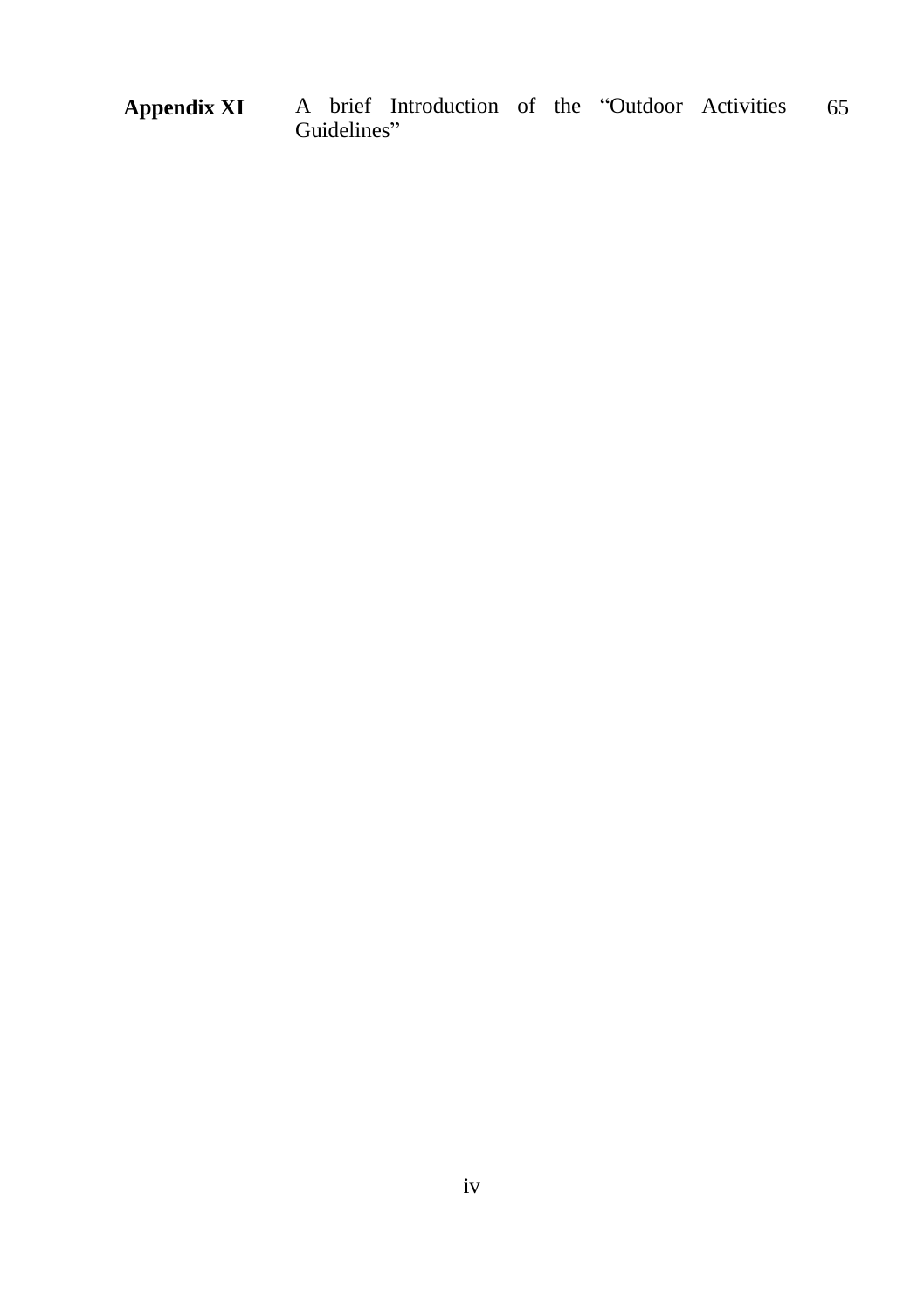| | | |
|---|---|---|
| **Appendix XI** | A brief Introduction of the "Outdoor Activities Guidelines" | 65 |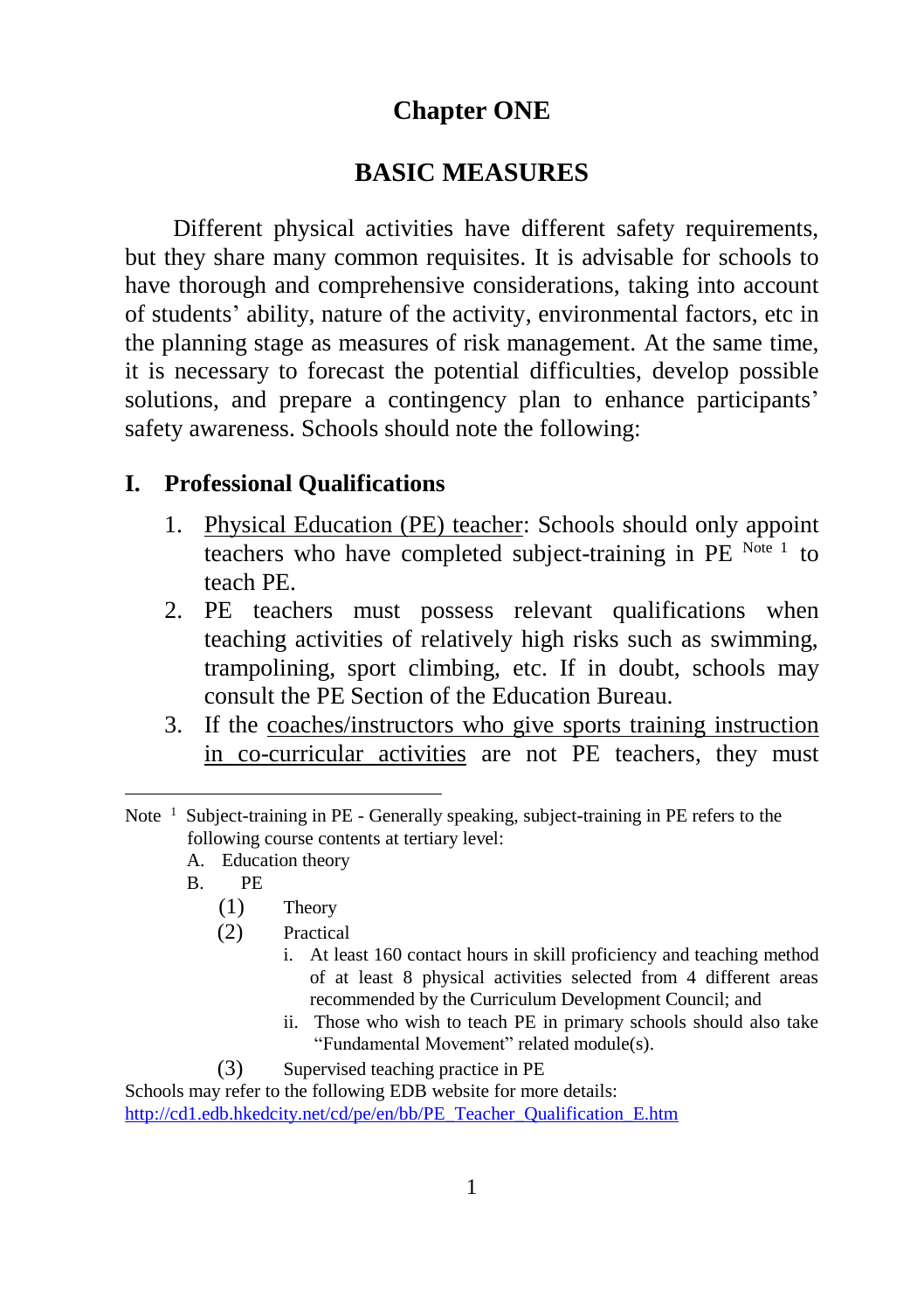# Chapter ONE

# BASIC MEASURES

Different physical activities have different safety requirements, but they share many common requisites. It is advisable for schools to have thorough and comprehensive considerations, taking into account of students' ability, nature of the activity, environmental factors, etc in the planning stage as measures of risk management. At the same time, it is necessary to forecast the potential difficulties, develop possible solutions, and prepare a contingency plan to enhance participants' safety awareness. Schools should note the following:

## I. Professional Qualifications

1. <u>Physical Education (PE) teacher</u>: Schools should only appoint teachers who have completed subject-training in PE [Note 1] to teach PE.
2. PE teachers must possess relevant qualifications when teaching activities of relatively high risks such as swimming, trampolining, sport climbing, etc. If in doubt, schools may consult the PE Section of the Education Bureau.
3. If the <u>coaches/instructors who give sports training instruction in co-curricular activities</u> are not PE teachers, they must

---

Note [1] Subject-training in PE - Generally speaking, subject-training in PE refers to the following course contents at tertiary level:

A. Education theory

B. PE

(1) Theory

(2) Practical

i. At least 160 contact hours in skill proficiency and teaching method of at least 8 physical activities selected from 4 different areas recommended by the Curriculum Development Council; and

ii. Those who wish to teach PE in primary schools should also take "Fundamental Movement" related module(s).

(3) Supervised teaching practice in PE

Schools may refer to the following EDB website for more details:
http://cd1.edb.hkedcity.net/cd/pe/en/bb/PE_Teacher_Qualification_E.htm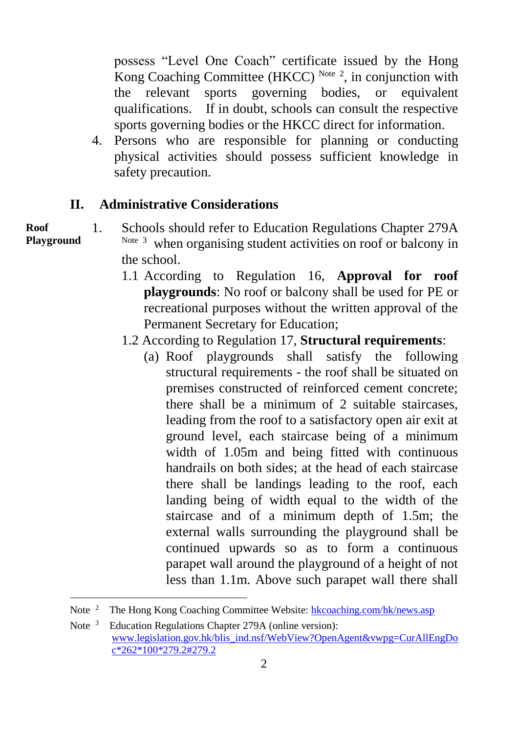possess "Level One Coach" certificate issued by the Hong Kong Coaching Committee (HKCC) [Note 2], in conjunction with the relevant sports governing bodies, or equivalent qualifications. If in doubt, schools can consult the respective sports governing bodies or the HKCC direct for information.

4. Persons who are responsible for planning or conducting physical activities should possess sufficient knowledge in safety precaution.

## II. Administrative Considerations

**Roof Playground**

1. Schools should refer to Education Regulations Chapter 279A [Note 3] when organising student activities on roof or balcony in the school.

   1.1 According to Regulation 16, **Approval for roof playgrounds**: No roof or balcony shall be used for PE or recreational purposes without the written approval of the Permanent Secretary for Education;

   1.2 According to Regulation 17, **Structural requirements**:

   (a) Roof playgrounds shall satisfy the following structural requirements - the roof shall be situated on premises constructed of reinforced cement concrete; there shall be a minimum of 2 suitable staircases, leading from the roof to a satisfactory open air exit at ground level, each staircase being of a minimum width of 1.05m and being fitted with continuous handrails on both sides; at the head of each staircase there shall be landings leading to the roof, each landing being of width equal to the width of the staircase and of a minimum depth of 1.5m; the external walls surrounding the playground shall be continued upwards so as to form a continuous parapet wall around the playground of a height of not less than 1.1m. Above such parapet wall there shall

---

Note [2] The Hong Kong Coaching Committee Website: hkcoaching.com/hk/news.asp

Note [3] Education Regulations Chapter 279A (online version): www.legislation.gov.hk/blis_ind.nsf/WebView?OpenAgent&vwpg=CurAllEngDoc*262*100*279.2#279.2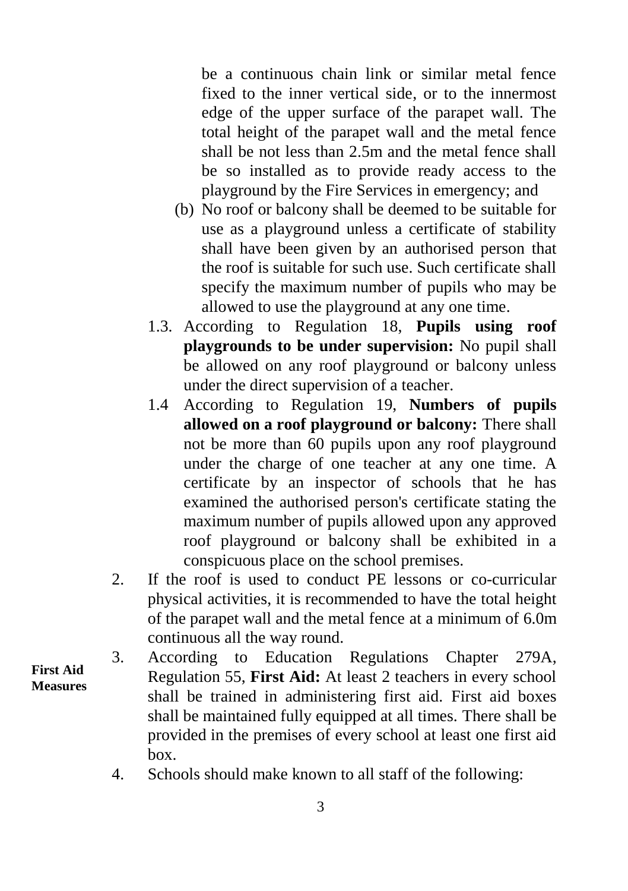be a continuous chain link or similar metal fence fixed to the inner vertical side, or to the innermost edge of the upper surface of the parapet wall. The total height of the parapet wall and the metal fence shall be not less than 2.5m and the metal fence shall be so installed as to provide ready access to the playground by the Fire Services in emergency; and

(b) No roof or balcony shall be deemed to be suitable for use as a playground unless a certificate of stability shall have been given by an authorised person that the roof is suitable for such use. Such certificate shall specify the maximum number of pupils who may be allowed to use the playground at any one time.

1.3. According to Regulation 18, **Pupils using roof playgrounds to be under supervision:** No pupil shall be allowed on any roof playground or balcony unless under the direct supervision of a teacher.

1.4 According to Regulation 19, **Numbers of pupils allowed on a roof playground or balcony:** There shall not be more than 60 pupils upon any roof playground under the charge of one teacher at any one time. A certificate by an inspector of schools that he has examined the authorised person's certificate stating the maximum number of pupils allowed upon any approved roof playground or balcony shall be exhibited in a conspicuous place on the school premises.

2. If the roof is used to conduct PE lessons or co-curricular physical activities, it is recommended to have the total height of the parapet wall and the metal fence at a minimum of 6.0m continuous all the way round.

**First Aid Measures**

3. According to Education Regulations Chapter 279A, Regulation 55, **First Aid:** At least 2 teachers in every school shall be trained in administering first aid. First aid boxes shall be maintained fully equipped at all times. There shall be provided in the premises of every school at least one first aid box.

4. Schools should make known to all staff of the following: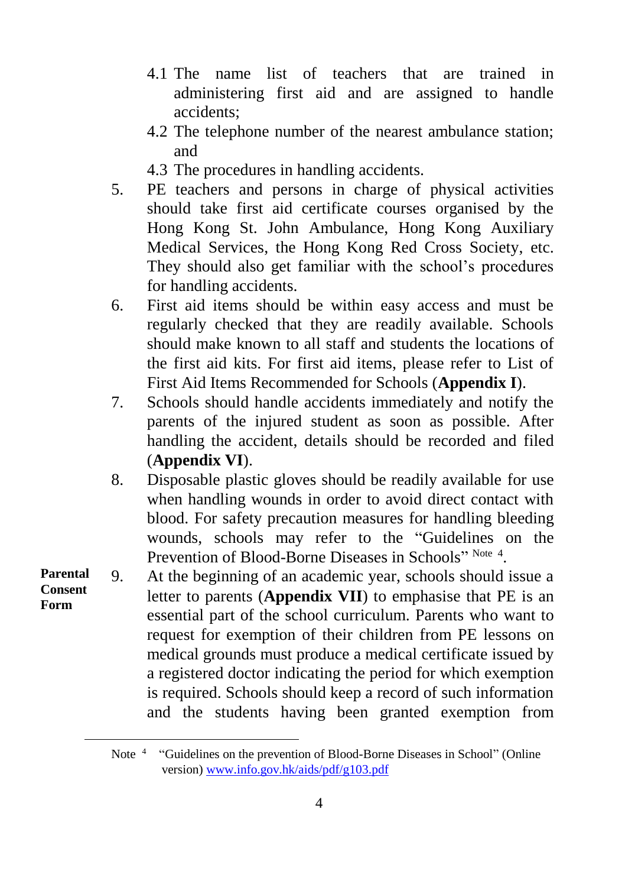4.1 The name list of teachers that are trained in administering first aid and are assigned to handle accidents;
4.2 The telephone number of the nearest ambulance station; and
4.3 The procedures in handling accidents.

5. PE teachers and persons in charge of physical activities should take first aid certificate courses organised by the Hong Kong St. John Ambulance, Hong Kong Auxiliary Medical Services, the Hong Kong Red Cross Society, etc. They should also get familiar with the school's procedures for handling accidents.
6. First aid items should be within easy access and must be regularly checked that they are readily available. Schools should make known to all staff and students the locations of the first aid kits. For first aid items, please refer to List of First Aid Items Recommended for Schools (**Appendix I**).
7. Schools should handle accidents immediately and notify the parents of the injured student as soon as possible. After handling the accident, details should be recorded and filed (**Appendix VI**).
8. Disposable plastic gloves should be readily available for use when handling wounds in order to avoid direct contact with blood. For safety precaution measures for handling bleeding wounds, schools may refer to the "Guidelines on the Prevention of Blood-Borne Diseases in Schools" [Note 4].

**Parental Consent Form**

9. At the beginning of an academic year, schools should issue a letter to parents (**Appendix VII**) to emphasise that PE is an essential part of the school curriculum. Parents who want to request for exemption of their children from PE lessons on medical grounds must produce a medical certificate issued by a registered doctor indicating the period for which exemption is required. Schools should keep a record of such information and the students having been granted exemption from

---

Note [4] "Guidelines on the prevention of Blood-Borne Diseases in School" (Online version) www.info.gov.hk/aids/pdf/g103.pdf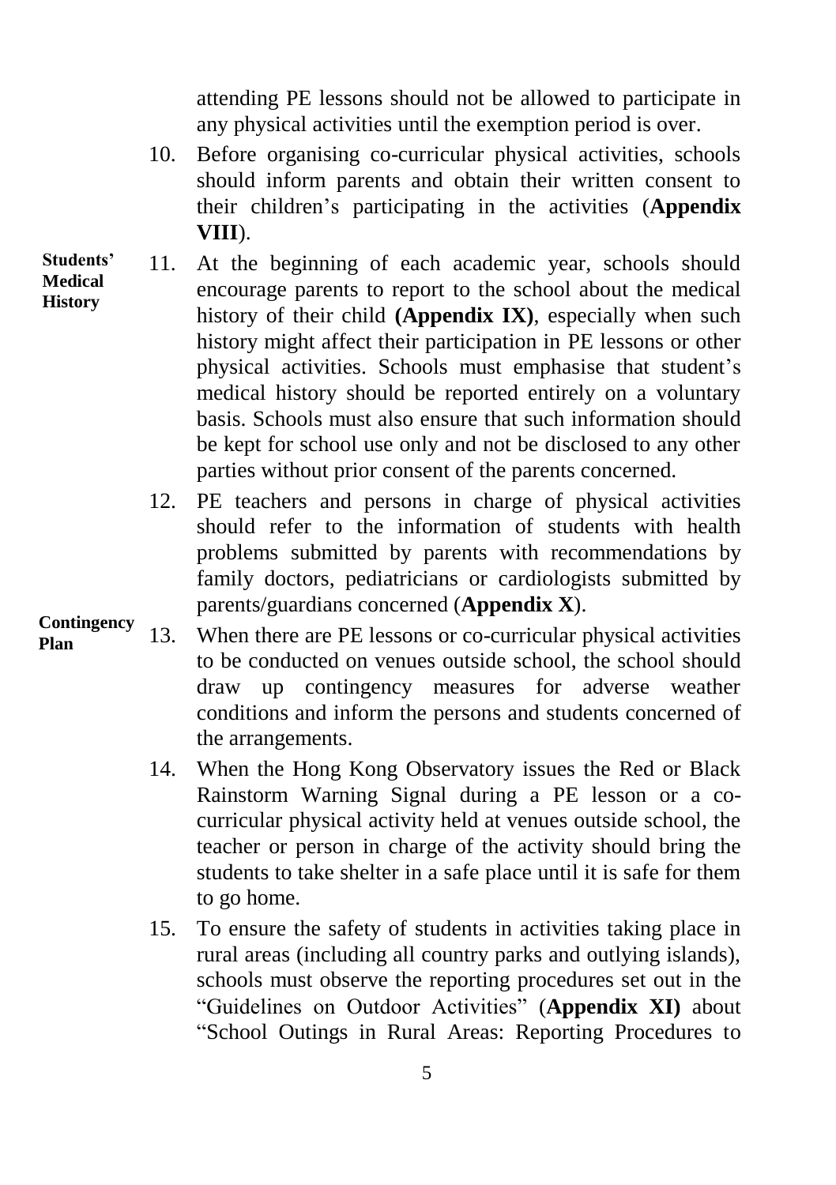attending PE lessons should not be allowed to participate in any physical activities until the exemption period is over.

10. Before organising co-curricular physical activities, schools should inform parents and obtain their written consent to their children's participating in the activities (**Appendix VIII**).

**Students' Medical History**

11. At the beginning of each academic year, schools should encourage parents to report to the school about the medical history of their child **(Appendix IX)**, especially when such history might affect their participation in PE lessons or other physical activities. Schools must emphasise that student's medical history should be reported entirely on a voluntary basis. Schools must also ensure that such information should be kept for school use only and not be disclosed to any other parties without prior consent of the parents concerned.

12. PE teachers and persons in charge of physical activities should refer to the information of students with health problems submitted by parents with recommendations by family doctors, pediatricians or cardiologists submitted by parents/guardians concerned (**Appendix X**).

**Contingency Plan**

13. When there are PE lessons or co-curricular physical activities to be conducted on venues outside school, the school should draw up contingency measures for adverse weather conditions and inform the persons and students concerned of the arrangements.

14. When the Hong Kong Observatory issues the Red or Black Rainstorm Warning Signal during a PE lesson or a co-curricular physical activity held at venues outside school, the teacher or person in charge of the activity should bring the students to take shelter in a safe place until it is safe for them to go home.

15. To ensure the safety of students in activities taking place in rural areas (including all country parks and outlying islands), schools must observe the reporting procedures set out in the "Guidelines on Outdoor Activities" (**Appendix XI)** about "School Outings in Rural Areas: Reporting Procedures to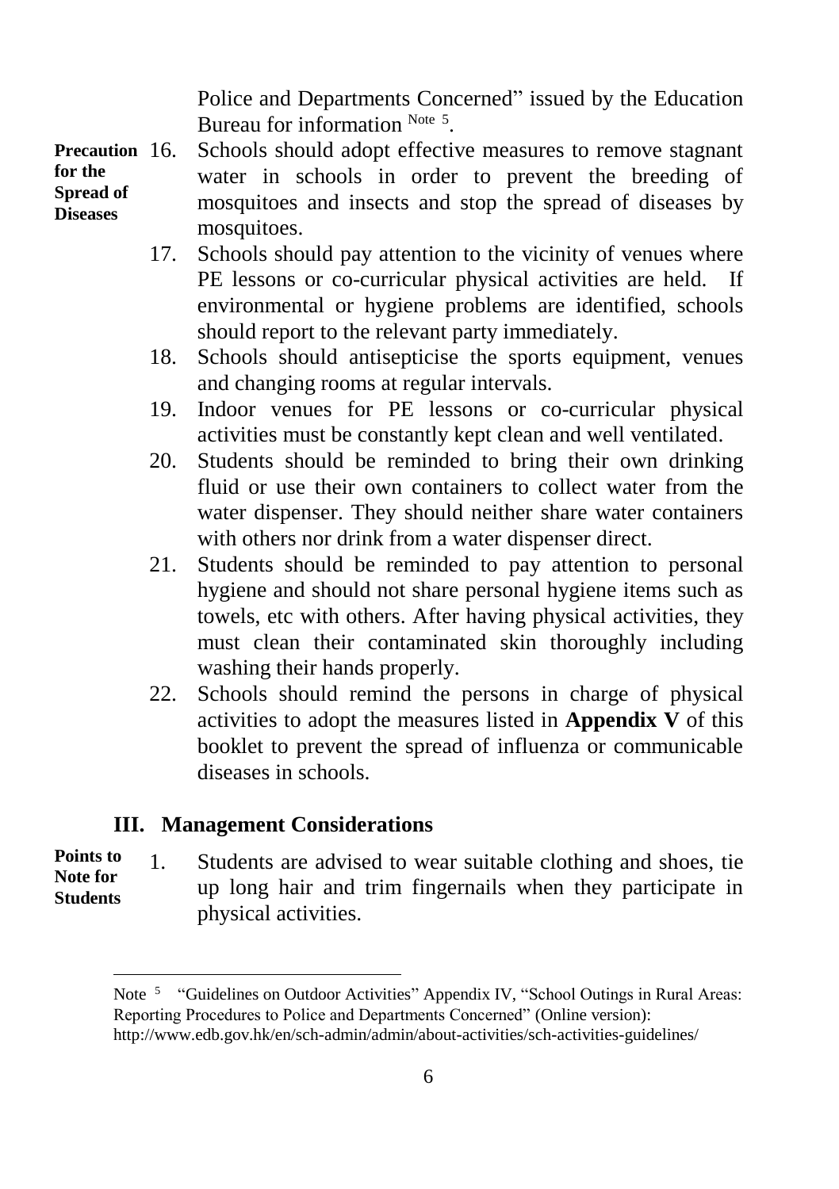Police and Departments Concerned" issued by the Education Bureau for information [Note 5].

**Precaution for the Spread of Diseases**

16. Schools should adopt effective measures to remove stagnant water in schools in order to prevent the breeding of mosquitoes and insects and stop the spread of diseases by mosquitoes.
17. Schools should pay attention to the vicinity of venues where PE lessons or co-curricular physical activities are held. If environmental or hygiene problems are identified, schools should report to the relevant party immediately.
18. Schools should antisepticise the sports equipment, venues and changing rooms at regular intervals.
19. Indoor venues for PE lessons or co-curricular physical activities must be constantly kept clean and well ventilated.
20. Students should be reminded to bring their own drinking fluid or use their own containers to collect water from the water dispenser. They should neither share water containers with others nor drink from a water dispenser direct.
21. Students should be reminded to pay attention to personal hygiene and should not share personal hygiene items such as towels, etc with others. After having physical activities, they must clean their contaminated skin thoroughly including washing their hands properly.
22. Schools should remind the persons in charge of physical activities to adopt the measures listed in **Appendix V** of this booklet to prevent the spread of influenza or communicable diseases in schools.

## III. Management Considerations

**Points to Note for Students**

1. Students are advised to wear suitable clothing and shoes, tie up long hair and trim fingernails when they participate in physical activities.

---

Note [5] "Guidelines on Outdoor Activities" Appendix IV, "School Outings in Rural Areas: Reporting Procedures to Police and Departments Concerned" (Online version): http://www.edb.gov.hk/en/sch-admin/admin/about-activities/sch-activities-guidelines/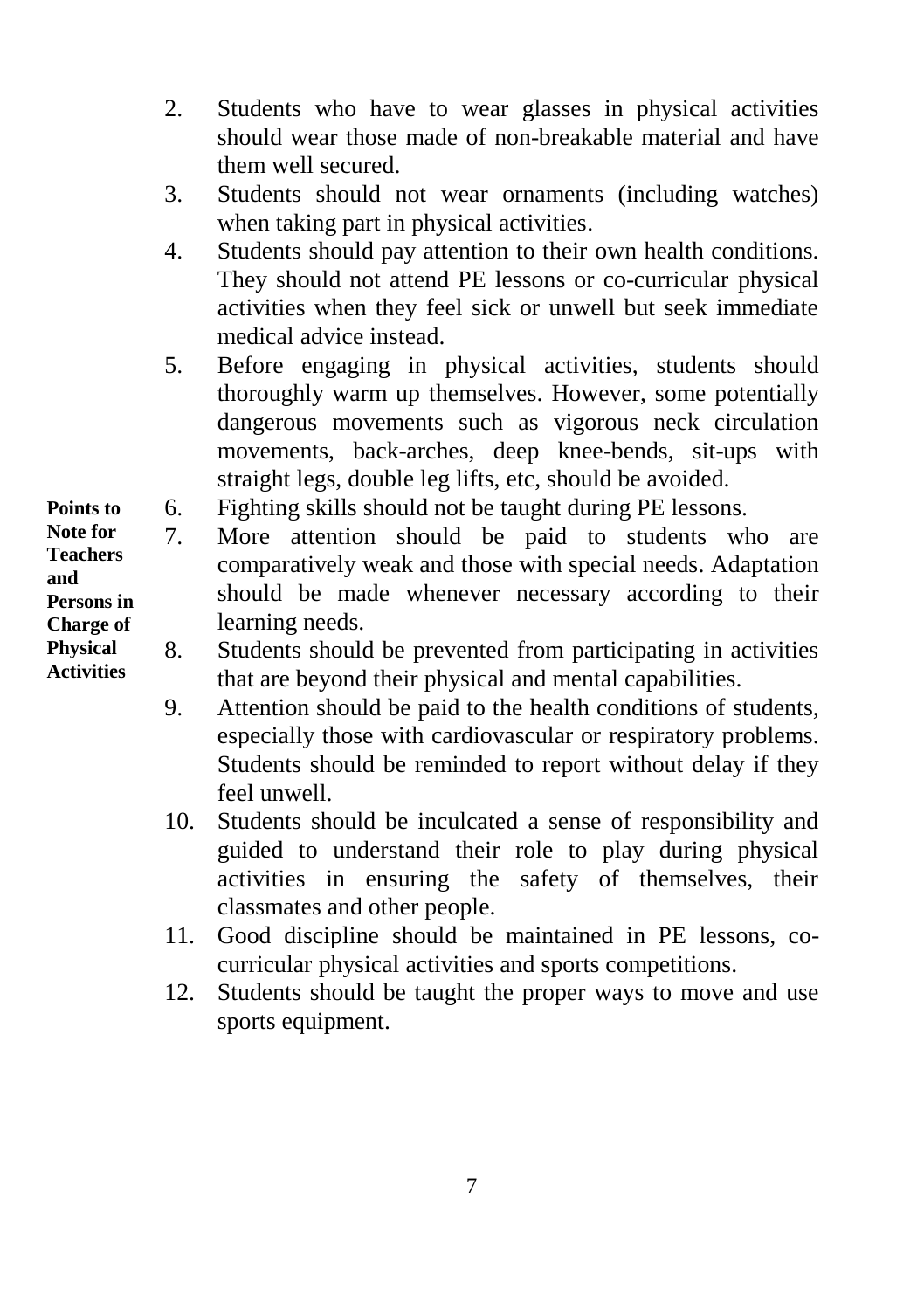2. Students who have to wear glasses in physical activities should wear those made of non-breakable material and have them well secured.
3. Students should not wear ornaments (including watches) when taking part in physical activities.
4. Students should pay attention to their own health conditions. They should not attend PE lessons or co-curricular physical activities when they feel sick or unwell but seek immediate medical advice instead.
5. Before engaging in physical activities, students should thoroughly warm up themselves. However, some potentially dangerous movements such as vigorous neck circulation movements, back-arches, deep knee-bends, sit-ups with straight legs, double leg lifts, etc, should be avoided.

**Points to Note for Teachers and Persons in Charge of Physical Activities**

6. Fighting skills should not be taught during PE lessons.
7. More attention should be paid to students who are comparatively weak and those with special needs. Adaptation should be made whenever necessary according to their learning needs.
8. Students should be prevented from participating in activities that are beyond their physical and mental capabilities.
9. Attention should be paid to the health conditions of students, especially those with cardiovascular or respiratory problems. Students should be reminded to report without delay if they feel unwell.
10. Students should be inculcated a sense of responsibility and guided to understand their role to play during physical activities in ensuring the safety of themselves, their classmates and other people.
11. Good discipline should be maintained in PE lessons, co-curricular physical activities and sports competitions.
12. Students should be taught the proper ways to move and use sports equipment.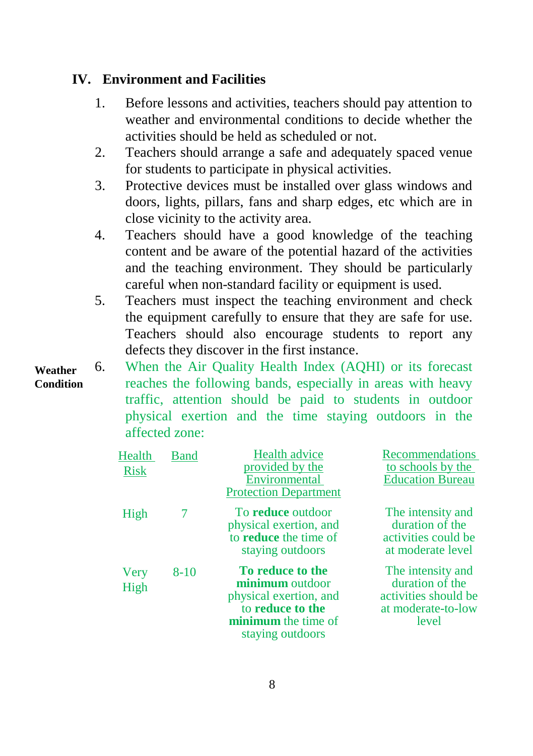## IV. Environment and Facilities

1. Before lessons and activities, teachers should pay attention to weather and environmental conditions to decide whether the activities should be held as scheduled or not.
2. Teachers should arrange a safe and adequately spaced venue for students to participate in physical activities.
3. Protective devices must be installed over glass windows and doors, lights, pillars, fans and sharp edges, etc which are in close vicinity to the activity area.
4. Teachers should have a good knowledge of the teaching content and be aware of the potential hazard of the activities and the teaching environment. They should be particularly careful when non-standard facility or equipment is used.
5. Teachers must inspect the teaching environment and check the equipment carefully to ensure that they are safe for use. Teachers should also encourage students to report any defects they discover in the first instance.

**Weather Condition**

6. When the Air Quality Health Index (AQHI) or its forecast reaches the following bands, especially in areas with heavy traffic, attention should be paid to students in outdoor physical exertion and the time staying outdoors in the affected zone:

| Health Risk | Band | Health advice provided by the Environmental Protection Department | Recommendations to schools by the Education Bureau |
|---|---|---|---|
| High | 7 | To **reduce** outdoor physical exertion, and to **reduce** the time of staying outdoors | The intensity and duration of the activities could be at moderate level |
| Very High | 8-10 | **To reduce to the minimum** outdoor physical exertion, and to **reduce to the minimum** the time of staying outdoors | The intensity and duration of the activities should be at moderate-to-low level |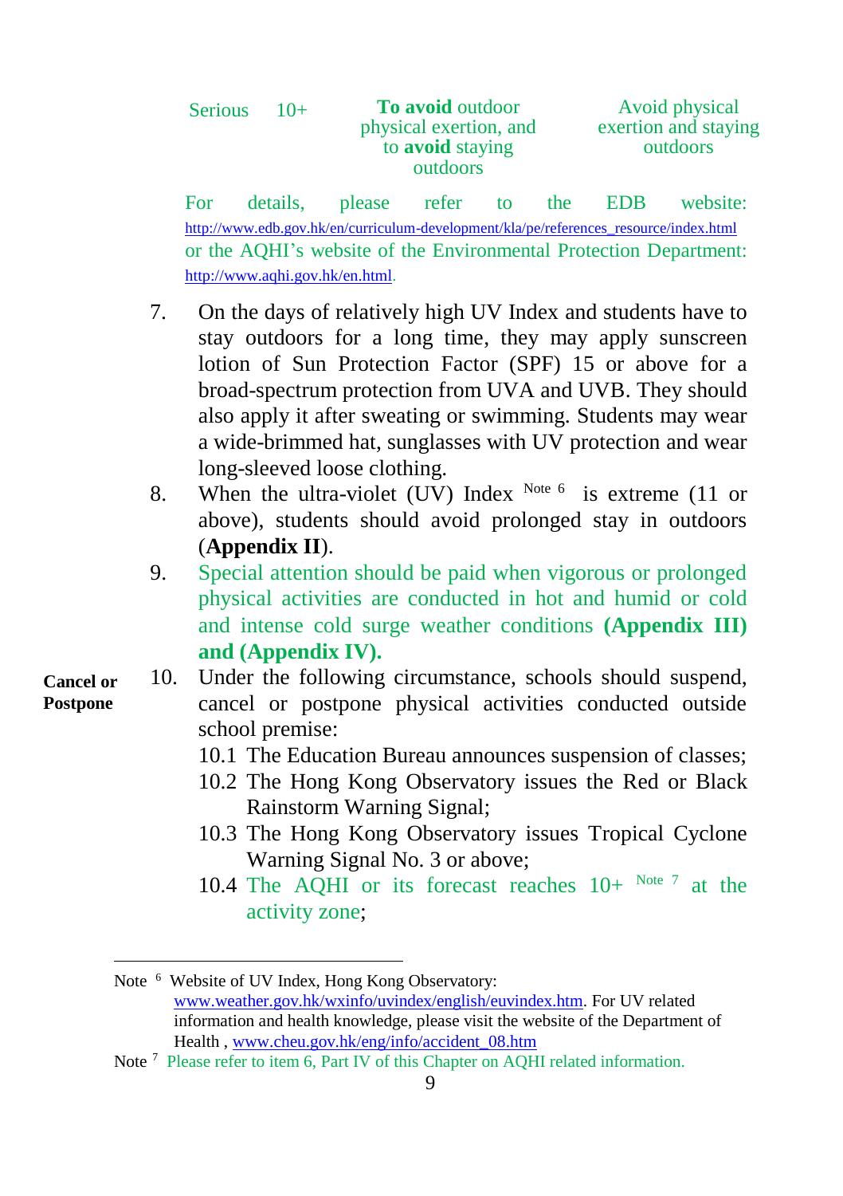| Serious | 10+ | **To avoid** outdoor physical exertion, and to **avoid** staying outdoors | Avoid physical exertion and staying outdoors |
|---|---|---|---|

For details, please refer to the EDB website: http://www.edb.gov.hk/en/curriculum-development/kla/pe/references_resource/index.html or the AQHI's website of the Environmental Protection Department: http://www.aqhi.gov.hk/en.html.

7. On the days of relatively high UV Index and students have to stay outdoors for a long time, they may apply sunscreen lotion of Sun Protection Factor (SPF) 15 or above for a broad-spectrum protection from UVA and UVB. They should also apply it after sweating or swimming. Students may wear a wide-brimmed hat, sunglasses with UV protection and wear long-sleeved loose clothing.
8. When the ultra-violet (UV) Index [Note 6] is extreme (11 or above), students should avoid prolonged stay in outdoors (**Appendix II**).
9. Special attention should be paid when vigorous or prolonged physical activities are conducted in hot and humid or cold and intense cold surge weather conditions **(Appendix III) and (Appendix IV).**

**Cancel or Postpone**

10. Under the following circumstance, schools should suspend, cancel or postpone physical activities conducted outside school premise:
    - 10.1 The Education Bureau announces suspension of classes;
    - 10.2 The Hong Kong Observatory issues the Red or Black Rainstorm Warning Signal;
    - 10.3 The Hong Kong Observatory issues Tropical Cyclone Warning Signal No. 3 or above;
    - 10.4 The AQHI or its forecast reaches 10+ [Note 7] at the activity zone;

---

Note [6] Website of UV Index, Hong Kong Observatory: www.weather.gov.hk/wxinfo/uvindex/english/euvindex.htm. For UV related information and health knowledge, please visit the website of the Department of Health , www.cheu.gov.hk/eng/info/accident_08.htm

Note [7] Please refer to item 6, Part IV of this Chapter on AQHI related information.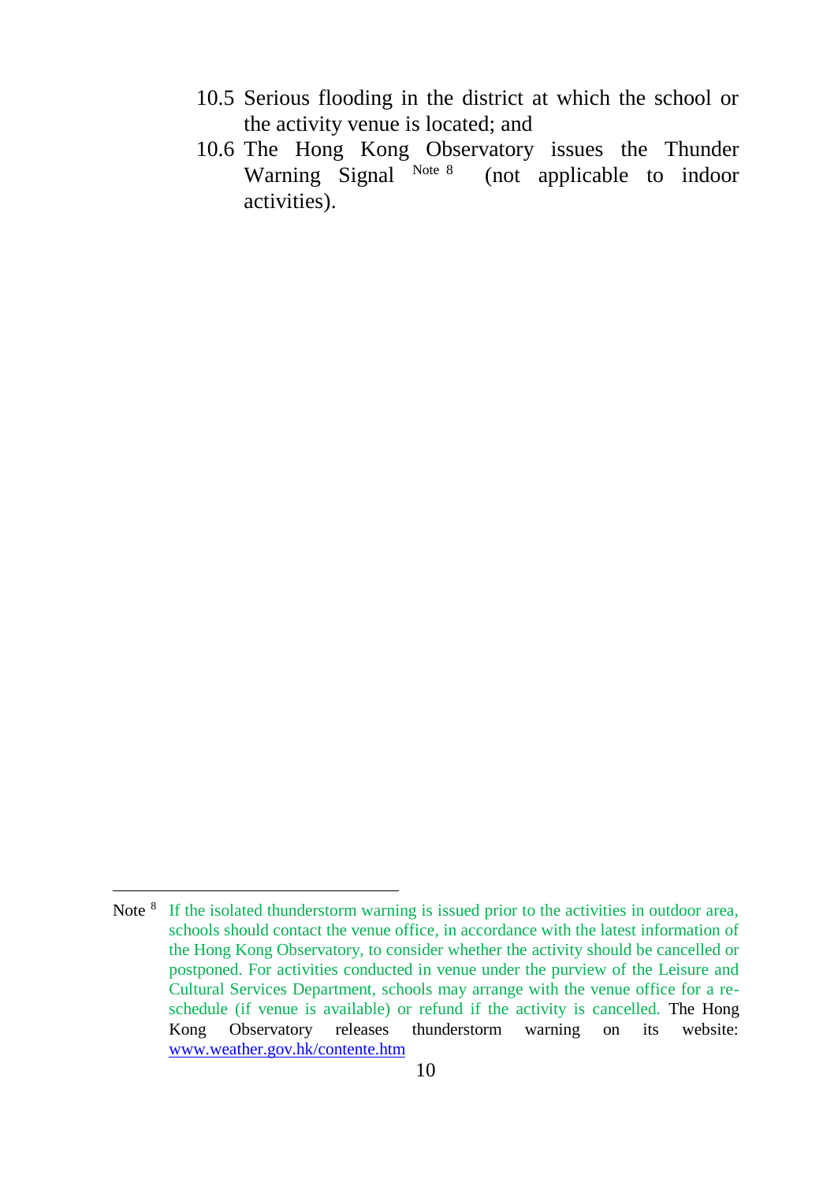10.5 Serious flooding in the district at which the school or the activity venue is located; and

10.6 The Hong Kong Observatory issues the Thunder Warning Signal [Note 8] (not applicable to indoor activities).

---

Note [8] If the isolated thunderstorm warning is issued prior to the activities in outdoor area, schools should contact the venue office, in accordance with the latest information of the Hong Kong Observatory, to consider whether the activity should be cancelled or postponed. For activities conducted in venue under the purview of the Leisure and Cultural Services Department, schools may arrange with the venue office for a re-schedule (if venue is available) or refund if the activity is cancelled. The Hong Kong Observatory releases thunderstorm warning on its website: www.weather.gov.hk/contente.htm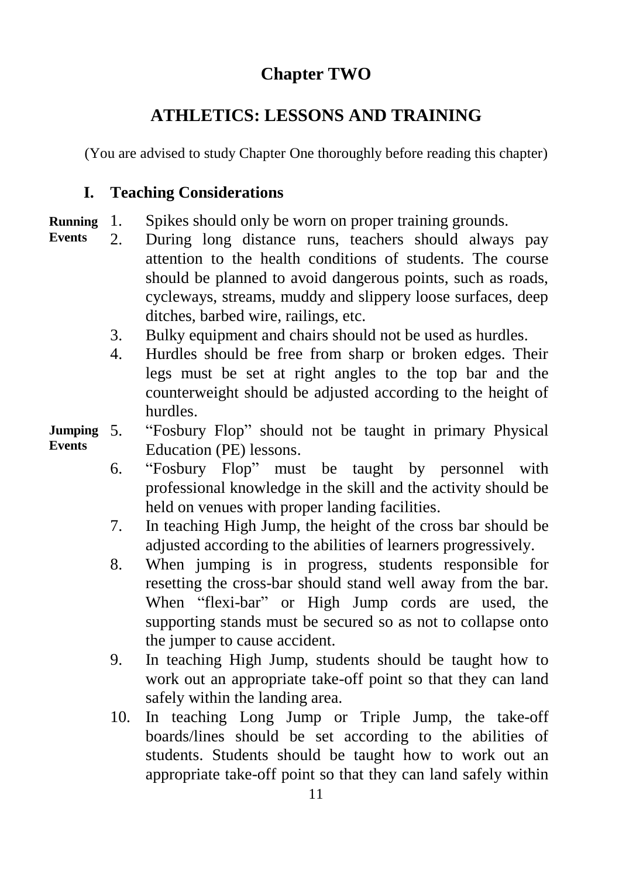# Chapter TWO

# ATHLETICS: LESSONS AND TRAINING

(You are advised to study Chapter One thoroughly before reading this chapter)

## I. Teaching Considerations

**Running Events**

1. Spikes should only be worn on proper training grounds.
2. During long distance runs, teachers should always pay attention to the health conditions of students. The course should be planned to avoid dangerous points, such as roads, cycleways, streams, muddy and slippery loose surfaces, deep ditches, barbed wire, railings, etc.
3. Bulky equipment and chairs should not be used as hurdles.
4. Hurdles should be free from sharp or broken edges. Their legs must be set at right angles to the top bar and the counterweight should be adjusted according to the height of hurdles.

**Jumping Events**

5. "Fosbury Flop" should not be taught in primary Physical Education (PE) lessons.
6. "Fosbury Flop" must be taught by personnel with professional knowledge in the skill and the activity should be held on venues with proper landing facilities.
7. In teaching High Jump, the height of the cross bar should be adjusted according to the abilities of learners progressively.
8. When jumping is in progress, students responsible for resetting the cross-bar should stand well away from the bar. When "flexi-bar" or High Jump cords are used, the supporting stands must be secured so as not to collapse onto the jumper to cause accident.
9. In teaching High Jump, students should be taught how to work out an appropriate take-off point so that they can land safely within the landing area.
10. In teaching Long Jump or Triple Jump, the take-off boards/lines should be set according to the abilities of students. Students should be taught how to work out an appropriate take-off point so that they can land safely within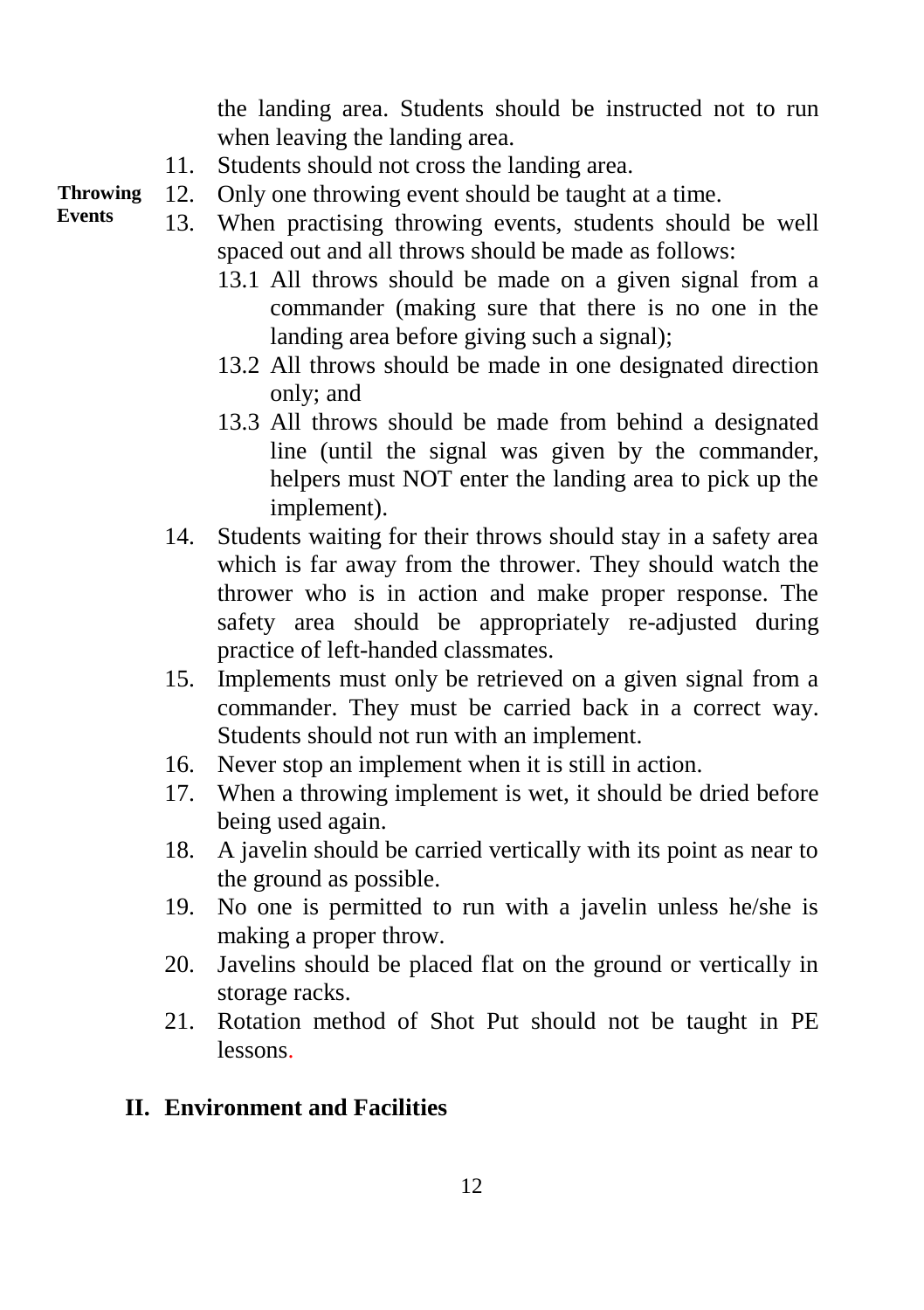the landing area. Students should be instructed not to run when leaving the landing area.

11. Students should not cross the landing area.

**Throwing Events**

12. Only one throwing event should be taught at a time.
13. When practising throwing events, students should be well spaced out and all throws should be made as follows:
    - 13.1 All throws should be made on a given signal from a commander (making sure that there is no one in the landing area before giving such a signal);
    - 13.2 All throws should be made in one designated direction only; and
    - 13.3 All throws should be made from behind a designated line (until the signal was given by the commander, helpers must NOT enter the landing area to pick up the implement).
14. Students waiting for their throws should stay in a safety area which is far away from the thrower. They should watch the thrower who is in action and make proper response. The safety area should be appropriately re-adjusted during practice of left-handed classmates.
15. Implements must only be retrieved on a given signal from a commander. They must be carried back in a correct way. Students should not run with an implement.
16. Never stop an implement when it is still in action.
17. When a throwing implement is wet, it should be dried before being used again.
18. A javelin should be carried vertically with its point as near to the ground as possible.
19. No one is permitted to run with a javelin unless he/she is making a proper throw.
20. Javelins should be placed flat on the ground or vertically in storage racks.
21. Rotation method of Shot Put should not be taught in PE lessons.

## II. Environment and Facilities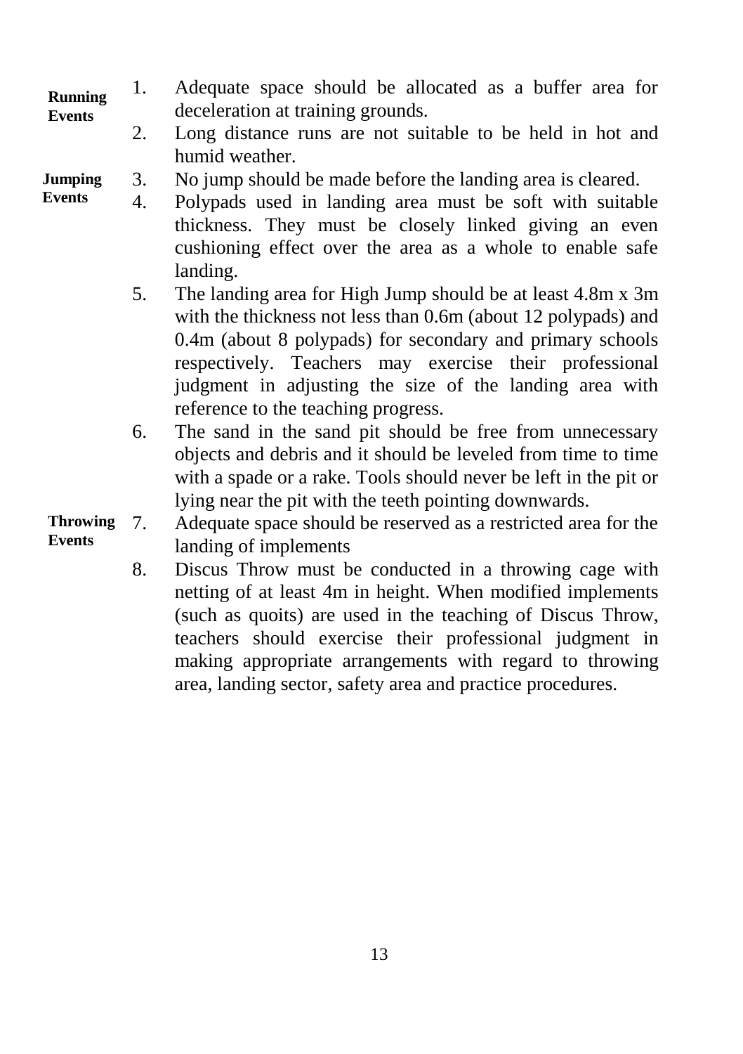**Running Events**

1. Adequate space should be allocated as a buffer area for deceleration at training grounds.
2. Long distance runs are not suitable to be held in hot and humid weather.

**Jumping Events**

3. No jump should be made before the landing area is cleared.
4. Polypads used in landing area must be soft with suitable thickness. They must be closely linked giving an even cushioning effect over the area as a whole to enable safe landing.
5. The landing area for High Jump should be at least 4.8m x 3m with the thickness not less than 0.6m (about 12 polypads) and 0.4m (about 8 polypads) for secondary and primary schools respectively. Teachers may exercise their professional judgment in adjusting the size of the landing area with reference to the teaching progress.
6. The sand in the sand pit should be free from unnecessary objects and debris and it should be leveled from time to time with a spade or a rake. Tools should never be left in the pit or lying near the pit with the teeth pointing downwards.

**Throwing Events**

7. Adequate space should be reserved as a restricted area for the landing of implements
8. Discus Throw must be conducted in a throwing cage with netting of at least 4m in height. When modified implements (such as quoits) are used in the teaching of Discus Throw, teachers should exercise their professional judgment in making appropriate arrangements with regard to throwing area, landing sector, safety area and practice procedures.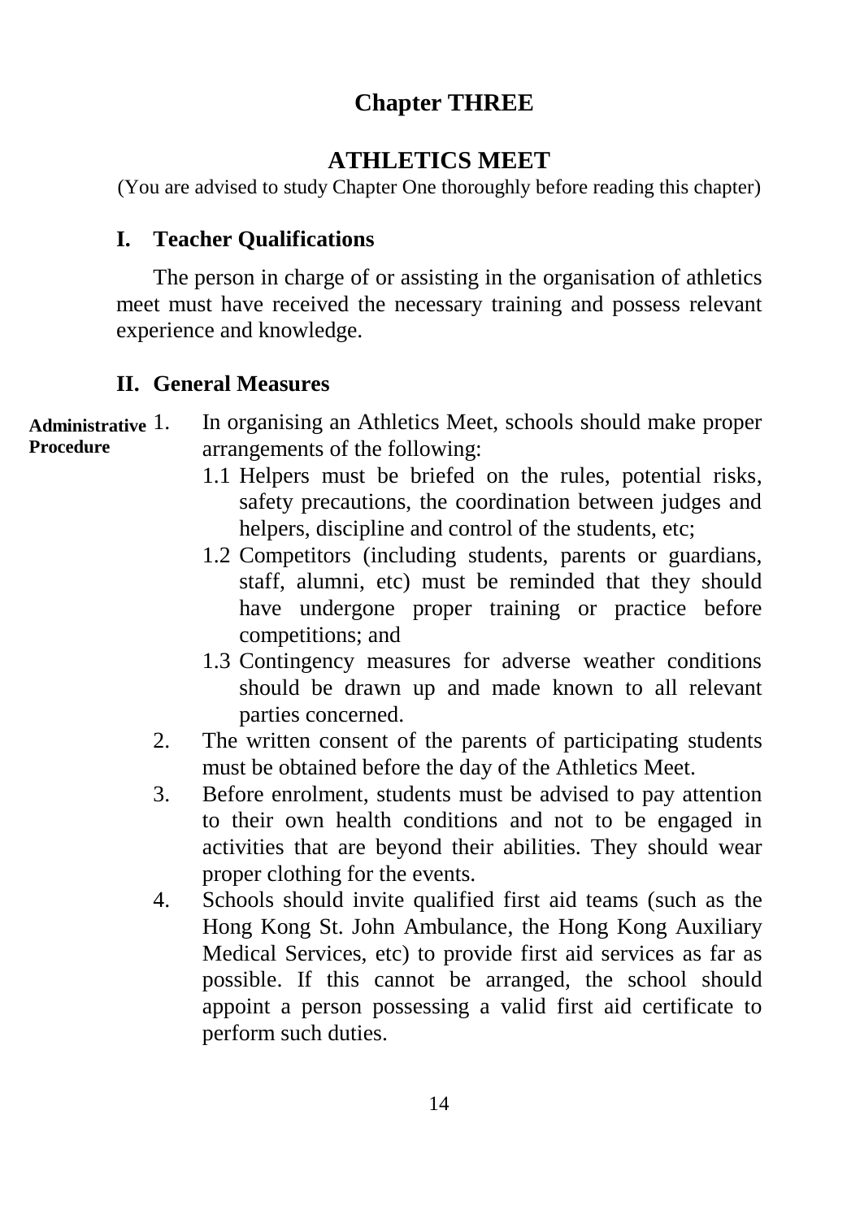# Chapter THREE

## ATHLETICS MEET

(You are advised to study Chapter One thoroughly before reading this chapter)

### I. Teacher Qualifications

The person in charge of or assisting in the organisation of athletics meet must have received the necessary training and possess relevant experience and knowledge.

### II. General Measures

**Administrative Procedure**

1. In organising an Athletics Meet, schools should make proper arrangements of the following:
   - 1.1 Helpers must be briefed on the rules, potential risks, safety precautions, the coordination between judges and helpers, discipline and control of the students, etc;
   - 1.2 Competitors (including students, parents or guardians, staff, alumni, etc) must be reminded that they should have undergone proper training or practice before competitions; and
   - 1.3 Contingency measures for adverse weather conditions should be drawn up and made known to all relevant parties concerned.
2. The written consent of the parents of participating students must be obtained before the day of the Athletics Meet.
3. Before enrolment, students must be advised to pay attention to their own health conditions and not to be engaged in activities that are beyond their abilities. They should wear proper clothing for the events.
4. Schools should invite qualified first aid teams (such as the Hong Kong St. John Ambulance, the Hong Kong Auxiliary Medical Services, etc) to provide first aid services as far as possible. If this cannot be arranged, the school should appoint a person possessing a valid first aid certificate to perform such duties.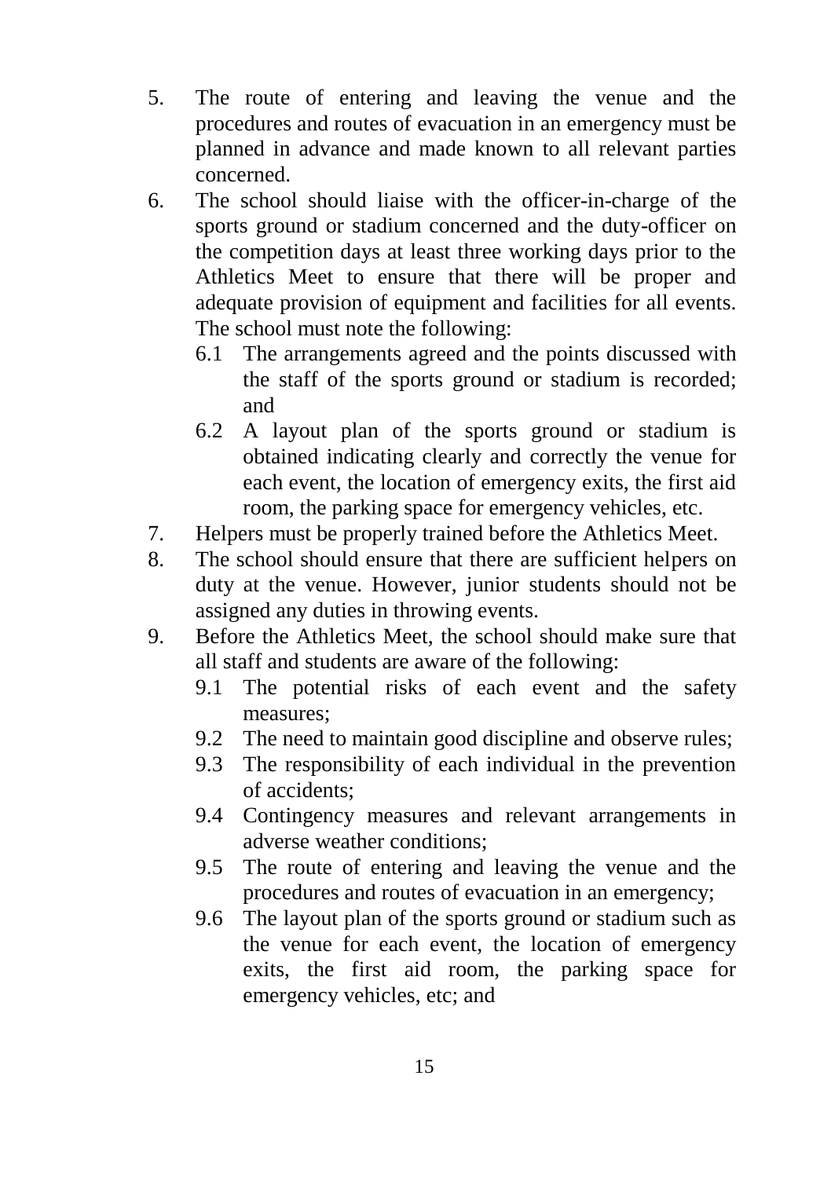5. The route of entering and leaving the venue and the procedures and routes of evacuation in an emergency must be planned in advance and made known to all relevant parties concerned.
6. The school should liaise with the officer-in-charge of the sports ground or stadium concerned and the duty-officer on the competition days at least three working days prior to the Athletics Meet to ensure that there will be proper and adequate provision of equipment and facilities for all events. The school must note the following:
   - 6.1 The arrangements agreed and the points discussed with the staff of the sports ground or stadium is recorded; and
   - 6.2 A layout plan of the sports ground or stadium is obtained indicating clearly and correctly the venue for each event, the location of emergency exits, the first aid room, the parking space for emergency vehicles, etc.
7. Helpers must be properly trained before the Athletics Meet.
8. The school should ensure that there are sufficient helpers on duty at the venue. However, junior students should not be assigned any duties in throwing events.
9. Before the Athletics Meet, the school should make sure that all staff and students are aware of the following:
   - 9.1 The potential risks of each event and the safety measures;
   - 9.2 The need to maintain good discipline and observe rules;
   - 9.3 The responsibility of each individual in the prevention of accidents;
   - 9.4 Contingency measures and relevant arrangements in adverse weather conditions;
   - 9.5 The route of entering and leaving the venue and the procedures and routes of evacuation in an emergency;
   - 9.6 The layout plan of the sports ground or stadium such as the venue for each event, the location of emergency exits, the first aid room, the parking space for emergency vehicles, etc; and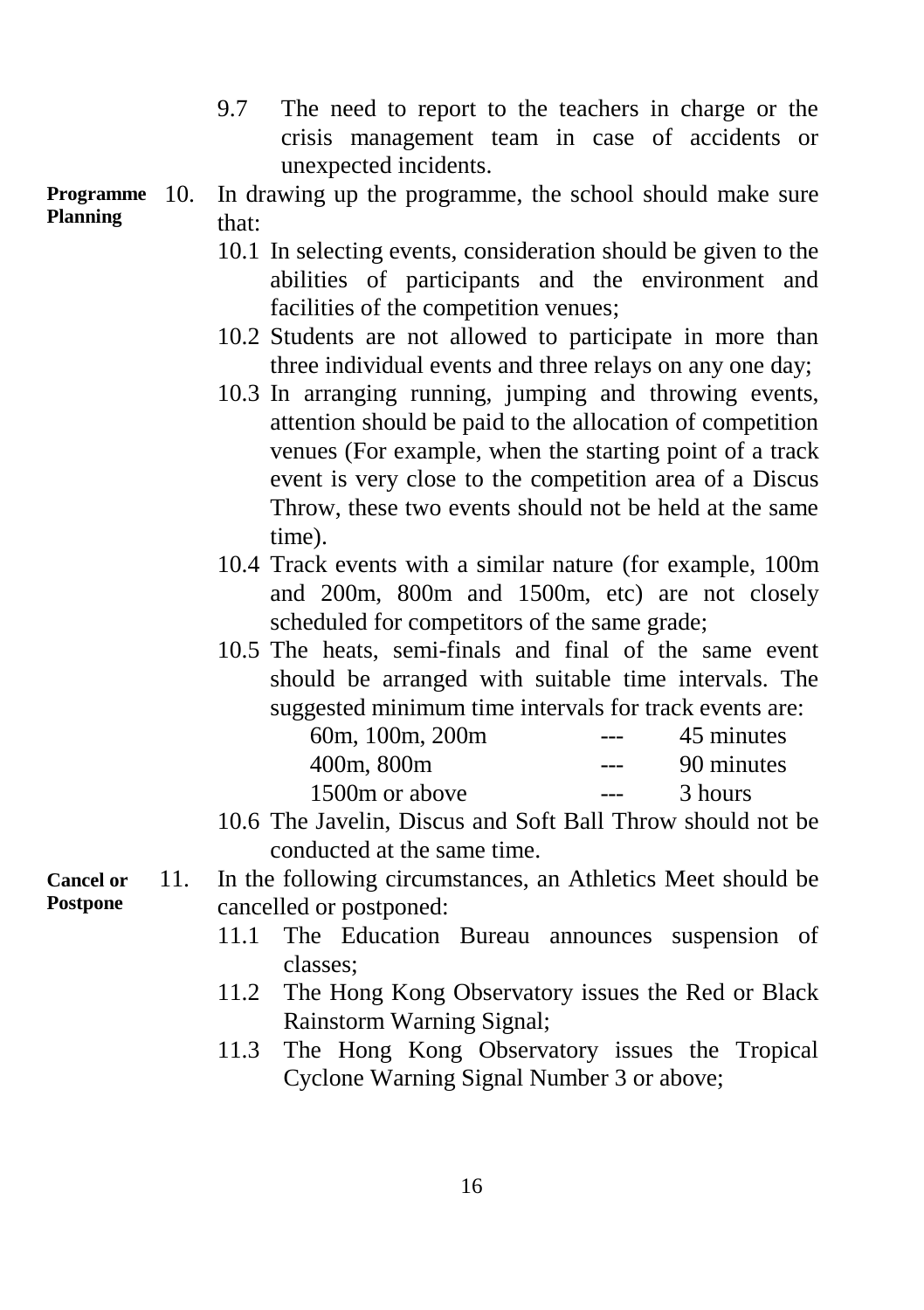9.7 The need to report to the teachers in charge or the crisis management team in case of accidents or unexpected incidents.

**Programme Planning**

10. In drawing up the programme, the school should make sure that:

10.1 In selecting events, consideration should be given to the abilities of participants and the environment and facilities of the competition venues;

10.2 Students are not allowed to participate in more than three individual events and three relays on any one day;

10.3 In arranging running, jumping and throwing events, attention should be paid to the allocation of competition venues (For example, when the starting point of a track event is very close to the competition area of a Discus Throw, these two events should not be held at the same time).

10.4 Track events with a similar nature (for example, 100m and 200m, 800m and 1500m, etc) are not closely scheduled for competitors of the same grade;

10.5 The heats, semi-finals and final of the same event should be arranged with suitable time intervals. The suggested minimum time intervals for track events are:

| | | |
|---|---|---|
| 60m, 100m, 200m | --- | 45 minutes |
| 400m, 800m | --- | 90 minutes |
| 1500m or above | --- | 3 hours |

10.6 The Javelin, Discus and Soft Ball Throw should not be conducted at the same time.

**Cancel or Postpone**

11. In the following circumstances, an Athletics Meet should be cancelled or postponed:

11.1 The Education Bureau announces suspension of classes;

11.2 The Hong Kong Observatory issues the Red or Black Rainstorm Warning Signal;

11.3 The Hong Kong Observatory issues the Tropical Cyclone Warning Signal Number 3 or above;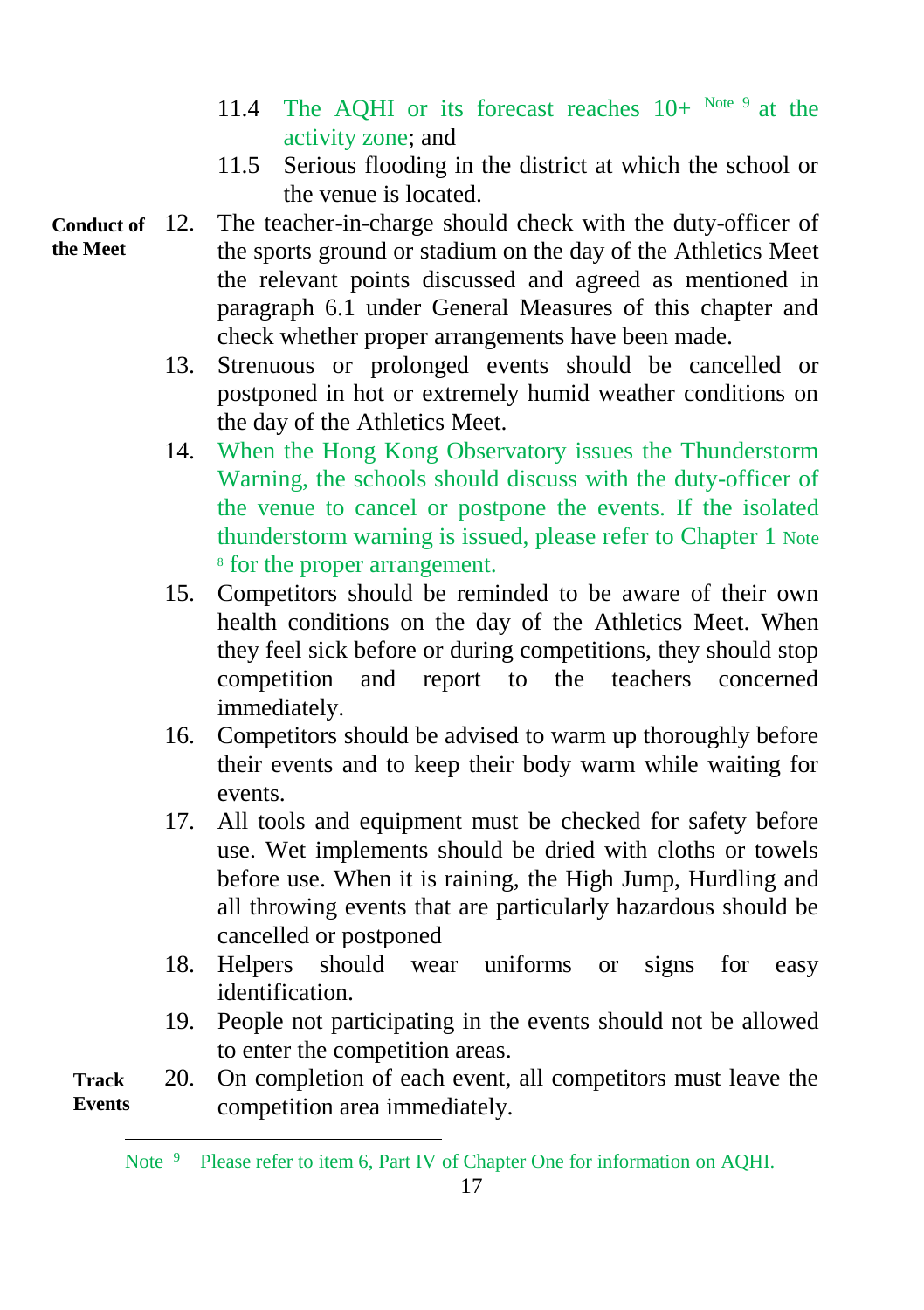11.4 The AQHI or its forecast reaches 10+ [Note 9] at the activity zone; and

11.5 Serious flooding in the district at which the school or the venue is located.

**Conduct of the Meet**

12. The teacher-in-charge should check with the duty-officer of the sports ground or stadium on the day of the Athletics Meet the relevant points discussed and agreed as mentioned in paragraph 6.1 under General Measures of this chapter and check whether proper arrangements have been made.

13. Strenuous or prolonged events should be cancelled or postponed in hot or extremely humid weather conditions on the day of the Athletics Meet.

14. When the Hong Kong Observatory issues the Thunderstorm Warning, the schools should discuss with the duty-officer of the venue to cancel or postpone the events. If the isolated thunderstorm warning is issued, please refer to Chapter 1 [Note 8] for the proper arrangement.

15. Competitors should be reminded to be aware of their own health conditions on the day of the Athletics Meet. When they feel sick before or during competitions, they should stop competition and report to the teachers concerned immediately.

16. Competitors should be advised to warm up thoroughly before their events and to keep their body warm while waiting for events.

17. All tools and equipment must be checked for safety before use. Wet implements should be dried with cloths or towels before use. When it is raining, the High Jump, Hurdling and all throwing events that are particularly hazardous should be cancelled or postponed

18. Helpers should wear uniforms or signs for easy identification.

19. People not participating in the events should not be allowed to enter the competition areas.

**Track Events**

20. On completion of each event, all competitors must leave the competition area immediately.

---

Note [9] Please refer to item 6, Part IV of Chapter One for information on AQHI.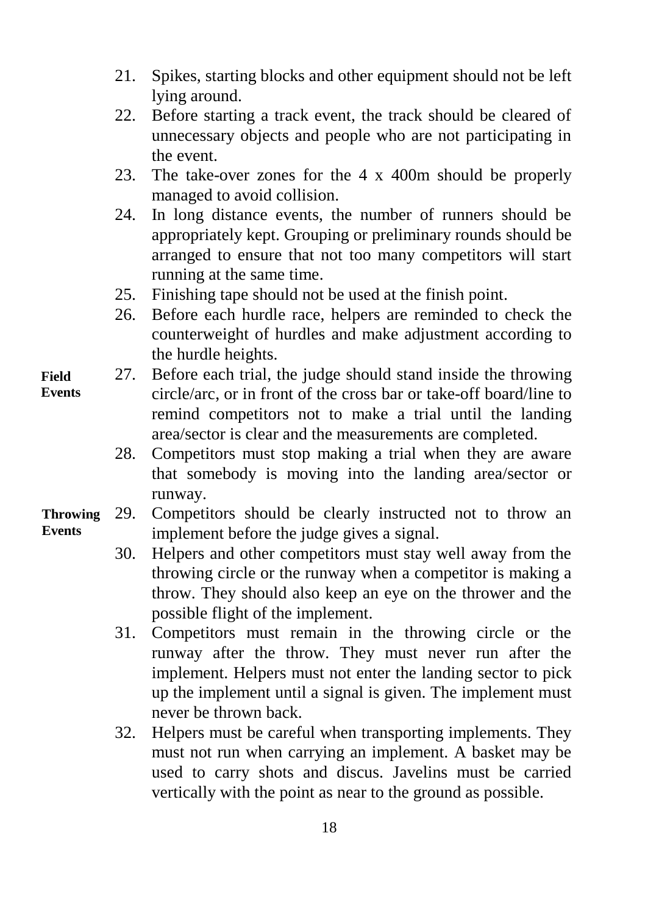21. Spikes, starting blocks and other equipment should not be left lying around.
22. Before starting a track event, the track should be cleared of unnecessary objects and people who are not participating in the event.
23. The take-over zones for the 4 x 400m should be properly managed to avoid collision.
24. In long distance events, the number of runners should be appropriately kept. Grouping or preliminary rounds should be arranged to ensure that not too many competitors will start running at the same time.
25. Finishing tape should not be used at the finish point.
26. Before each hurdle race, helpers are reminded to check the counterweight of hurdles and make adjustment according to the hurdle heights.

**Field Events**

27. Before each trial, the judge should stand inside the throwing circle/arc, or in front of the cross bar or take-off board/line to remind competitors not to make a trial until the landing area/sector is clear and the measurements are completed.
28. Competitors must stop making a trial when they are aware that somebody is moving into the landing area/sector or runway.

**Throwing Events**

29. Competitors should be clearly instructed not to throw an implement before the judge gives a signal.
30. Helpers and other competitors must stay well away from the throwing circle or the runway when a competitor is making a throw. They should also keep an eye on the thrower and the possible flight of the implement.
31. Competitors must remain in the throwing circle or the runway after the throw. They must never run after the implement. Helpers must not enter the landing sector to pick up the implement until a signal is given. The implement must never be thrown back.
32. Helpers must be careful when transporting implements. They must not run when carrying an implement. A basket may be used to carry shots and discus. Javelins must be carried vertically with the point as near to the ground as possible.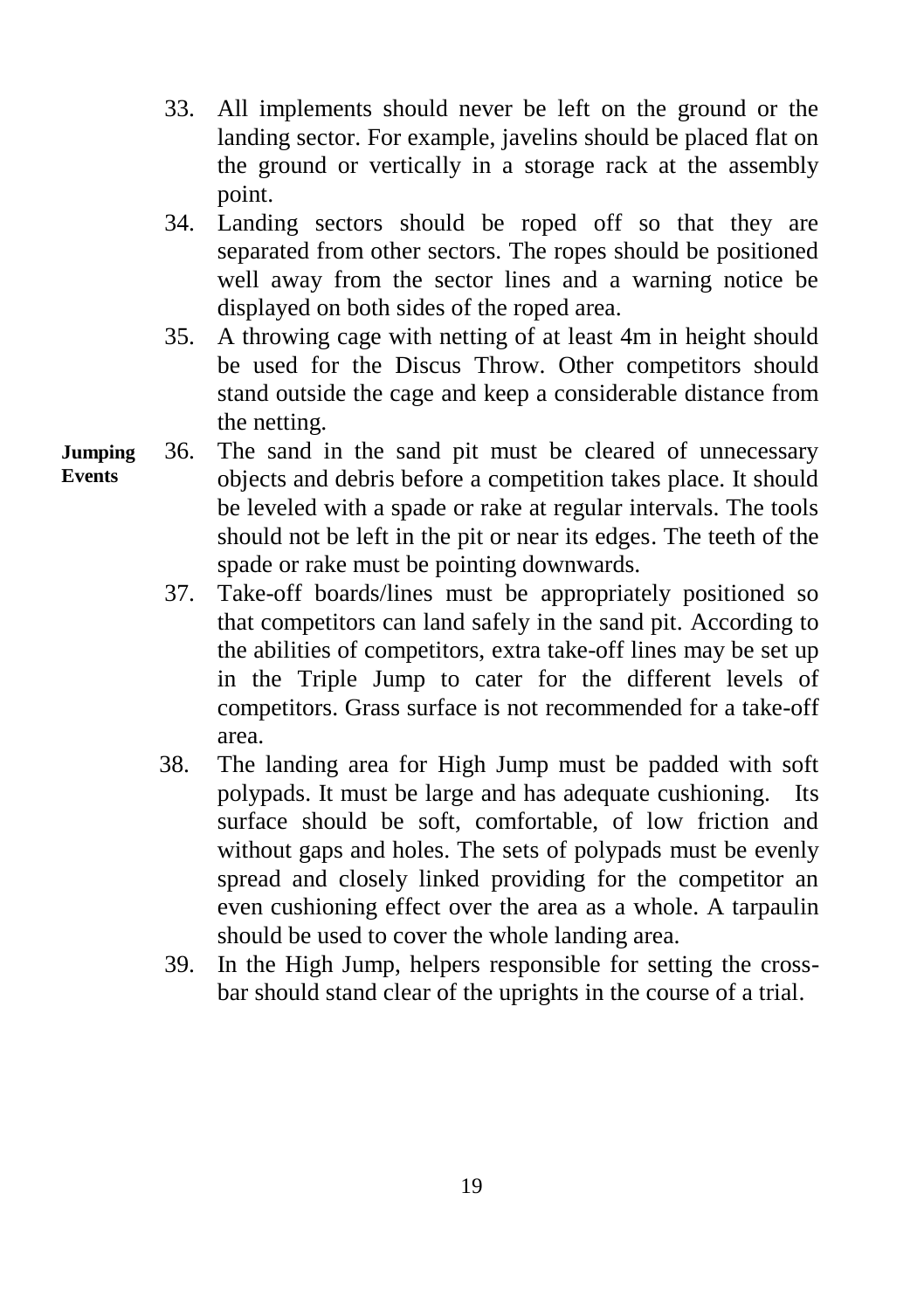33. All implements should never be left on the ground or the landing sector. For example, javelins should be placed flat on the ground or vertically in a storage rack at the assembly point.

34. Landing sectors should be roped off so that they are separated from other sectors. The ropes should be positioned well away from the sector lines and a warning notice be displayed on both sides of the roped area.

35. A throwing cage with netting of at least 4m in height should be used for the Discus Throw. Other competitors should stand outside the cage and keep a considerable distance from the netting.

**Jumping Events**

36. The sand in the sand pit must be cleared of unnecessary objects and debris before a competition takes place. It should be leveled with a spade or rake at regular intervals. The tools should not be left in the pit or near its edges. The teeth of the spade or rake must be pointing downwards.

37. Take-off boards/lines must be appropriately positioned so that competitors can land safely in the sand pit. According to the abilities of competitors, extra take-off lines may be set up in the Triple Jump to cater for the different levels of competitors. Grass surface is not recommended for a take-off area.

38. The landing area for High Jump must be padded with soft polypads. It must be large and has adequate cushioning. Its surface should be soft, comfortable, of low friction and without gaps and holes. The sets of polypads must be evenly spread and closely linked providing for the competitor an even cushioning effect over the area as a whole. A tarpaulin should be used to cover the whole landing area.

39. In the High Jump, helpers responsible for setting the cross-bar should stand clear of the uprights in the course of a trial.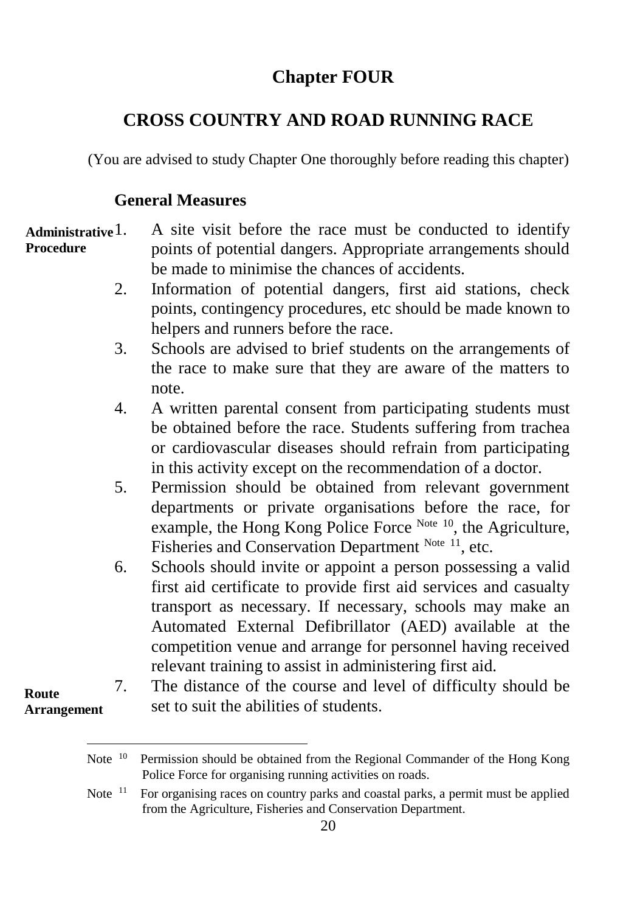# Chapter FOUR

## CROSS COUNTRY AND ROAD RUNNING RACE

(You are advised to study Chapter One thoroughly before reading this chapter)

### General Measures

**Administrative Procedure**

1. A site visit before the race must be conducted to identify points of potential dangers. Appropriate arrangements should be made to minimise the chances of accidents.
2. Information of potential dangers, first aid stations, check points, contingency procedures, etc should be made known to helpers and runners before the race.
3. Schools are advised to brief students on the arrangements of the race to make sure that they are aware of the matters to note.
4. A written parental consent from participating students must be obtained before the race. Students suffering from trachea or cardiovascular diseases should refrain from participating in this activity except on the recommendation of a doctor.
5. Permission should be obtained from relevant government departments or private organisations before the race, for example, the Hong Kong Police Force [Note 10], the Agriculture, Fisheries and Conservation Department [Note 11], etc.
6. Schools should invite or appoint a person possessing a valid first aid certificate to provide first aid services and casualty transport as necessary. If necessary, schools may make an Automated External Defibrillator (AED) available at the competition venue and arrange for personnel having received relevant training to assist in administering first aid.

**Route Arrangement**

7. The distance of the course and level of difficulty should be set to suit the abilities of students.

---

Note [10] Permission should be obtained from the Regional Commander of the Hong Kong Police Force for organising running activities on roads.

Note [11] For organising races on country parks and coastal parks, a permit must be applied from the Agriculture, Fisheries and Conservation Department.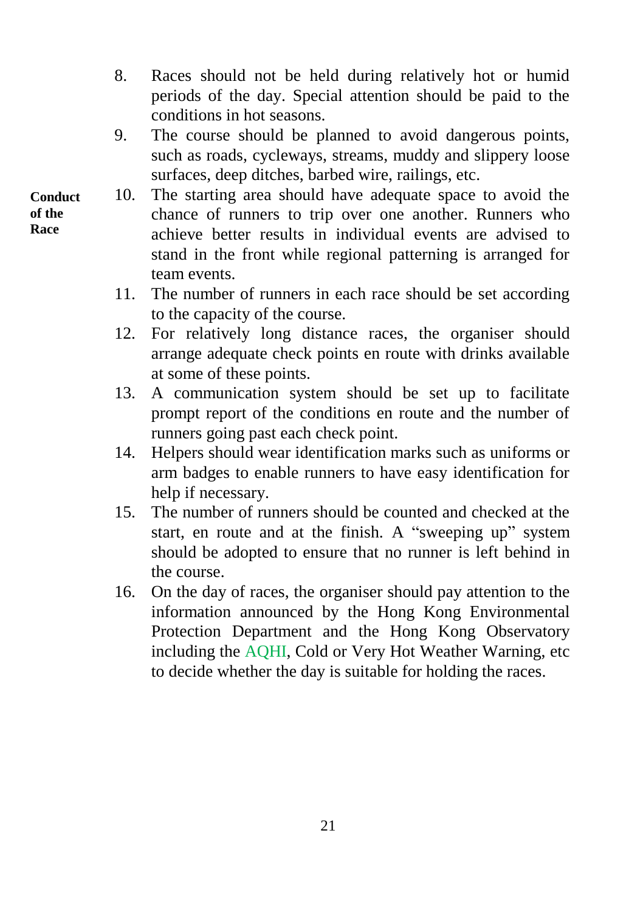8. Races should not be held during relatively hot or humid periods of the day. Special attention should be paid to the conditions in hot seasons.
9. The course should be planned to avoid dangerous points, such as roads, cycleways, streams, muddy and slippery loose surfaces, deep ditches, barbed wire, railings, etc.

**Conduct of the Race**

10. The starting area should have adequate space to avoid the chance of runners to trip over one another. Runners who achieve better results in individual events are advised to stand in the front while regional patterning is arranged for team events.
11. The number of runners in each race should be set according to the capacity of the course.
12. For relatively long distance races, the organiser should arrange adequate check points en route with drinks available at some of these points.
13. A communication system should be set up to facilitate prompt report of the conditions en route and the number of runners going past each check point.
14. Helpers should wear identification marks such as uniforms or arm badges to enable runners to have easy identification for help if necessary.
15. The number of runners should be counted and checked at the start, en route and at the finish. A "sweeping up" system should be adopted to ensure that no runner is left behind in the course.
16. On the day of races, the organiser should pay attention to the information announced by the Hong Kong Environmental Protection Department and the Hong Kong Observatory including the AQHI, Cold or Very Hot Weather Warning, etc to decide whether the day is suitable for holding the races.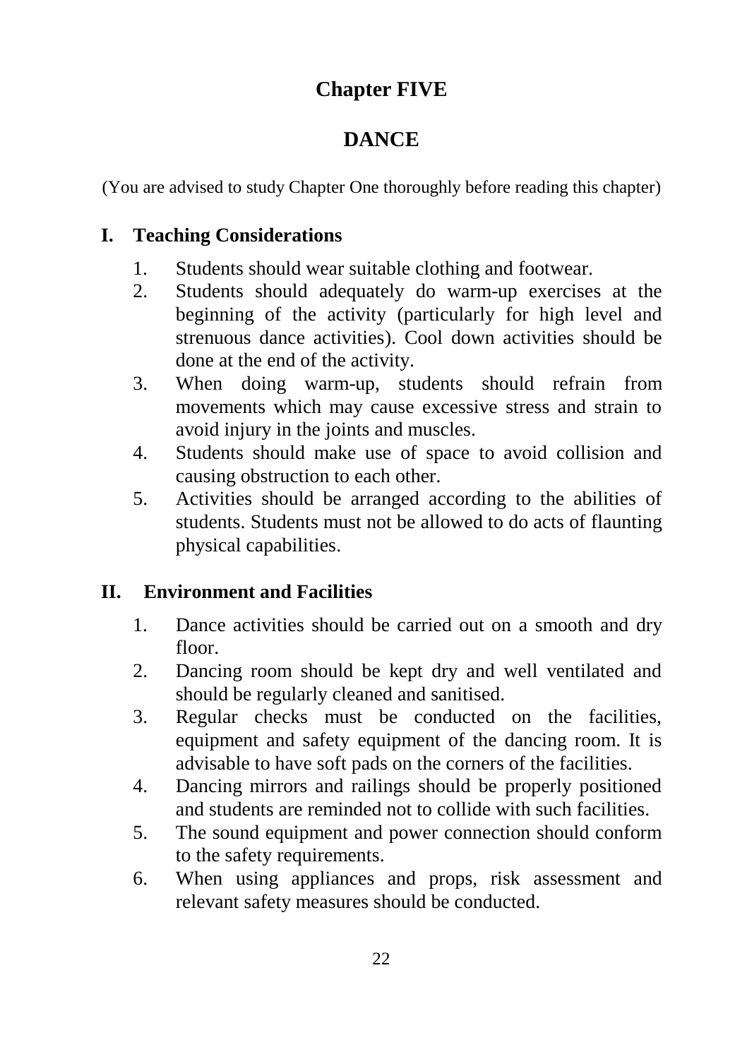# Chapter FIVE

# DANCE

(You are advised to study Chapter One thoroughly before reading this chapter)

## I. Teaching Considerations

1. Students should wear suitable clothing and footwear.
2. Students should adequately do warm-up exercises at the beginning of the activity (particularly for high level and strenuous dance activities). Cool down activities should be done at the end of the activity.
3. When doing warm-up, students should refrain from movements which may cause excessive stress and strain to avoid injury in the joints and muscles.
4. Students should make use of space to avoid collision and causing obstruction to each other.
5. Activities should be arranged according to the abilities of students. Students must not be allowed to do acts of flaunting physical capabilities.

## II. Environment and Facilities

1. Dance activities should be carried out on a smooth and dry floor.
2. Dancing room should be kept dry and well ventilated and should be regularly cleaned and sanitised.
3. Regular checks must be conducted on the facilities, equipment and safety equipment of the dancing room. It is advisable to have soft pads on the corners of the facilities.
4. Dancing mirrors and railings should be properly positioned and students are reminded not to collide with such facilities.
5. The sound equipment and power connection should conform to the safety requirements.
6. When using appliances and props, risk assessment and relevant safety measures should be conducted.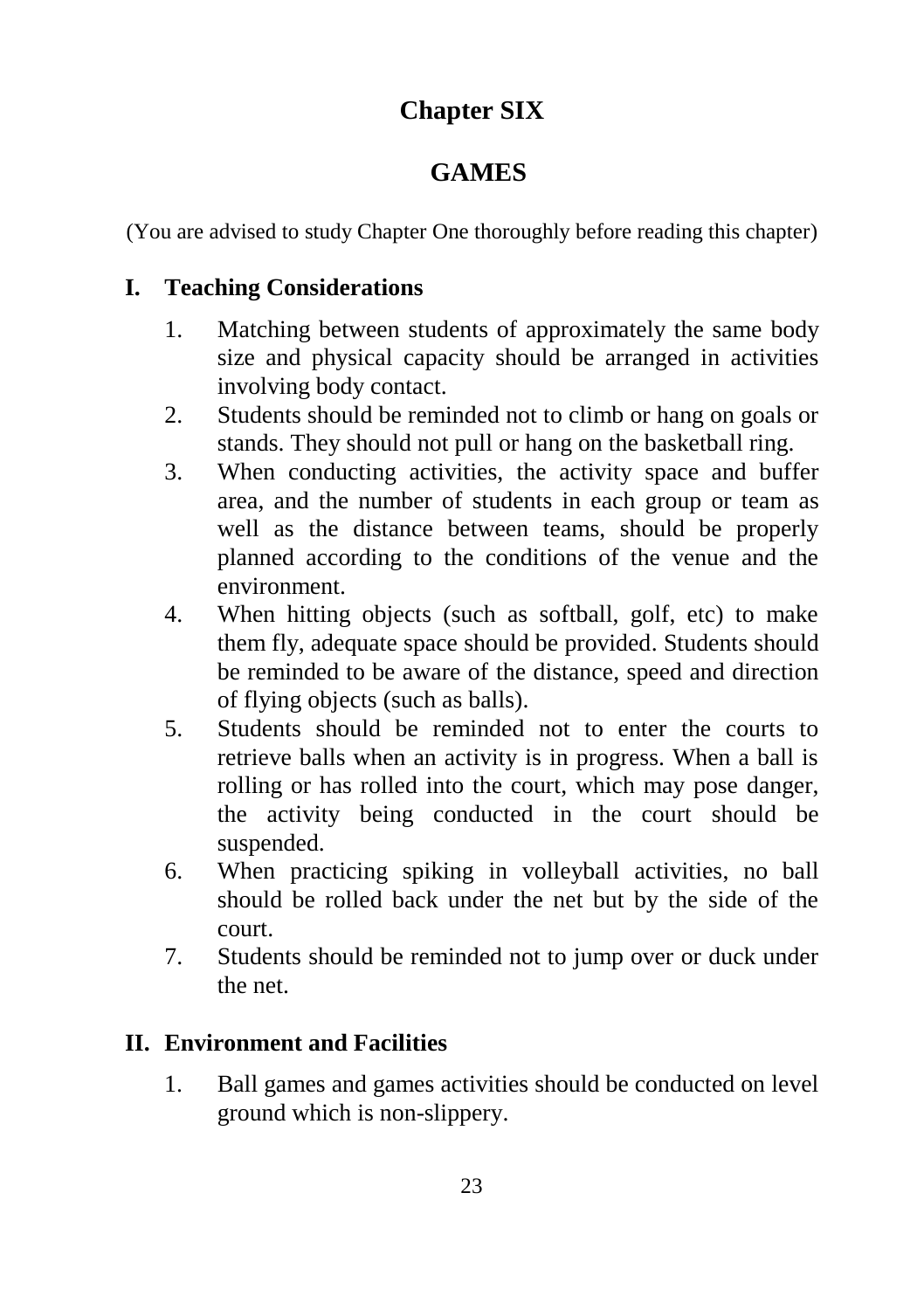# Chapter SIX

# GAMES

(You are advised to study Chapter One thoroughly before reading this chapter)

## I. Teaching Considerations

1. Matching between students of approximately the same body size and physical capacity should be arranged in activities involving body contact.
2. Students should be reminded not to climb or hang on goals or stands. They should not pull or hang on the basketball ring.
3. When conducting activities, the activity space and buffer area, and the number of students in each group or team as well as the distance between teams, should be properly planned according to the conditions of the venue and the environment.
4. When hitting objects (such as softball, golf, etc) to make them fly, adequate space should be provided. Students should be reminded to be aware of the distance, speed and direction of flying objects (such as balls).
5. Students should be reminded not to enter the courts to retrieve balls when an activity is in progress. When a ball is rolling or has rolled into the court, which may pose danger, the activity being conducted in the court should be suspended.
6. When practicing spiking in volleyball activities, no ball should be rolled back under the net but by the side of the court.
7. Students should be reminded not to jump over or duck under the net.

## II. Environment and Facilities

1. Ball games and games activities should be conducted on level ground which is non-slippery.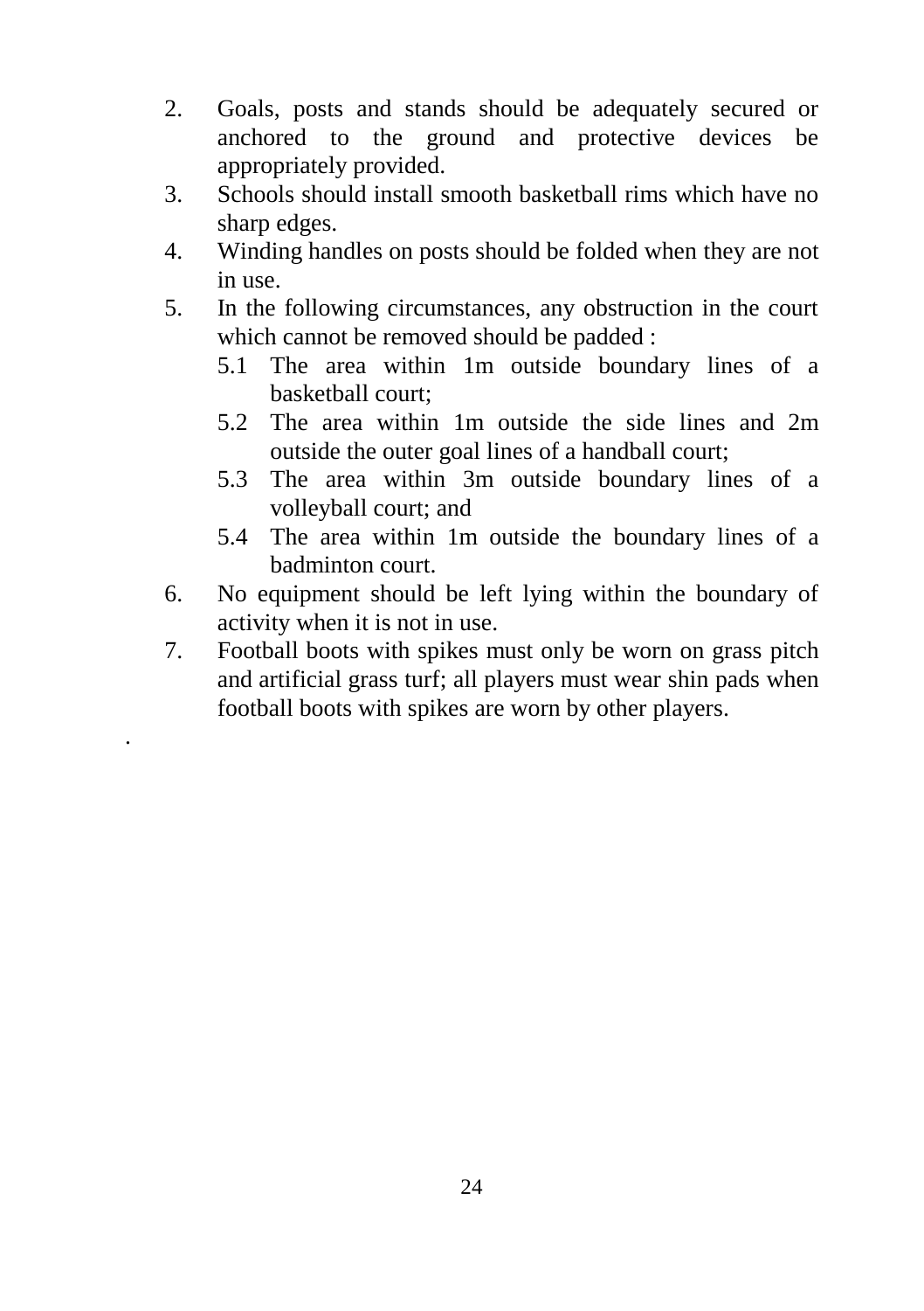2. Goals, posts and stands should be adequately secured or anchored to the ground and protective devices be appropriately provided.
3. Schools should install smooth basketball rims which have no sharp edges.
4. Winding handles on posts should be folded when they are not in use.
5. In the following circumstances, any obstruction in the court which cannot be removed should be padded :
   - 5.1 The area within 1m outside boundary lines of a basketball court;
   - 5.2 The area within 1m outside the side lines and 2m outside the outer goal lines of a handball court;
   - 5.3 The area within 3m outside boundary lines of a volleyball court; and
   - 5.4 The area within 1m outside the boundary lines of a badminton court.
6. No equipment should be left lying within the boundary of activity when it is not in use.
7. Football boots with spikes must only be worn on grass pitch and artificial grass turf; all players must wear shin pads when football boots with spikes are worn by other players.

.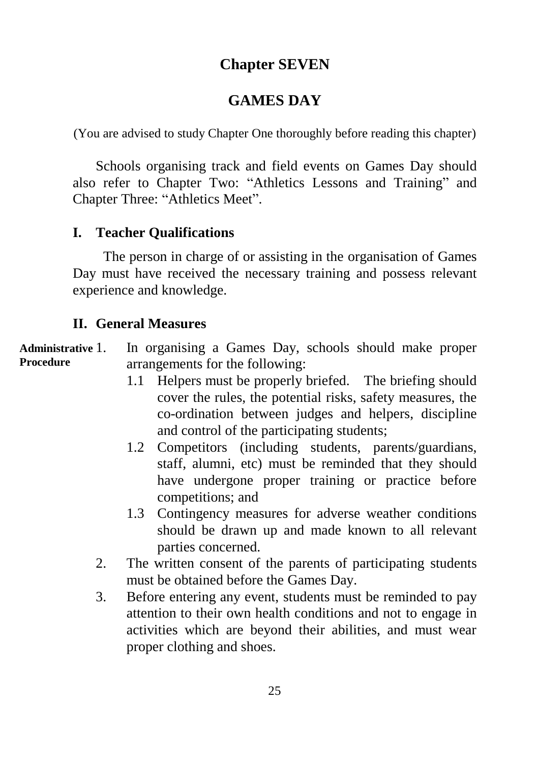# Chapter SEVEN

# GAMES DAY

(You are advised to study Chapter One thoroughly before reading this chapter)

Schools organising track and field events on Games Day should also refer to Chapter Two: "Athletics Lessons and Training" and Chapter Three: "Athletics Meet".

## I. Teacher Qualifications

The person in charge of or assisting in the organisation of Games Day must have received the necessary training and possess relevant experience and knowledge.

## II. General Measures

**Administrative Procedure**

1. In organising a Games Day, schools should make proper arrangements for the following:
   - 1.1 Helpers must be properly briefed. The briefing should cover the rules, the potential risks, safety measures, the co-ordination between judges and helpers, discipline and control of the participating students;
   - 1.2 Competitors (including students, parents/guardians, staff, alumni, etc) must be reminded that they should have undergone proper training or practice before competitions; and
   - 1.3 Contingency measures for adverse weather conditions should be drawn up and made known to all relevant parties concerned.
2. The written consent of the parents of participating students must be obtained before the Games Day.
3. Before entering any event, students must be reminded to pay attention to their own health conditions and not to engage in activities which are beyond their abilities, and must wear proper clothing and shoes.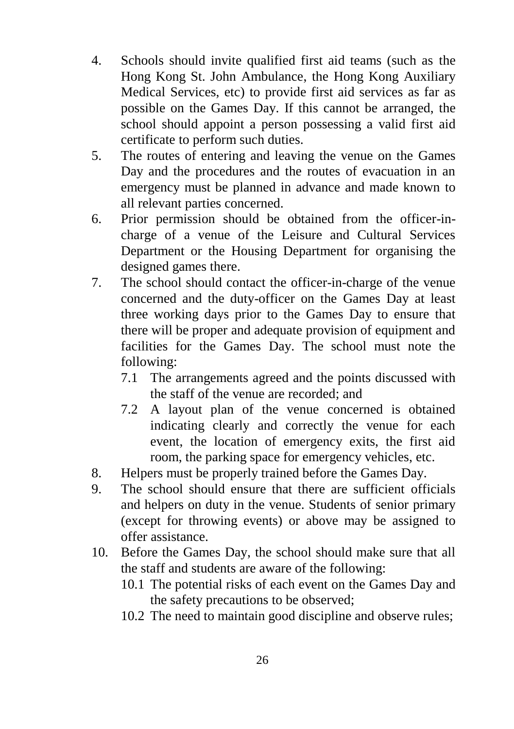4. Schools should invite qualified first aid teams (such as the Hong Kong St. John Ambulance, the Hong Kong Auxiliary Medical Services, etc) to provide first aid services as far as possible on the Games Day. If this cannot be arranged, the school should appoint a person possessing a valid first aid certificate to perform such duties.
5. The routes of entering and leaving the venue on the Games Day and the procedures and the routes of evacuation in an emergency must be planned in advance and made known to all relevant parties concerned.
6. Prior permission should be obtained from the officer-in-charge of a venue of the Leisure and Cultural Services Department or the Housing Department for organising the designed games there.
7. The school should contact the officer-in-charge of the venue concerned and the duty-officer on the Games Day at least three working days prior to the Games Day to ensure that there will be proper and adequate provision of equipment and facilities for the Games Day. The school must note the following:
   - 7.1 The arrangements agreed and the points discussed with the staff of the venue are recorded; and
   - 7.2 A layout plan of the venue concerned is obtained indicating clearly and correctly the venue for each event, the location of emergency exits, the first aid room, the parking space for emergency vehicles, etc.
8. Helpers must be properly trained before the Games Day.
9. The school should ensure that there are sufficient officials and helpers on duty in the venue. Students of senior primary (except for throwing events) or above may be assigned to offer assistance.
10. Before the Games Day, the school should make sure that all the staff and students are aware of the following:
    - 10.1 The potential risks of each event on the Games Day and the safety precautions to be observed;
    - 10.2 The need to maintain good discipline and observe rules;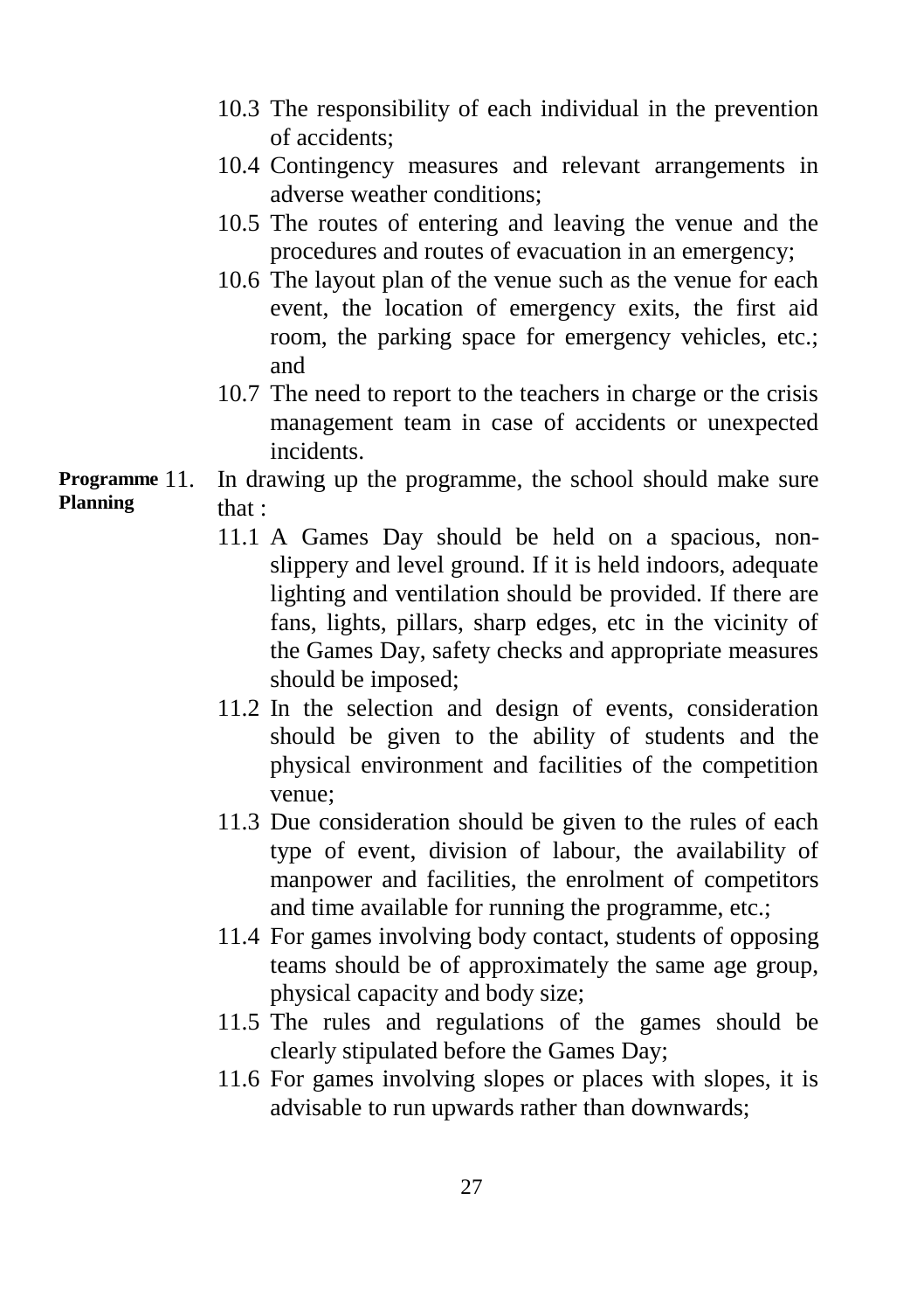10.3 The responsibility of each individual in the prevention of accidents;

10.4 Contingency measures and relevant arrangements in adverse weather conditions;

10.5 The routes of entering and leaving the venue and the procedures and routes of evacuation in an emergency;

10.6 The layout plan of the venue such as the venue for each event, the location of emergency exits, the first aid room, the parking space for emergency vehicles, etc.; and

10.7 The need to report to the teachers in charge or the crisis management team in case of accidents or unexpected incidents.

**Programme Planning**

11. In drawing up the programme, the school should make sure that :

11.1 A Games Day should be held on a spacious, non-slippery and level ground. If it is held indoors, adequate lighting and ventilation should be provided. If there are fans, lights, pillars, sharp edges, etc in the vicinity of the Games Day, safety checks and appropriate measures should be imposed;

11.2 In the selection and design of events, consideration should be given to the ability of students and the physical environment and facilities of the competition venue;

11.3 Due consideration should be given to the rules of each type of event, division of labour, the availability of manpower and facilities, the enrolment of competitors and time available for running the programme, etc.;

11.4 For games involving body contact, students of opposing teams should be of approximately the same age group, physical capacity and body size;

11.5 The rules and regulations of the games should be clearly stipulated before the Games Day;

11.6 For games involving slopes or places with slopes, it is advisable to run upwards rather than downwards;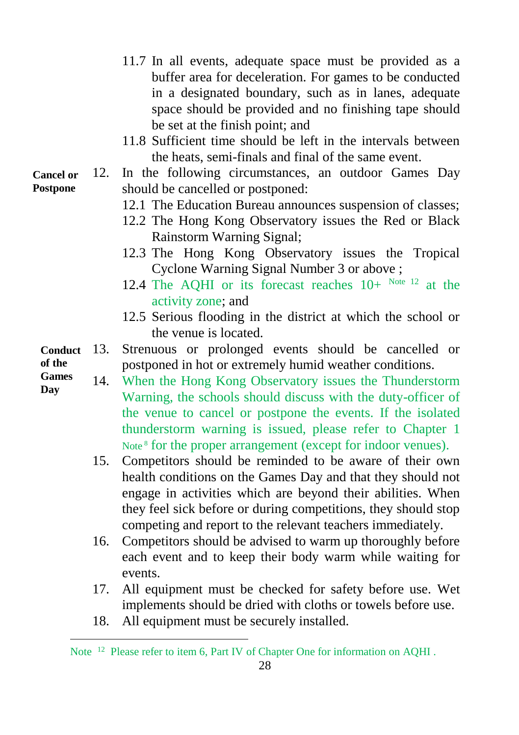11.7 In all events, adequate space must be provided as a buffer area for deceleration. For games to be conducted in a designated boundary, such as in lanes, adequate space should be provided and no finishing tape should be set at the finish point; and

11.8 Sufficient time should be left in the intervals between the heats, semi-finals and final of the same event.

**Cancel or Postpone**

12. In the following circumstances, an outdoor Games Day should be cancelled or postponed:

12.1 The Education Bureau announces suspension of classes;

12.2 The Hong Kong Observatory issues the Red or Black Rainstorm Warning Signal;

12.3 The Hong Kong Observatory issues the Tropical Cyclone Warning Signal Number 3 or above ;

12.4 The AQHI or its forecast reaches 10+ [Note 12] at the activity zone; and

12.5 Serious flooding in the district at which the school or the venue is located.

**Conduct of the Games Day**

13. Strenuous or prolonged events should be cancelled or postponed in hot or extremely humid weather conditions.

14. When the Hong Kong Observatory issues the Thunderstorm Warning, the schools should discuss with the duty-officer of the venue to cancel or postpone the events. If the isolated thunderstorm warning is issued, please refer to Chapter 1 Note [8] for the proper arrangement (except for indoor venues).

15. Competitors should be reminded to be aware of their own health conditions on the Games Day and that they should not engage in activities which are beyond their abilities. When they feel sick before or during competitions, they should stop competing and report to the relevant teachers immediately.

16. Competitors should be advised to warm up thoroughly before each event and to keep their body warm while waiting for events.

17. All equipment must be checked for safety before use. Wet implements should be dried with cloths or towels before use.

18. All equipment must be securely installed.

---

Note [12] Please refer to item 6, Part IV of Chapter One for information on AQHI .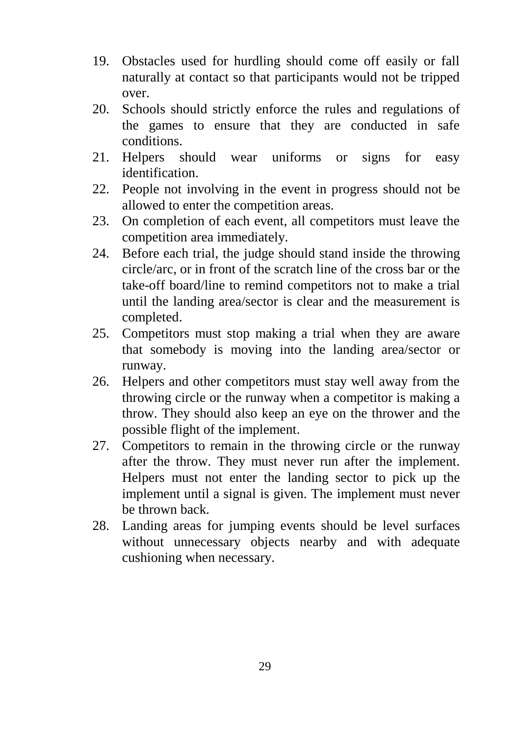19. Obstacles used for hurdling should come off easily or fall naturally at contact so that participants would not be tripped over.
20. Schools should strictly enforce the rules and regulations of the games to ensure that they are conducted in safe conditions.
21. Helpers should wear uniforms or signs for easy identification.
22. People not involving in the event in progress should not be allowed to enter the competition areas.
23. On completion of each event, all competitors must leave the competition area immediately.
24. Before each trial, the judge should stand inside the throwing circle/arc, or in front of the scratch line of the cross bar or the take-off board/line to remind competitors not to make a trial until the landing area/sector is clear and the measurement is completed.
25. Competitors must stop making a trial when they are aware that somebody is moving into the landing area/sector or runway.
26. Helpers and other competitors must stay well away from the throwing circle or the runway when a competitor is making a throw. They should also keep an eye on the thrower and the possible flight of the implement.
27. Competitors to remain in the throwing circle or the runway after the throw. They must never run after the implement. Helpers must not enter the landing sector to pick up the implement until a signal is given. The implement must never be thrown back.
28. Landing areas for jumping events should be level surfaces without unnecessary objects nearby and with adequate cushioning when necessary.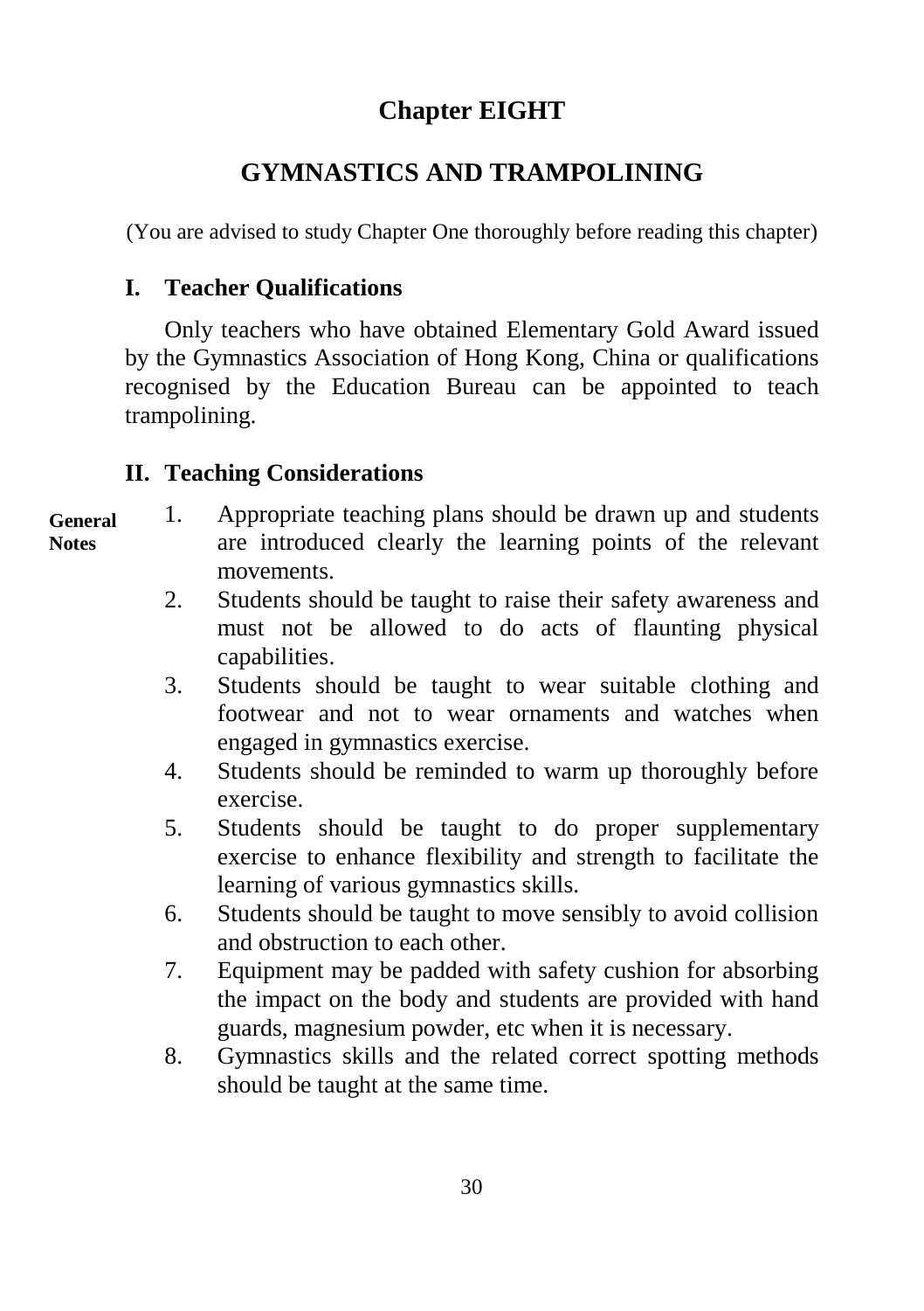# Chapter EIGHT

# GYMNASTICS AND TRAMPOLINING

(You are advised to study Chapter One thoroughly before reading this chapter)

## I. Teacher Qualifications

Only teachers who have obtained Elementary Gold Award issued by the Gymnastics Association of Hong Kong, China or qualifications recognised by the Education Bureau can be appointed to teach trampolining.

## II. Teaching Considerations

**General Notes**

1. Appropriate teaching plans should be drawn up and students are introduced clearly the learning points of the relevant movements.
2. Students should be taught to raise their safety awareness and must not be allowed to do acts of flaunting physical capabilities.
3. Students should be taught to wear suitable clothing and footwear and not to wear ornaments and watches when engaged in gymnastics exercise.
4. Students should be reminded to warm up thoroughly before exercise.
5. Students should be taught to do proper supplementary exercise to enhance flexibility and strength to facilitate the learning of various gymnastics skills.
6. Students should be taught to move sensibly to avoid collision and obstruction to each other.
7. Equipment may be padded with safety cushion for absorbing the impact on the body and students are provided with hand guards, magnesium powder, etc when it is necessary.
8. Gymnastics skills and the related correct spotting methods should be taught at the same time.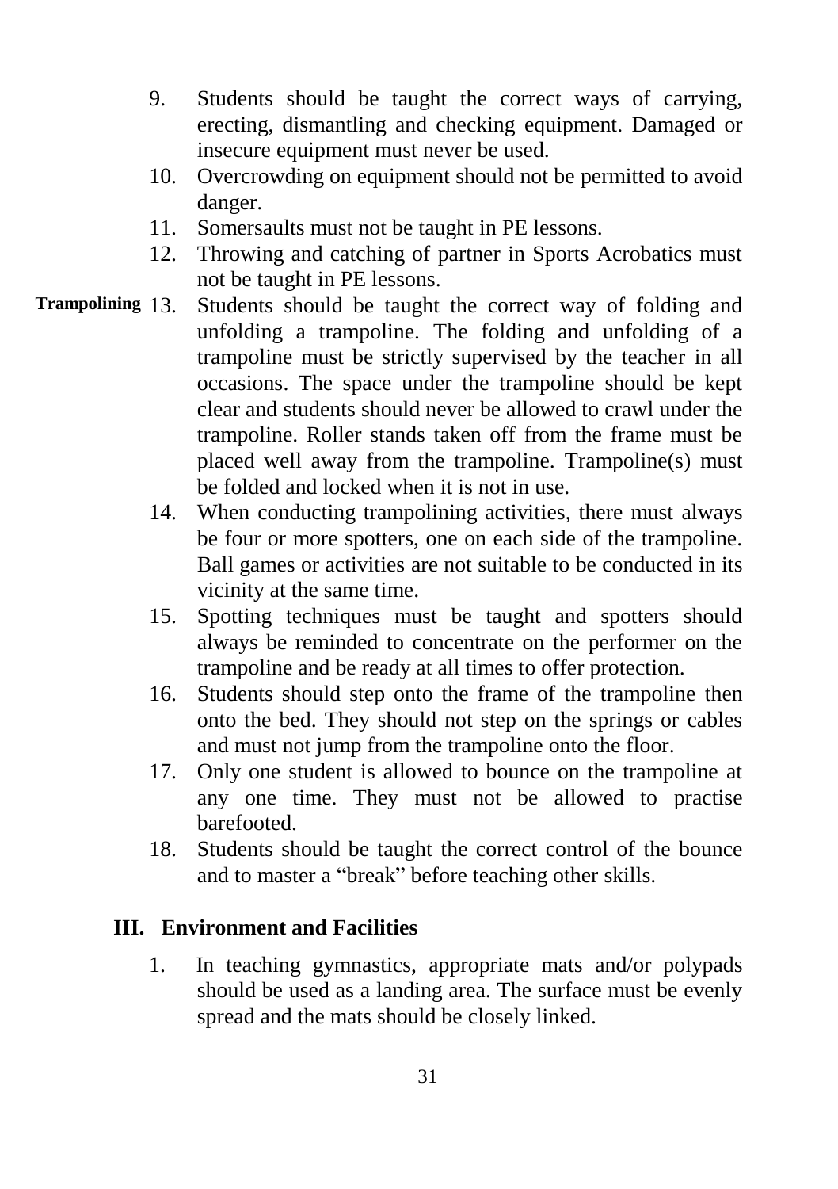9. Students should be taught the correct ways of carrying, erecting, dismantling and checking equipment. Damaged or insecure equipment must never be used.
10. Overcrowding on equipment should not be permitted to avoid danger.
11. Somersaults must not be taught in PE lessons.
12. Throwing and catching of partner in Sports Acrobatics must not be taught in PE lessons.

**Trampolining**

13. Students should be taught the correct way of folding and unfolding a trampoline. The folding and unfolding of a trampoline must be strictly supervised by the teacher in all occasions. The space under the trampoline should be kept clear and students should never be allowed to crawl under the trampoline. Roller stands taken off from the frame must be placed well away from the trampoline. Trampoline(s) must be folded and locked when it is not in use.
14. When conducting trampolining activities, there must always be four or more spotters, one on each side of the trampoline. Ball games or activities are not suitable to be conducted in its vicinity at the same time.
15. Spotting techniques must be taught and spotters should always be reminded to concentrate on the performer on the trampoline and be ready at all times to offer protection.
16. Students should step onto the frame of the trampoline then onto the bed. They should not step on the springs or cables and must not jump from the trampoline onto the floor.
17. Only one student is allowed to bounce on the trampoline at any one time. They must not be allowed to practise barefooted.
18. Students should be taught the correct control of the bounce and to master a "break" before teaching other skills.

## III. Environment and Facilities

1. In teaching gymnastics, appropriate mats and/or polypads should be used as a landing area. The surface must be evenly spread and the mats should be closely linked.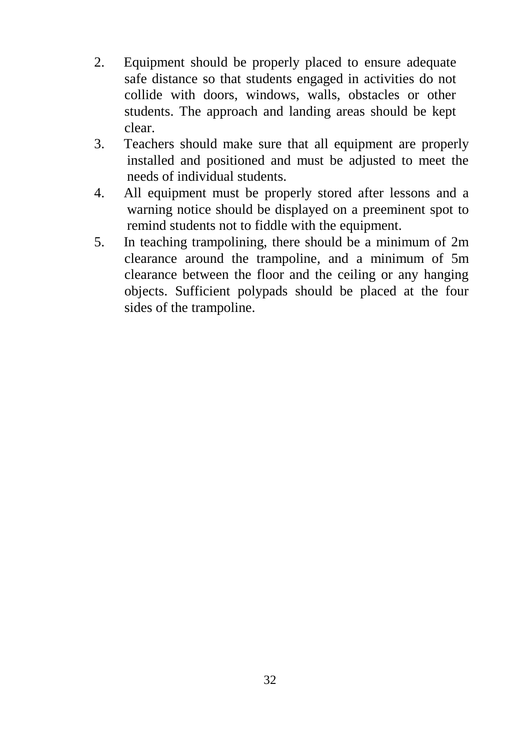2. Equipment should be properly placed to ensure adequate safe distance so that students engaged in activities do not collide with doors, windows, walls, obstacles or other students. The approach and landing areas should be kept clear.
3. Teachers should make sure that all equipment are properly installed and positioned and must be adjusted to meet the needs of individual students.
4. All equipment must be properly stored after lessons and a warning notice should be displayed on a preeminent spot to remind students not to fiddle with the equipment.
5. In teaching trampolining, there should be a minimum of 2m clearance around the trampoline, and a minimum of 5m clearance between the floor and the ceiling or any hanging objects. Sufficient polypads should be placed at the four sides of the trampoline.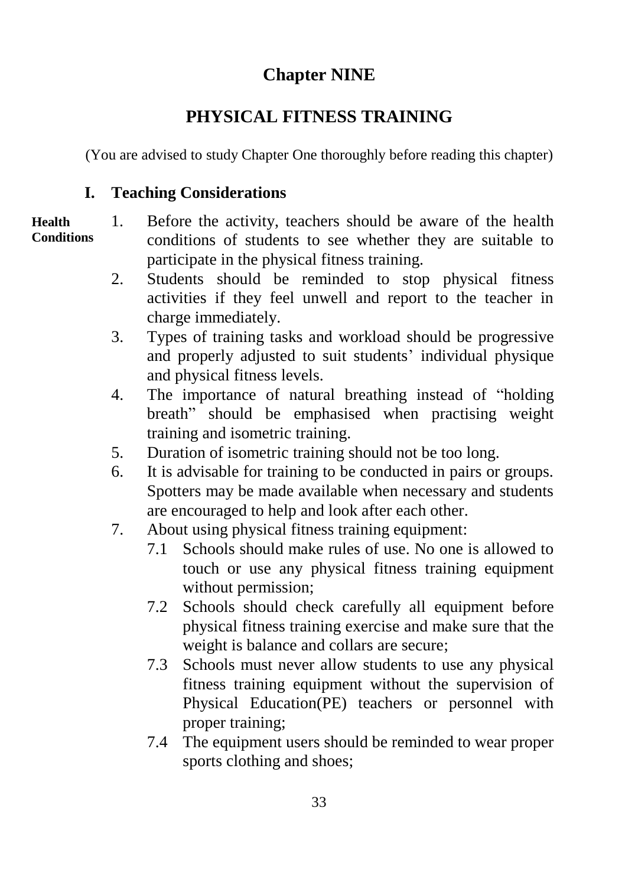# Chapter NINE

# PHYSICAL FITNESS TRAINING

(You are advised to study Chapter One thoroughly before reading this chapter)

## I. Teaching Considerations

**Health Conditions**

1. Before the activity, teachers should be aware of the health conditions of students to see whether they are suitable to participate in the physical fitness training.
2. Students should be reminded to stop physical fitness activities if they feel unwell and report to the teacher in charge immediately.
3. Types of training tasks and workload should be progressive and properly adjusted to suit students' individual physique and physical fitness levels.
4. The importance of natural breathing instead of "holding breath" should be emphasised when practising weight training and isometric training.
5. Duration of isometric training should not be too long.
6. It is advisable for training to be conducted in pairs or groups. Spotters may be made available when necessary and students are encouraged to help and look after each other.
7. About using physical fitness training equipment:
   - 7.1 Schools should make rules of use. No one is allowed to touch or use any physical fitness training equipment without permission;
   - 7.2 Schools should check carefully all equipment before physical fitness training exercise and make sure that the weight is balance and collars are secure;
   - 7.3 Schools must never allow students to use any physical fitness training equipment without the supervision of Physical Education(PE) teachers or personnel with proper training;
   - 7.4 The equipment users should be reminded to wear proper sports clothing and shoes;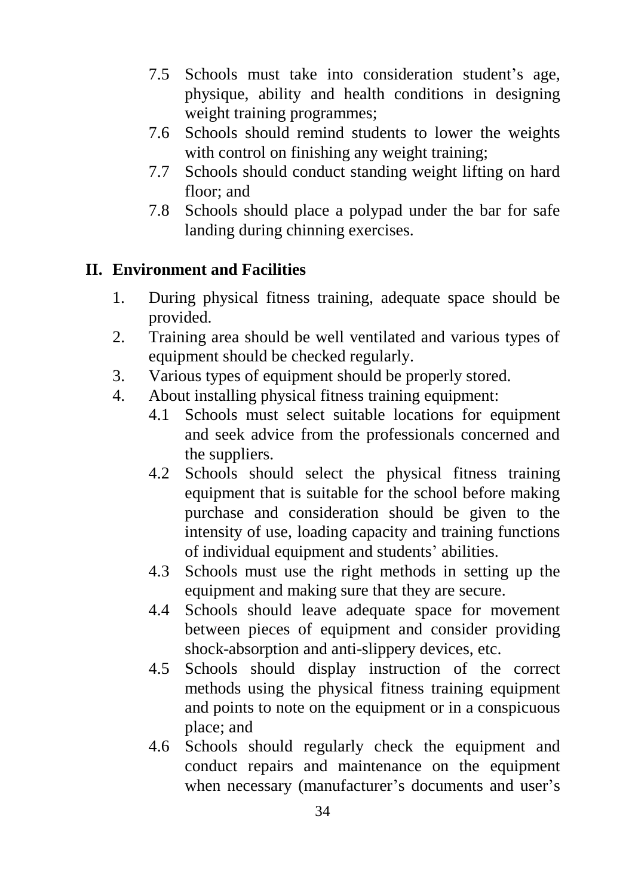7.5 Schools must take into consideration student's age, physique, ability and health conditions in designing weight training programmes;

7.6 Schools should remind students to lower the weights with control on finishing any weight training;

7.7 Schools should conduct standing weight lifting on hard floor; and

7.8 Schools should place a polypad under the bar for safe landing during chinning exercises.

## II. Environment and Facilities

1. During physical fitness training, adequate space should be provided.
2. Training area should be well ventilated and various types of equipment should be checked regularly.
3. Various types of equipment should be properly stored.
4. About installing physical fitness training equipment:

   4.1 Schools must select suitable locations for equipment and seek advice from the professionals concerned and the suppliers.

   4.2 Schools should select the physical fitness training equipment that is suitable for the school before making purchase and consideration should be given to the intensity of use, loading capacity and training functions of individual equipment and students' abilities.

   4.3 Schools must use the right methods in setting up the equipment and making sure that they are secure.

   4.4 Schools should leave adequate space for movement between pieces of equipment and consider providing shock-absorption and anti-slippery devices, etc.

   4.5 Schools should display instruction of the correct methods using the physical fitness training equipment and points to note on the equipment or in a conspicuous place; and

   4.6 Schools should regularly check the equipment and conduct repairs and maintenance on the equipment when necessary (manufacturer's documents and user's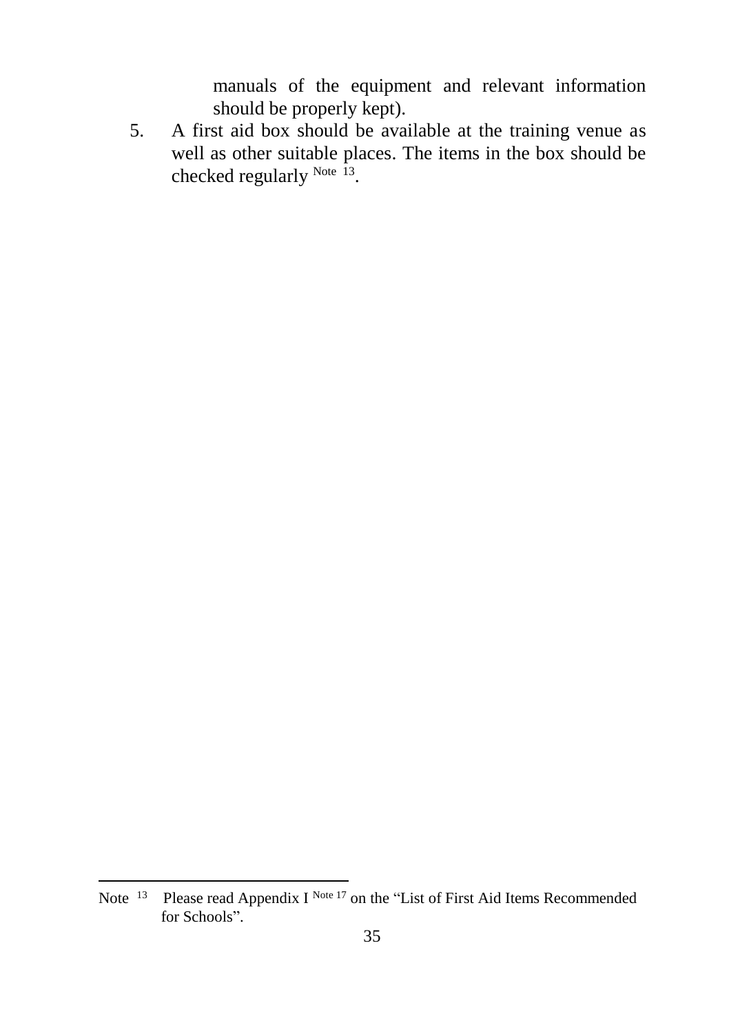manuals of the equipment and relevant information should be properly kept).

5. A first aid box should be available at the training venue as well as other suitable places. The items in the box should be checked regularly [Note 13].

---

Note [13] Please read Appendix I [Note 17] on the "List of First Aid Items Recommended for Schools".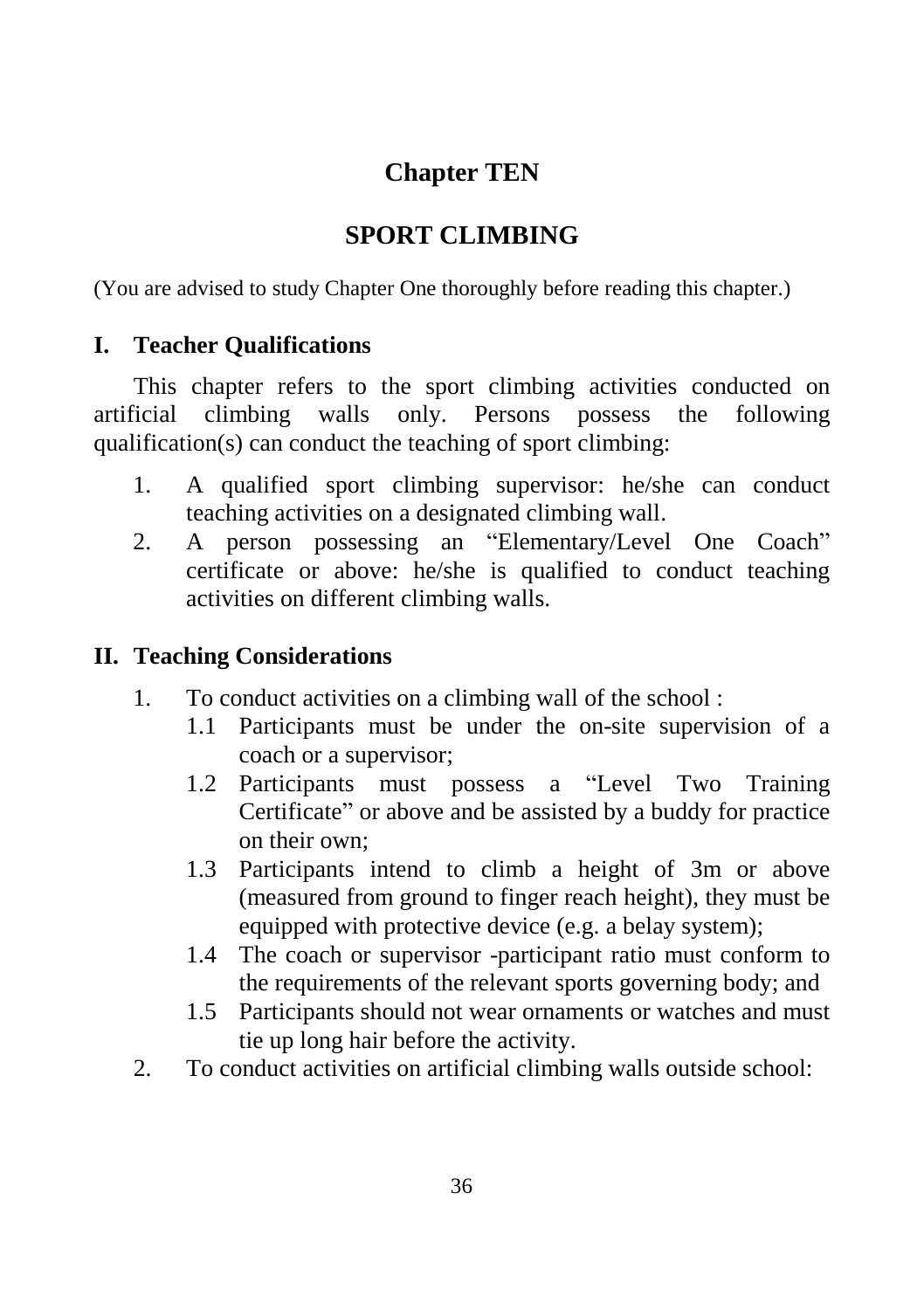# Chapter TEN

# SPORT CLIMBING

(You are advised to study Chapter One thoroughly before reading this chapter.)

## I. Teacher Qualifications

This chapter refers to the sport climbing activities conducted on artificial climbing walls only. Persons possess the following qualification(s) can conduct the teaching of sport climbing:

1. A qualified sport climbing supervisor: he/she can conduct teaching activities on a designated climbing wall.
2. A person possessing an "Elementary/Level One Coach" certificate or above: he/she is qualified to conduct teaching activities on different climbing walls.

## II. Teaching Considerations

1. To conduct activities on a climbing wall of the school :
   - 1.1 Participants must be under the on-site supervision of a coach or a supervisor;
   - 1.2 Participants must possess a "Level Two Training Certificate" or above and be assisted by a buddy for practice on their own;
   - 1.3 Participants intend to climb a height of 3m or above (measured from ground to finger reach height), they must be equipped with protective device (e.g. a belay system);
   - 1.4 The coach or supervisor -participant ratio must conform to the requirements of the relevant sports governing body; and
   - 1.5 Participants should not wear ornaments or watches and must tie up long hair before the activity.
2. To conduct activities on artificial climbing walls outside school: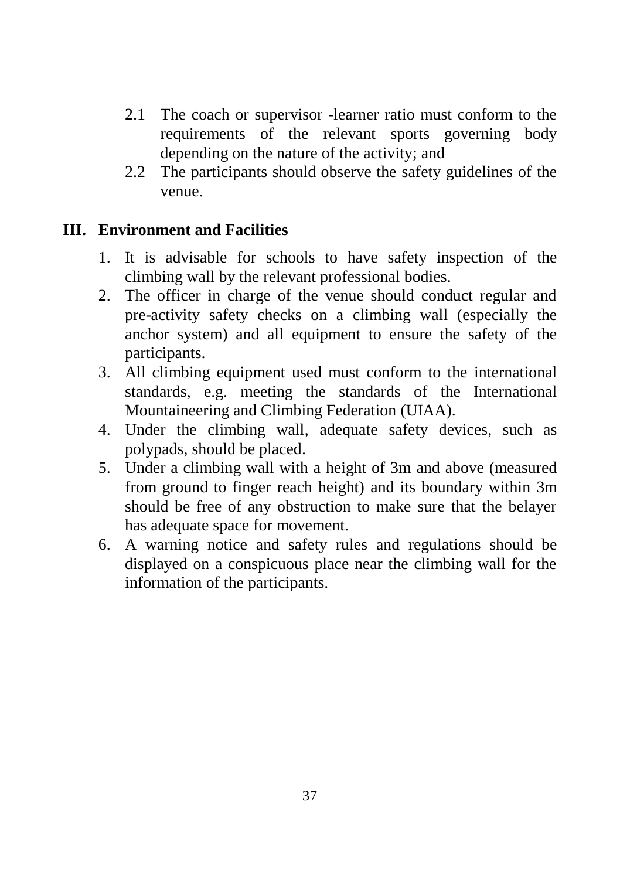2.1 The coach or supervisor -learner ratio must conform to the requirements of the relevant sports governing body depending on the nature of the activity; and

2.2 The participants should observe the safety guidelines of the venue.

## III. Environment and Facilities

1. It is advisable for schools to have safety inspection of the climbing wall by the relevant professional bodies.
2. The officer in charge of the venue should conduct regular and pre-activity safety checks on a climbing wall (especially the anchor system) and all equipment to ensure the safety of the participants.
3. All climbing equipment used must conform to the international standards, e.g. meeting the standards of the International Mountaineering and Climbing Federation (UIAA).
4. Under the climbing wall, adequate safety devices, such as polypads, should be placed.
5. Under a climbing wall with a height of 3m and above (measured from ground to finger reach height) and its boundary within 3m should be free of any obstruction to make sure that the belayer has adequate space for movement.
6. A warning notice and safety rules and regulations should be displayed on a conspicuous place near the climbing wall for the information of the participants.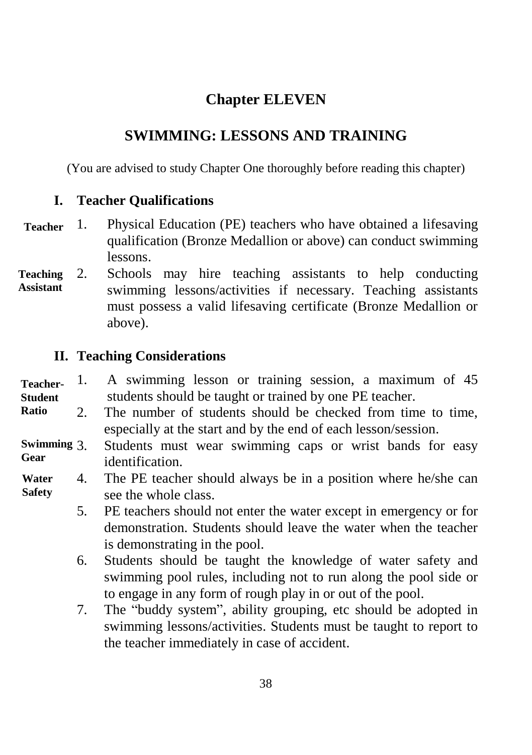# Chapter ELEVEN

## SWIMMING: LESSONS AND TRAINING

(You are advised to study Chapter One thoroughly before reading this chapter)

### I. Teacher Qualifications

**Teacher**

1. Physical Education (PE) teachers who have obtained a lifesaving qualification (Bronze Medallion or above) can conduct swimming lessons.

**Teaching Assistant**

2. Schools may hire teaching assistants to help conducting swimming lessons/activities if necessary. Teaching assistants must possess a valid lifesaving certificate (Bronze Medallion or above).

### II. Teaching Considerations

**Teacher-Student Ratio**

1. A swimming lesson or training session, a maximum of 45 students should be taught or trained by one PE teacher.
2. The number of students should be checked from time to time, especially at the start and by the end of each lesson/session.

**Swimming Gear**

3. Students must wear swimming caps or wrist bands for easy identification.

**Water Safety**

4. The PE teacher should always be in a position where he/she can see the whole class.
5. PE teachers should not enter the water except in emergency or for demonstration. Students should leave the water when the teacher is demonstrating in the pool.
6. Students should be taught the knowledge of water safety and swimming pool rules, including not to run along the pool side or to engage in any form of rough play in or out of the pool.
7. The "buddy system", ability grouping, etc should be adopted in swimming lessons/activities. Students must be taught to report to the teacher immediately in case of accident.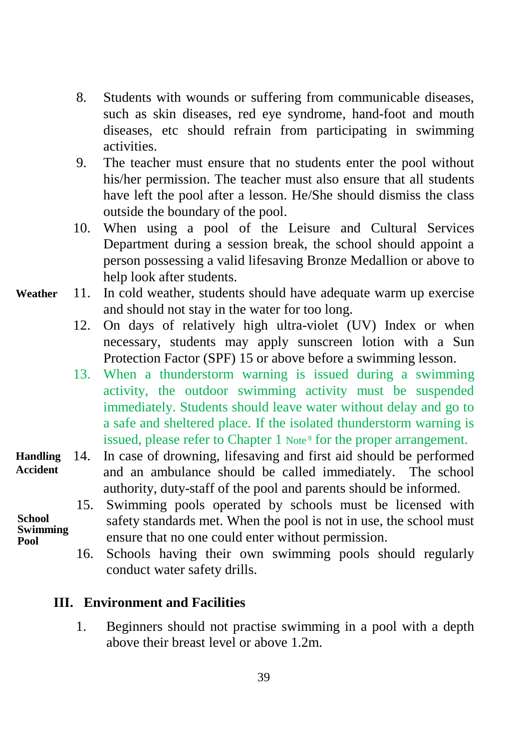8. Students with wounds or suffering from communicable diseases, such as skin diseases, red eye syndrome, hand-foot and mouth diseases, etc should refrain from participating in swimming activities.
9. The teacher must ensure that no students enter the pool without his/her permission. The teacher must also ensure that all students have left the pool after a lesson. He/She should dismiss the class outside the boundary of the pool.
10. When using a pool of the Leisure and Cultural Services Department during a session break, the school should appoint a person possessing a valid lifesaving Bronze Medallion or above to help look after students.

**Weather**

11. In cold weather, students should have adequate warm up exercise and should not stay in the water for too long.
12. On days of relatively high ultra-violet (UV) Index or when necessary, students may apply sunscreen lotion with a Sun Protection Factor (SPF) 15 or above before a swimming lesson.
13. When a thunderstorm warning is issued during a swimming activity, the outdoor swimming activity must be suspended immediately. Students should leave water without delay and go to a safe and sheltered place. If the isolated thunderstorm warning is issued, please refer to Chapter 1 Note 8 for the proper arrangement.

**Handling Accident**

14. In case of drowning, lifesaving and first aid should be performed and an ambulance should be called immediately. The school authority, duty-staff of the pool and parents should be informed.

**School Swimming Pool**

15. Swimming pools operated by schools must be licensed with safety standards met. When the pool is not in use, the school must ensure that no one could enter without permission.
16. Schools having their own swimming pools should regularly conduct water safety drills.

## III. Environment and Facilities

1. Beginners should not practise swimming in a pool with a depth above their breast level or above 1.2m.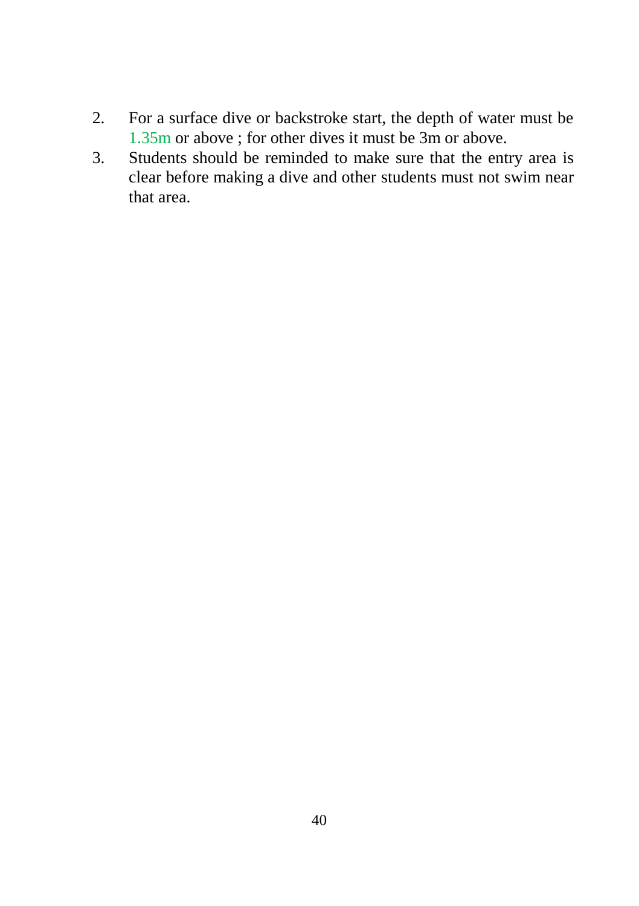2. For a surface dive or backstroke start, the depth of water must be 1.35m or above ; for other dives it must be 3m or above.
3. Students should be reminded to make sure that the entry area is clear before making a dive and other students must not swim near that area.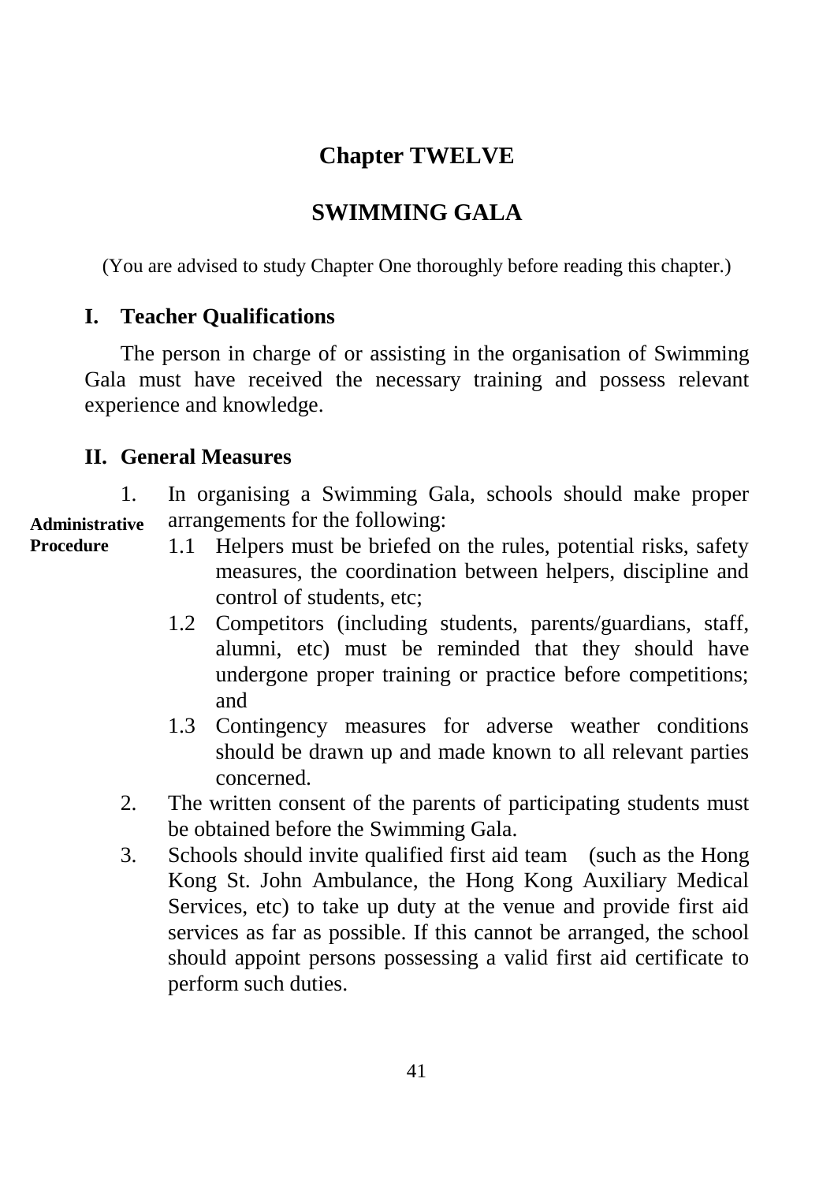# Chapter TWELVE

# SWIMMING GALA

(You are advised to study Chapter One thoroughly before reading this chapter.)

## I. Teacher Qualifications

The person in charge of or assisting in the organisation of Swimming Gala must have received the necessary training and possess relevant experience and knowledge.

## II. General Measures

**Administrative Procedure**

1. In organising a Swimming Gala, schools should make proper arrangements for the following:
   - 1.1 Helpers must be briefed on the rules, potential risks, safety measures, the coordination between helpers, discipline and control of students, etc;
   - 1.2 Competitors (including students, parents/guardians, staff, alumni, etc) must be reminded that they should have undergone proper training or practice before competitions; and
   - 1.3 Contingency measures for adverse weather conditions should be drawn up and made known to all relevant parties concerned.
2. The written consent of the parents of participating students must be obtained before the Swimming Gala.
3. Schools should invite qualified first aid team (such as the Hong Kong St. John Ambulance, the Hong Kong Auxiliary Medical Services, etc) to take up duty at the venue and provide first aid services as far as possible. If this cannot be arranged, the school should appoint persons possessing a valid first aid certificate to perform such duties.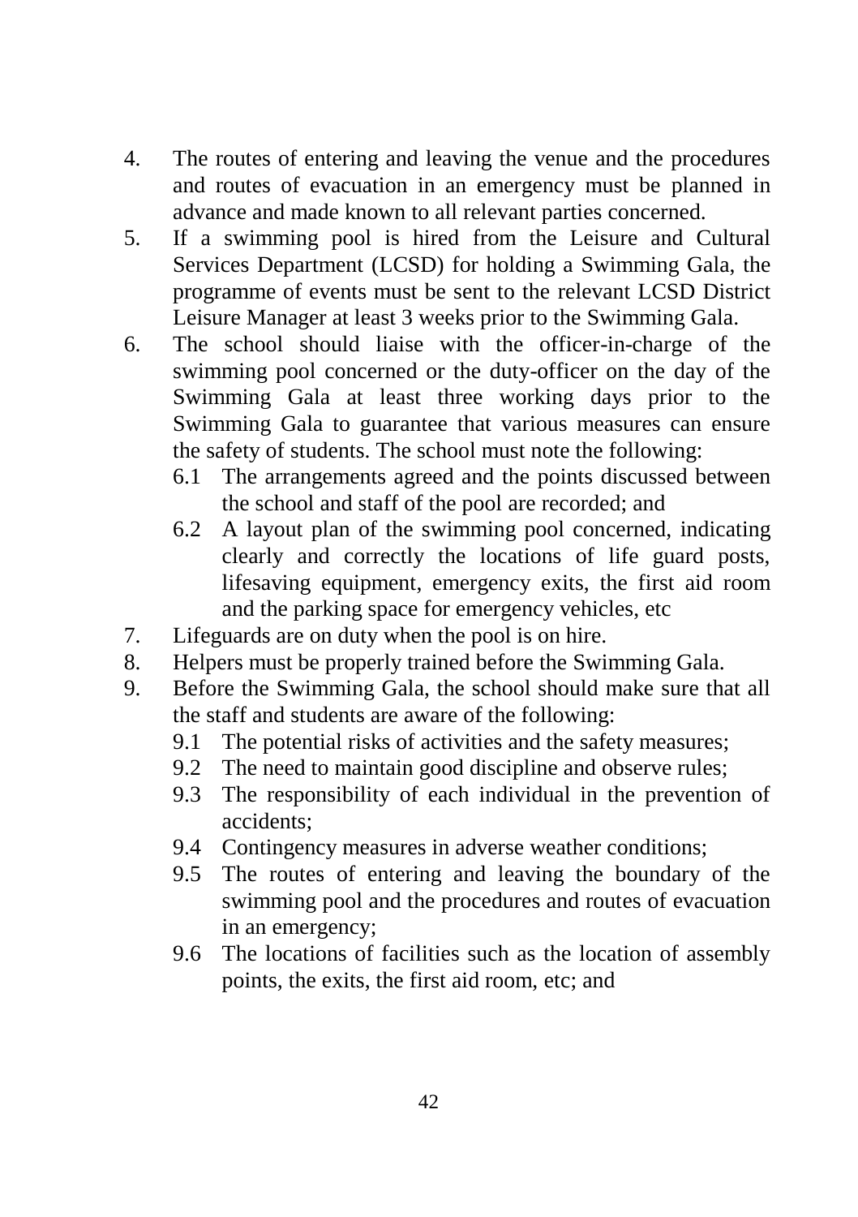4. The routes of entering and leaving the venue and the procedures and routes of evacuation in an emergency must be planned in advance and made known to all relevant parties concerned.
5. If a swimming pool is hired from the Leisure and Cultural Services Department (LCSD) for holding a Swimming Gala, the programme of events must be sent to the relevant LCSD District Leisure Manager at least 3 weeks prior to the Swimming Gala.
6. The school should liaise with the officer-in-charge of the swimming pool concerned or the duty-officer on the day of the Swimming Gala at least three working days prior to the Swimming Gala to guarantee that various measures can ensure the safety of students. The school must note the following:
   - 6.1 The arrangements agreed and the points discussed between the school and staff of the pool are recorded; and
   - 6.2 A layout plan of the swimming pool concerned, indicating clearly and correctly the locations of life guard posts, lifesaving equipment, emergency exits, the first aid room and the parking space for emergency vehicles, etc
7. Lifeguards are on duty when the pool is on hire.
8. Helpers must be properly trained before the Swimming Gala.
9. Before the Swimming Gala, the school should make sure that all the staff and students are aware of the following:
   - 9.1 The potential risks of activities and the safety measures;
   - 9.2 The need to maintain good discipline and observe rules;
   - 9.3 The responsibility of each individual in the prevention of accidents;
   - 9.4 Contingency measures in adverse weather conditions;
   - 9.5 The routes of entering and leaving the boundary of the swimming pool and the procedures and routes of evacuation in an emergency;
   - 9.6 The locations of facilities such as the location of assembly points, the exits, the first aid room, etc; and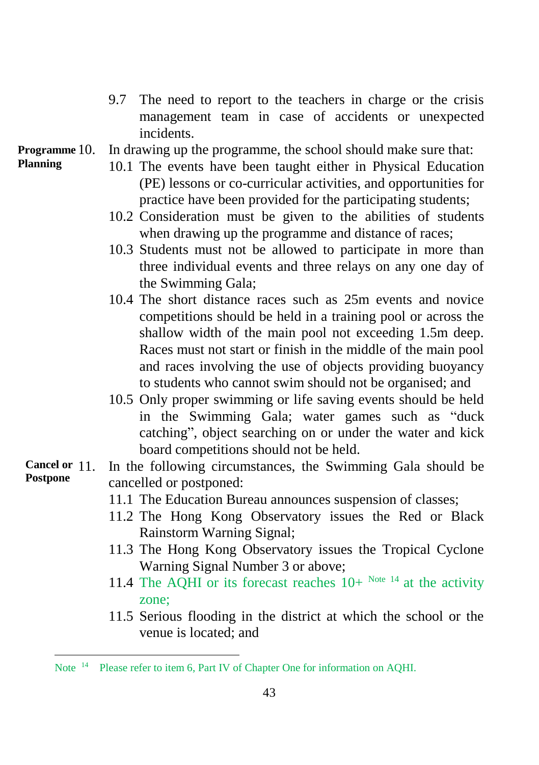9.7 The need to report to the teachers in charge or the crisis management team in case of accidents or unexpected incidents.

**Programme Planning**

10. In drawing up the programme, the school should make sure that:

10.1 The events have been taught either in Physical Education (PE) lessons or co-curricular activities, and opportunities for practice have been provided for the participating students;

10.2 Consideration must be given to the abilities of students when drawing up the programme and distance of races;

10.3 Students must not be allowed to participate in more than three individual events and three relays on any one day of the Swimming Gala;

10.4 The short distance races such as 25m events and novice competitions should be held in a training pool or across the shallow width of the main pool not exceeding 1.5m deep. Races must not start or finish in the middle of the main pool and races involving the use of objects providing buoyancy to students who cannot swim should not be organised; and

10.5 Only proper swimming or life saving events should be held in the Swimming Gala; water games such as "duck catching", object searching on or under the water and kick board competitions should not be held.

**Cancel or Postpone**

11. In the following circumstances, the Swimming Gala should be cancelled or postponed:

11.1 The Education Bureau announces suspension of classes;

11.2 The Hong Kong Observatory issues the Red or Black Rainstorm Warning Signal;

11.3 The Hong Kong Observatory issues the Tropical Cyclone Warning Signal Number 3 or above;

11.4 The AQHI or its forecast reaches 10+ [Note 14] at the activity zone;

11.5 Serious flooding in the district at which the school or the venue is located; and

---

Note [14] Please refer to item 6, Part IV of Chapter One for information on AQHI.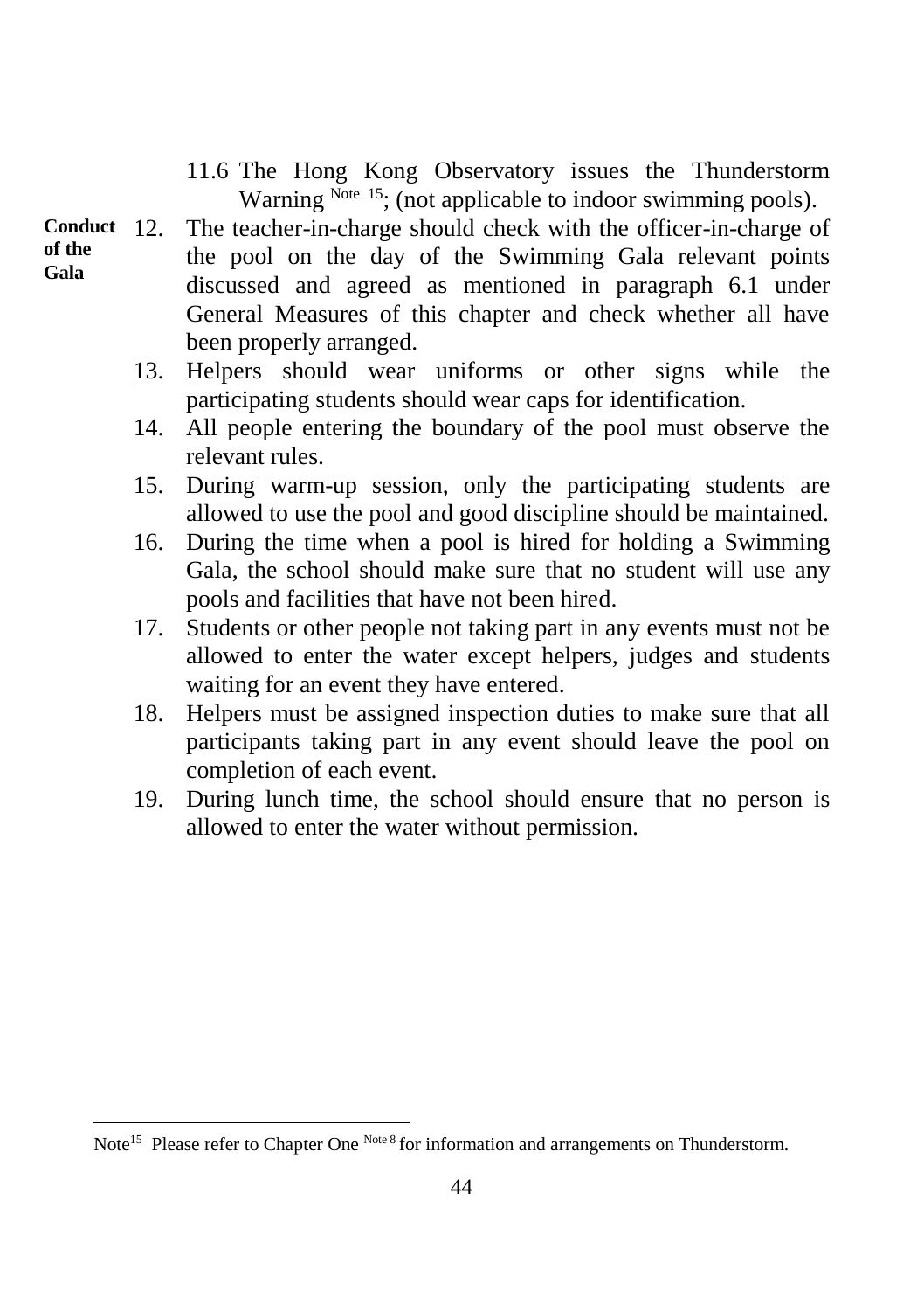11.6 The Hong Kong Observatory issues the Thunderstorm Warning [Note 15]; (not applicable to indoor swimming pools).

**Conduct of the Gala**

12. The teacher-in-charge should check with the officer-in-charge of the pool on the day of the Swimming Gala relevant points discussed and agreed as mentioned in paragraph 6.1 under General Measures of this chapter and check whether all have been properly arranged.
13. Helpers should wear uniforms or other signs while the participating students should wear caps for identification.
14. All people entering the boundary of the pool must observe the relevant rules.
15. During warm-up session, only the participating students are allowed to use the pool and good discipline should be maintained.
16. During the time when a pool is hired for holding a Swimming Gala, the school should make sure that no student will use any pools and facilities that have not been hired.
17. Students or other people not taking part in any events must not be allowed to enter the water except helpers, judges and students waiting for an event they have entered.
18. Helpers must be assigned inspection duties to make sure that all participants taking part in any event should leave the pool on completion of each event.
19. During lunch time, the school should ensure that no person is allowed to enter the water without permission.

---

Note[15] Please refer to Chapter One [Note 8] for information and arrangements on Thunderstorm.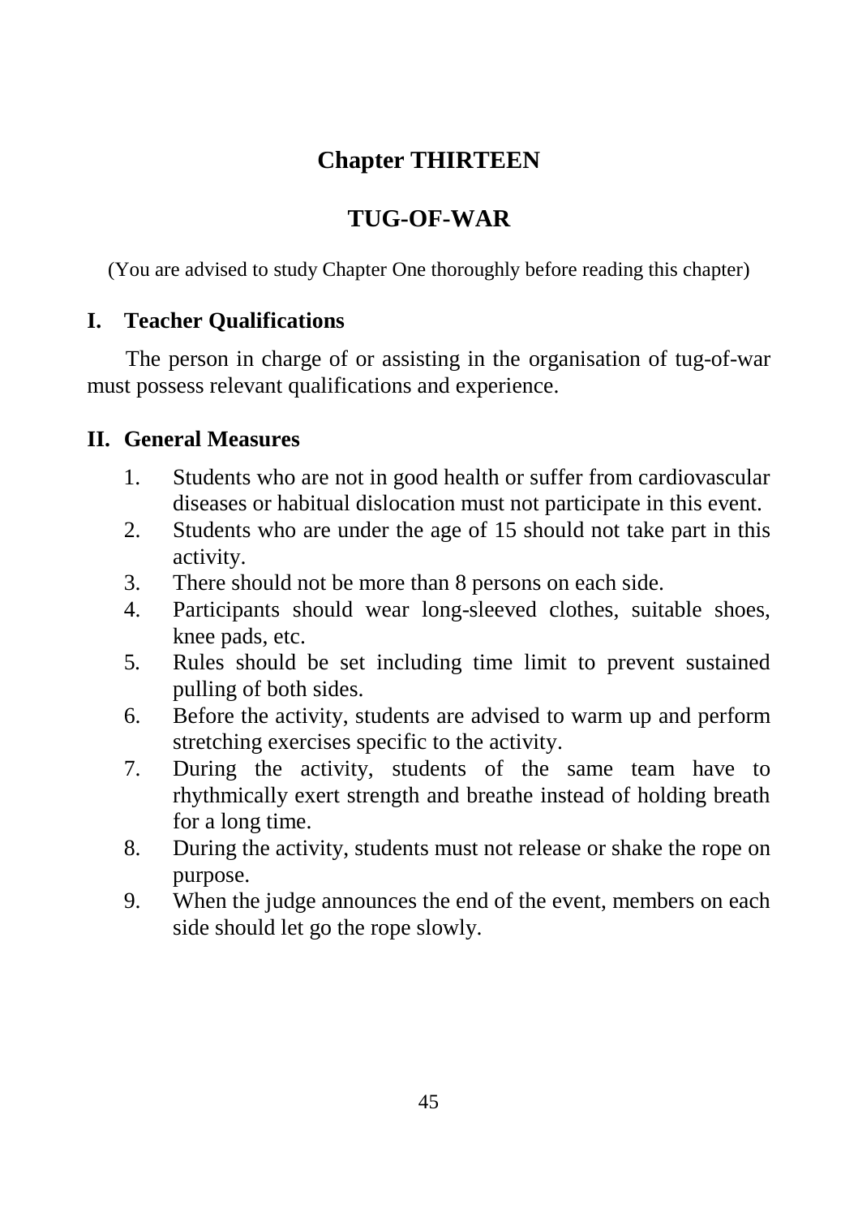# Chapter THIRTEEN

# TUG-OF-WAR

(You are advised to study Chapter One thoroughly before reading this chapter)

## I. Teacher Qualifications

The person in charge of or assisting in the organisation of tug-of-war must possess relevant qualifications and experience.

## II. General Measures

1. Students who are not in good health or suffer from cardiovascular diseases or habitual dislocation must not participate in this event.
2. Students who are under the age of 15 should not take part in this activity.
3. There should not be more than 8 persons on each side.
4. Participants should wear long-sleeved clothes, suitable shoes, knee pads, etc.
5. Rules should be set including time limit to prevent sustained pulling of both sides.
6. Before the activity, students are advised to warm up and perform stretching exercises specific to the activity.
7. During the activity, students of the same team have to rhythmically exert strength and breathe instead of holding breath for a long time.
8. During the activity, students must not release or shake the rope on purpose.
9. When the judge announces the end of the event, members on each side should let go the rope slowly.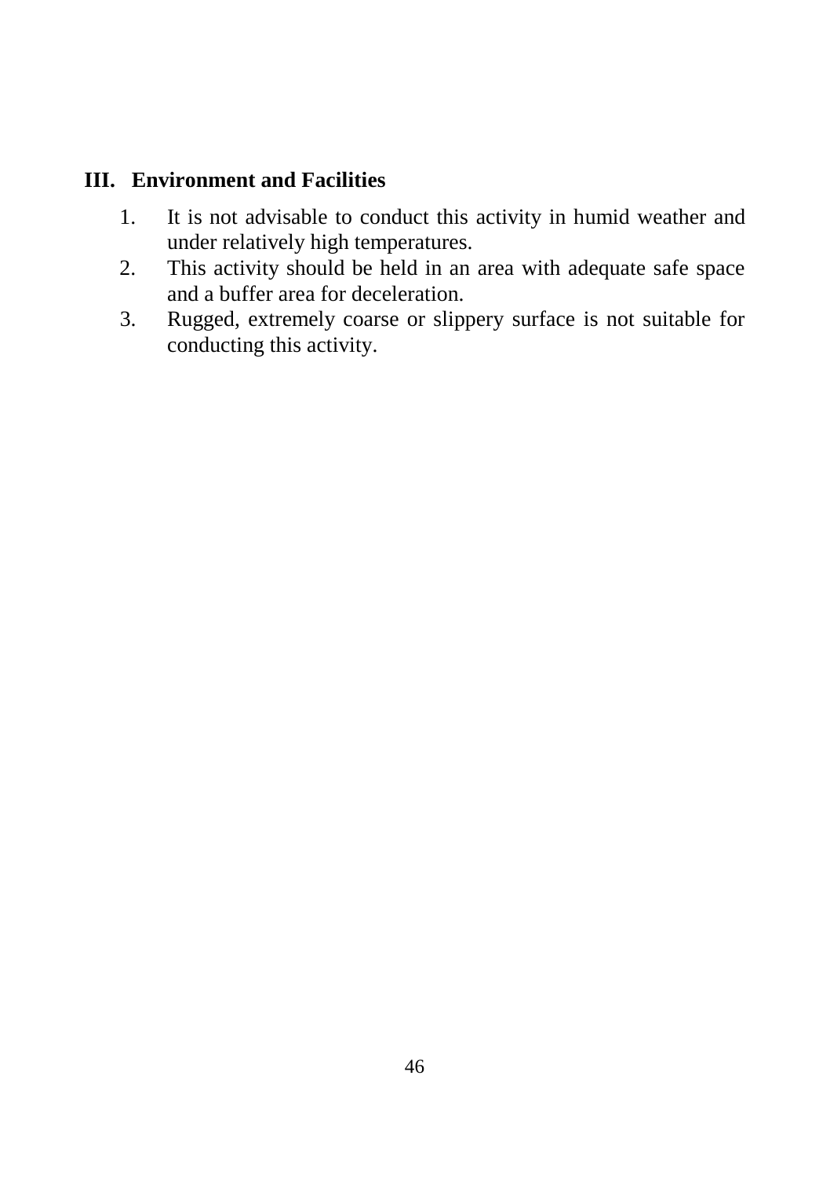## III. Environment and Facilities

1. It is not advisable to conduct this activity in humid weather and under relatively high temperatures.
2. This activity should be held in an area with adequate safe space and a buffer area for deceleration.
3. Rugged, extremely coarse or slippery surface is not suitable for conducting this activity.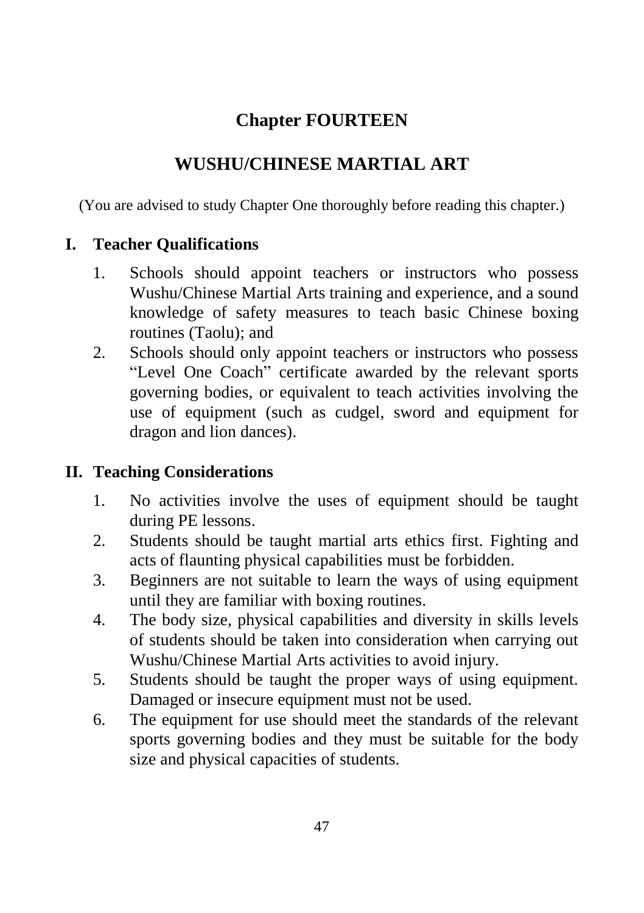# Chapter FOURTEEN

# WUSHU/CHINESE MARTIAL ART

(You are advised to study Chapter One thoroughly before reading this chapter.)

## I. Teacher Qualifications

1. Schools should appoint teachers or instructors who possess Wushu/Chinese Martial Arts training and experience, and a sound knowledge of safety measures to teach basic Chinese boxing routines (Taolu); and
2. Schools should only appoint teachers or instructors who possess "Level One Coach" certificate awarded by the relevant sports governing bodies, or equivalent to teach activities involving the use of equipment (such as cudgel, sword and equipment for dragon and lion dances).

## II. Teaching Considerations

1. No activities involve the uses of equipment should be taught during PE lessons.
2. Students should be taught martial arts ethics first. Fighting and acts of flaunting physical capabilities must be forbidden.
3. Beginners are not suitable to learn the ways of using equipment until they are familiar with boxing routines.
4. The body size, physical capabilities and diversity in skills levels of students should be taken into consideration when carrying out Wushu/Chinese Martial Arts activities to avoid injury.
5. Students should be taught the proper ways of using equipment. Damaged or insecure equipment must not be used.
6. The equipment for use should meet the standards of the relevant sports governing bodies and they must be suitable for the body size and physical capacities of students.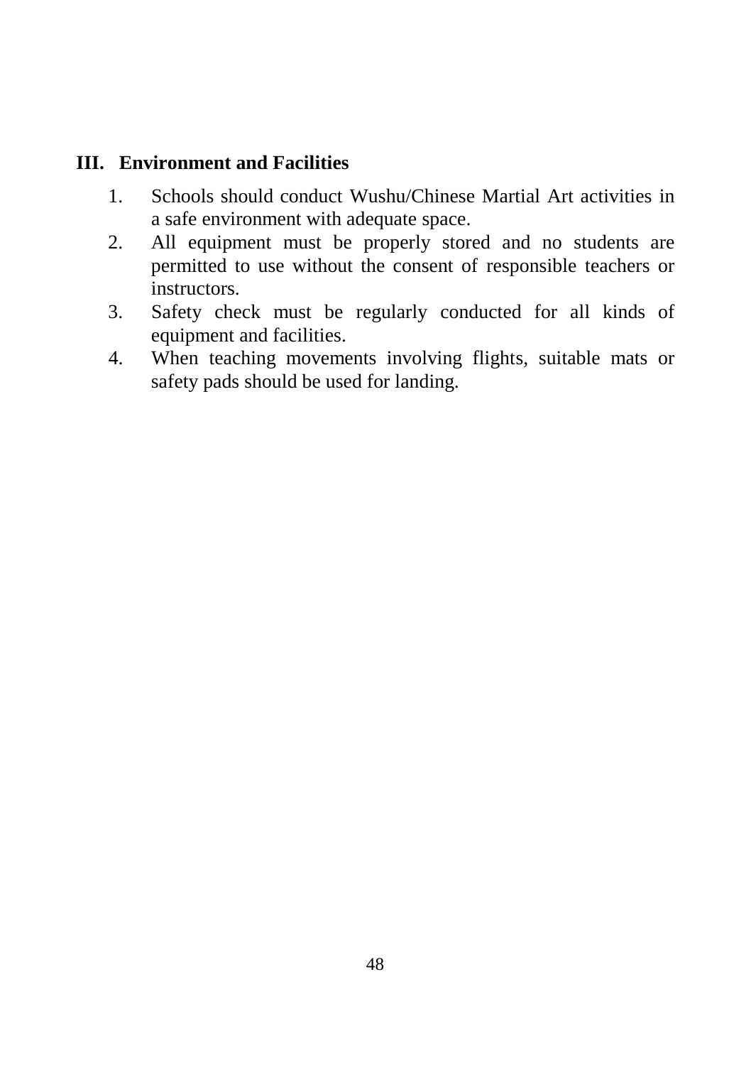## III. Environment and Facilities

1. Schools should conduct Wushu/Chinese Martial Art activities in a safe environment with adequate space.
2. All equipment must be properly stored and no students are permitted to use without the consent of responsible teachers or instructors.
3. Safety check must be regularly conducted for all kinds of equipment and facilities.
4. When teaching movements involving flights, suitable mats or safety pads should be used for landing.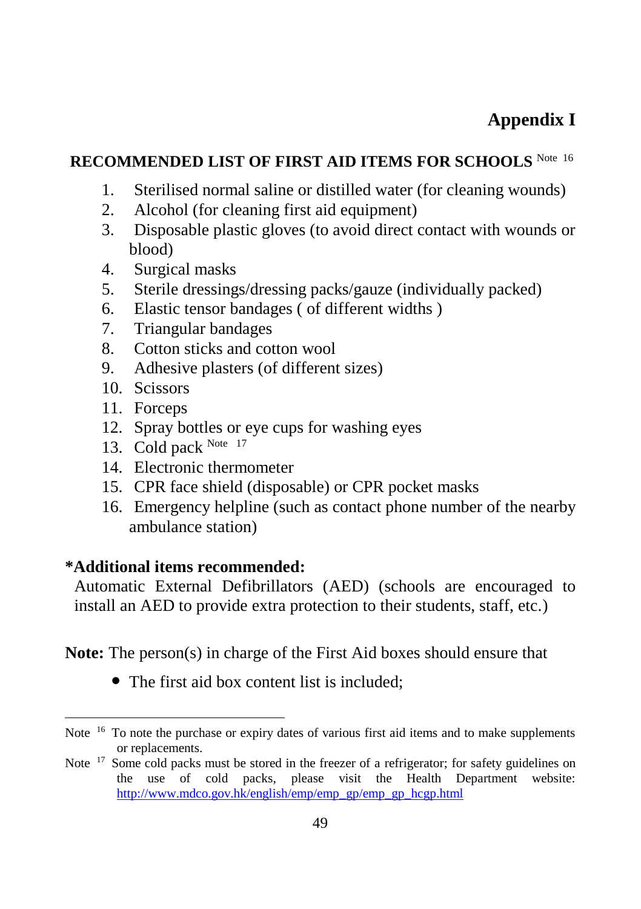# Appendix I

## RECOMMENDED LIST OF FIRST AID ITEMS FOR SCHOOLS [Note 16]

1. Sterilised normal saline or distilled water (for cleaning wounds)
2. Alcohol (for cleaning first aid equipment)
3. Disposable plastic gloves (to avoid direct contact with wounds or blood)
4. Surgical masks
5. Sterile dressings/dressing packs/gauze (individually packed)
6. Elastic tensor bandages ( of different widths )
7. Triangular bandages
8. Cotton sticks and cotton wool
9. Adhesive plasters (of different sizes)
10. Scissors
11. Forceps
12. Spray bottles or eye cups for washing eyes
13. Cold pack [Note 17]
14. Electronic thermometer
15. CPR face shield (disposable) or CPR pocket masks
16. Emergency helpline (such as contact phone number of the nearby ambulance station)

**\*Additional items recommended:**

Automatic External Defibrillators (AED) (schools are encouraged to install an AED to provide extra protection to their students, staff, etc.)

**Note:** The person(s) in charge of the First Aid boxes should ensure that

- The first aid box content list is included;

---

Note [16] To note the purchase or expiry dates of various first aid items and to make supplements or replacements.

Note [17] Some cold packs must be stored in the freezer of a refrigerator; for safety guidelines on the use of cold packs, please visit the Health Department website: http://www.mdco.gov.hk/english/emp/emp_gp/emp_gp_hcgp.html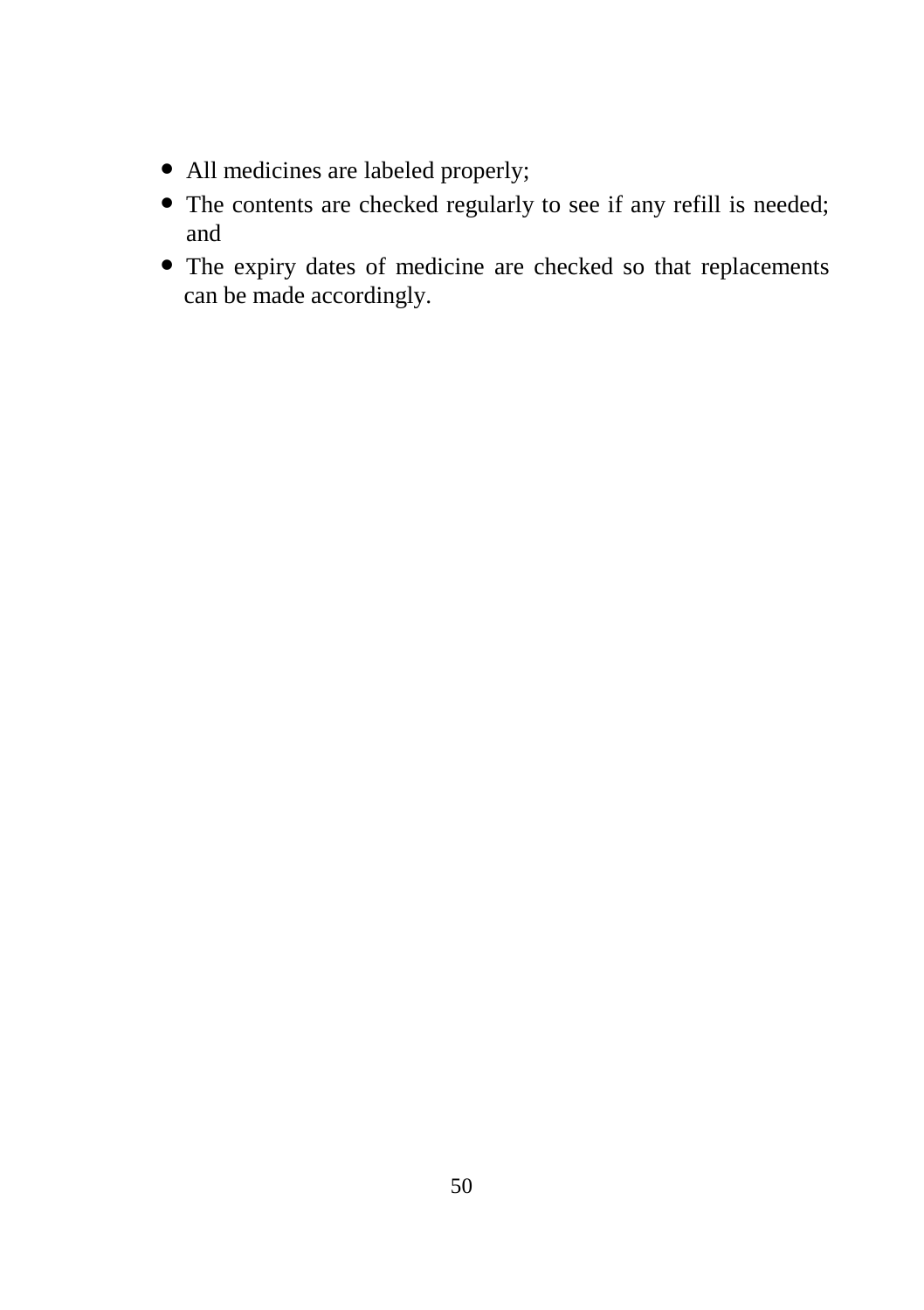- All medicines are labeled properly;
- The contents are checked regularly to see if any refill is needed; and
- The expiry dates of medicine are checked so that replacements can be made accordingly.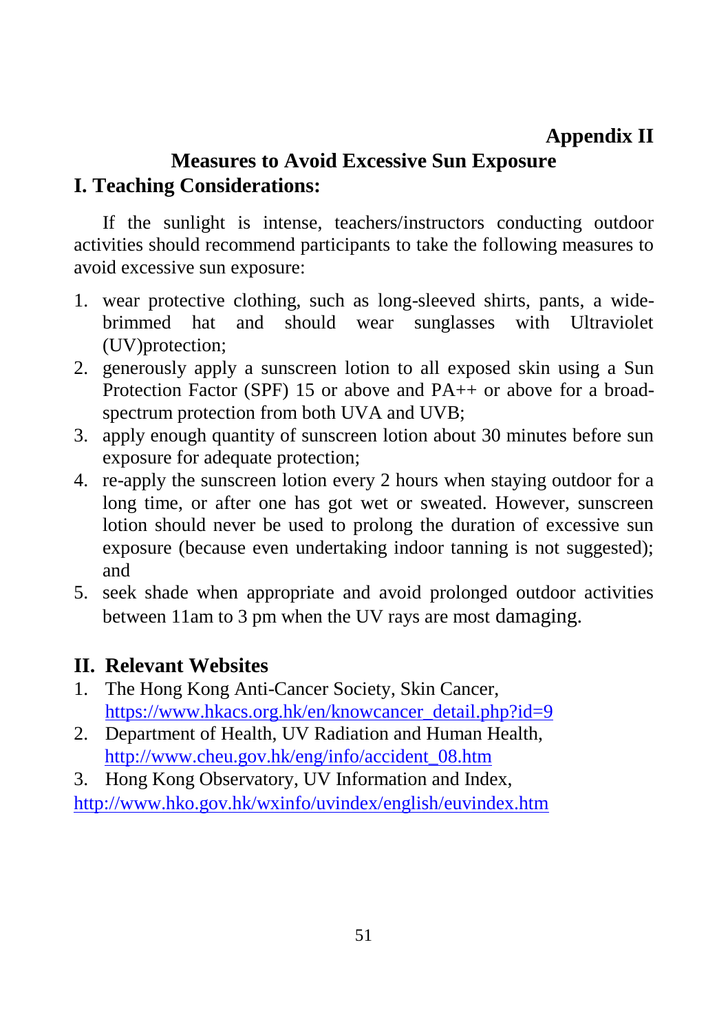**Appendix II**

# Measures to Avoid Excessive Sun Exposure

## I. Teaching Considerations:

If the sunlight is intense, teachers/instructors conducting outdoor activities should recommend participants to take the following measures to avoid excessive sun exposure:

1. wear protective clothing, such as long-sleeved shirts, pants, a wide-brimmed hat and should wear sunglasses with Ultraviolet (UV)protection;
2. generously apply a sunscreen lotion to all exposed skin using a Sun Protection Factor (SPF) 15 or above and PA++ or above for a broad-spectrum protection from both UVA and UVB;
3. apply enough quantity of sunscreen lotion about 30 minutes before sun exposure for adequate protection;
4. re-apply the sunscreen lotion every 2 hours when staying outdoor for a long time, or after one has got wet or sweated. However, sunscreen lotion should never be used to prolong the duration of excessive sun exposure (because even undertaking indoor tanning is not suggested); and
5. seek shade when appropriate and avoid prolonged outdoor activities between 11am to 3 pm when the UV rays are most damaging.

## II. Relevant Websites

1. The Hong Kong Anti-Cancer Society, Skin Cancer, https://www.hkacs.org.hk/en/knowcancer_detail.php?id=9
2. Department of Health, UV Radiation and Human Health, http://www.cheu.gov.hk/eng/info/accident_08.htm
3. Hong Kong Observatory, UV Information and Index, http://www.hko.gov.hk/wxinfo/uvindex/english/euvindex.htm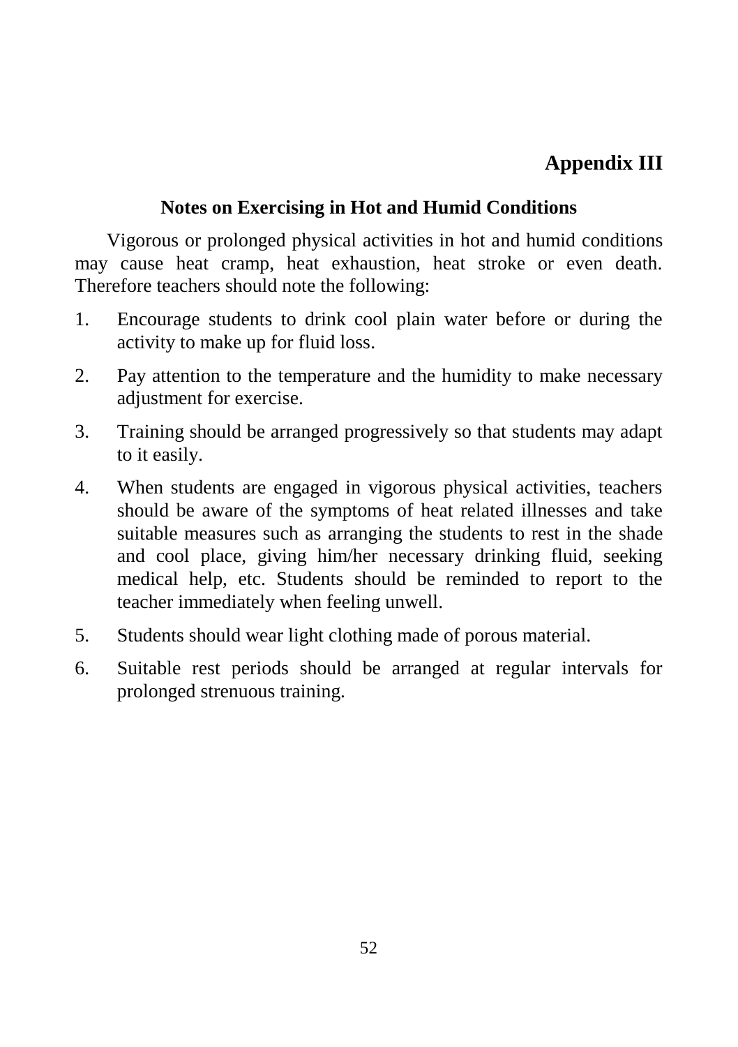# Appendix III

## Notes on Exercising in Hot and Humid Conditions

Vigorous or prolonged physical activities in hot and humid conditions may cause heat cramp, heat exhaustion, heat stroke or even death. Therefore teachers should note the following:

1. Encourage students to drink cool plain water before or during the activity to make up for fluid loss.
2. Pay attention to the temperature and the humidity to make necessary adjustment for exercise.
3. Training should be arranged progressively so that students may adapt to it easily.
4. When students are engaged in vigorous physical activities, teachers should be aware of the symptoms of heat related illnesses and take suitable measures such as arranging the students to rest in the shade and cool place, giving him/her necessary drinking fluid, seeking medical help, etc. Students should be reminded to report to the teacher immediately when feeling unwell.
5. Students should wear light clothing made of porous material.
6. Suitable rest periods should be arranged at regular intervals for prolonged strenuous training.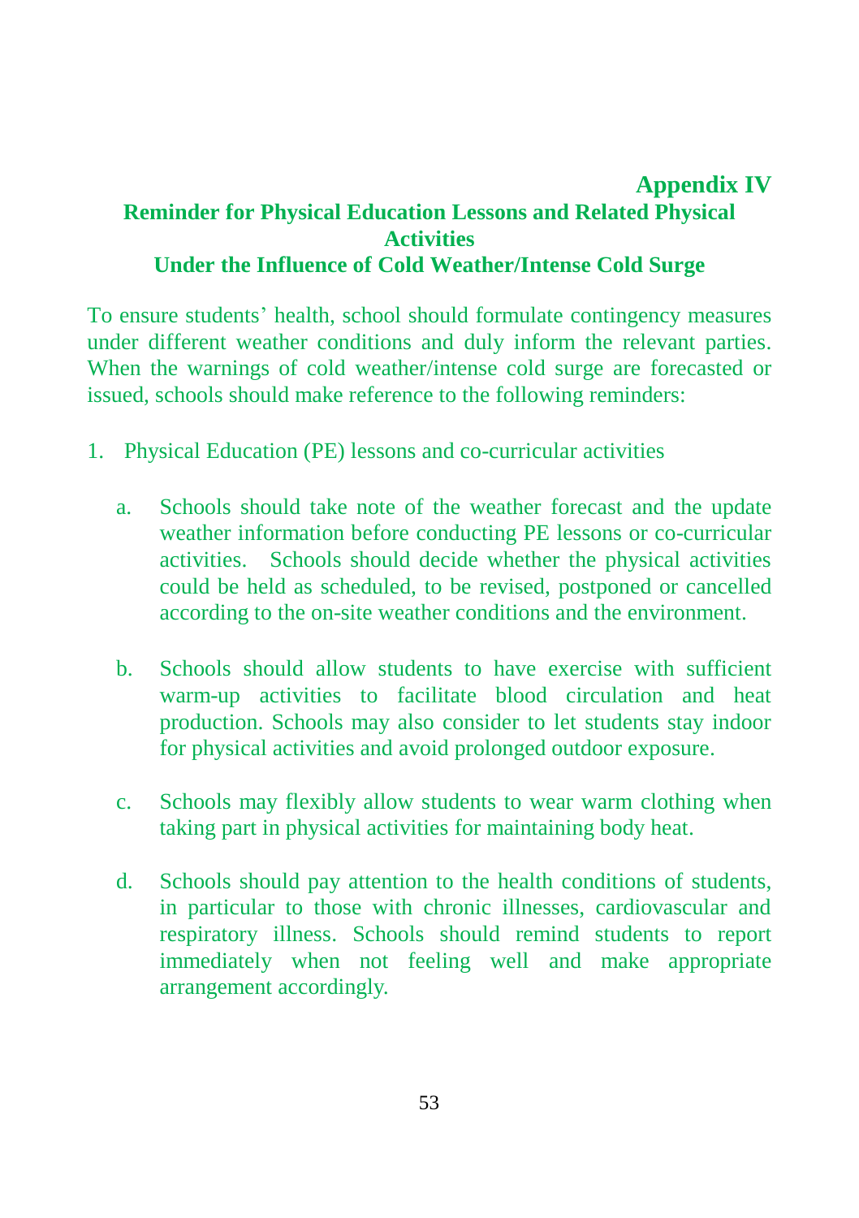**Appendix IV**

## Reminder for Physical Education Lessons and Related Physical Activities Under the Influence of Cold Weather/Intense Cold Surge

To ensure students' health, school should formulate contingency measures under different weather conditions and duly inform the relevant parties. When the warnings of cold weather/intense cold surge are forecasted or issued, schools should make reference to the following reminders:

1. Physical Education (PE) lessons and co-curricular activities

   a. Schools should take note of the weather forecast and the update weather information before conducting PE lessons or co-curricular activities. Schools should decide whether the physical activities could be held as scheduled, to be revised, postponed or cancelled according to the on-site weather conditions and the environment.

   b. Schools should allow students to have exercise with sufficient warm-up activities to facilitate blood circulation and heat production. Schools may also consider to let students stay indoor for physical activities and avoid prolonged outdoor exposure.

   c. Schools may flexibly allow students to wear warm clothing when taking part in physical activities for maintaining body heat.

   d. Schools should pay attention to the health conditions of students, in particular to those with chronic illnesses, cardiovascular and respiratory illness. Schools should remind students to report immediately when not feeling well and make appropriate arrangement accordingly.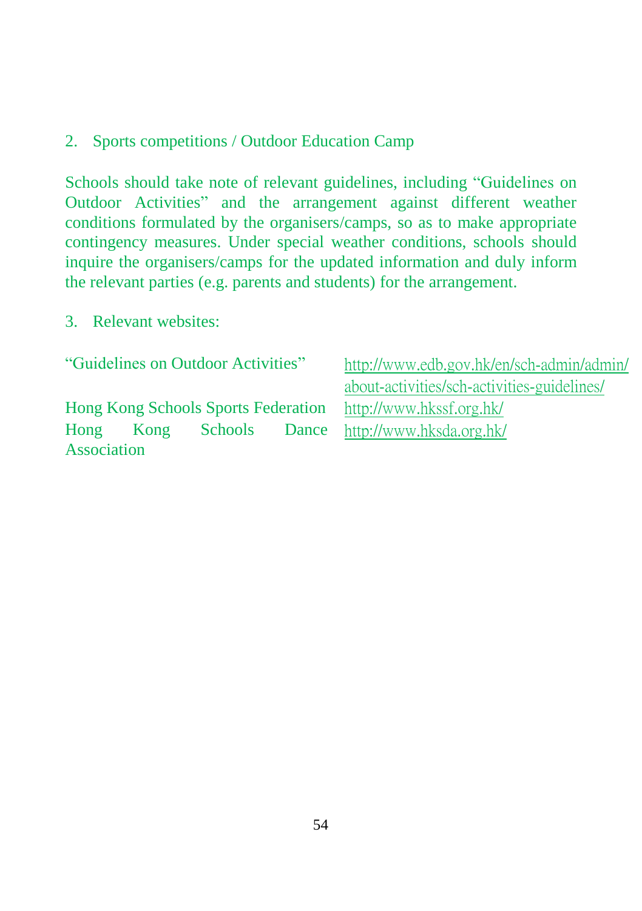2. Sports competitions / Outdoor Education Camp

Schools should take note of relevant guidelines, including "Guidelines on Outdoor Activities" and the arrangement against different weather conditions formulated by the organisers/camps, so as to make appropriate contingency measures. Under special weather conditions, schools should inquire the organisers/camps for the updated information and duly inform the relevant parties (e.g. parents and students) for the arrangement.

3. Relevant websites:

| | |
|---|---|
| "Guidelines on Outdoor Activities" | http://www.edb.gov.hk/en/sch-admin/admin/about-activities/sch-activities-guidelines/ |
| Hong Kong Schools Sports Federation | http://www.hkssf.org.hk/ |
| Hong Kong Schools Dance Association | http://www.hksda.org.hk/ |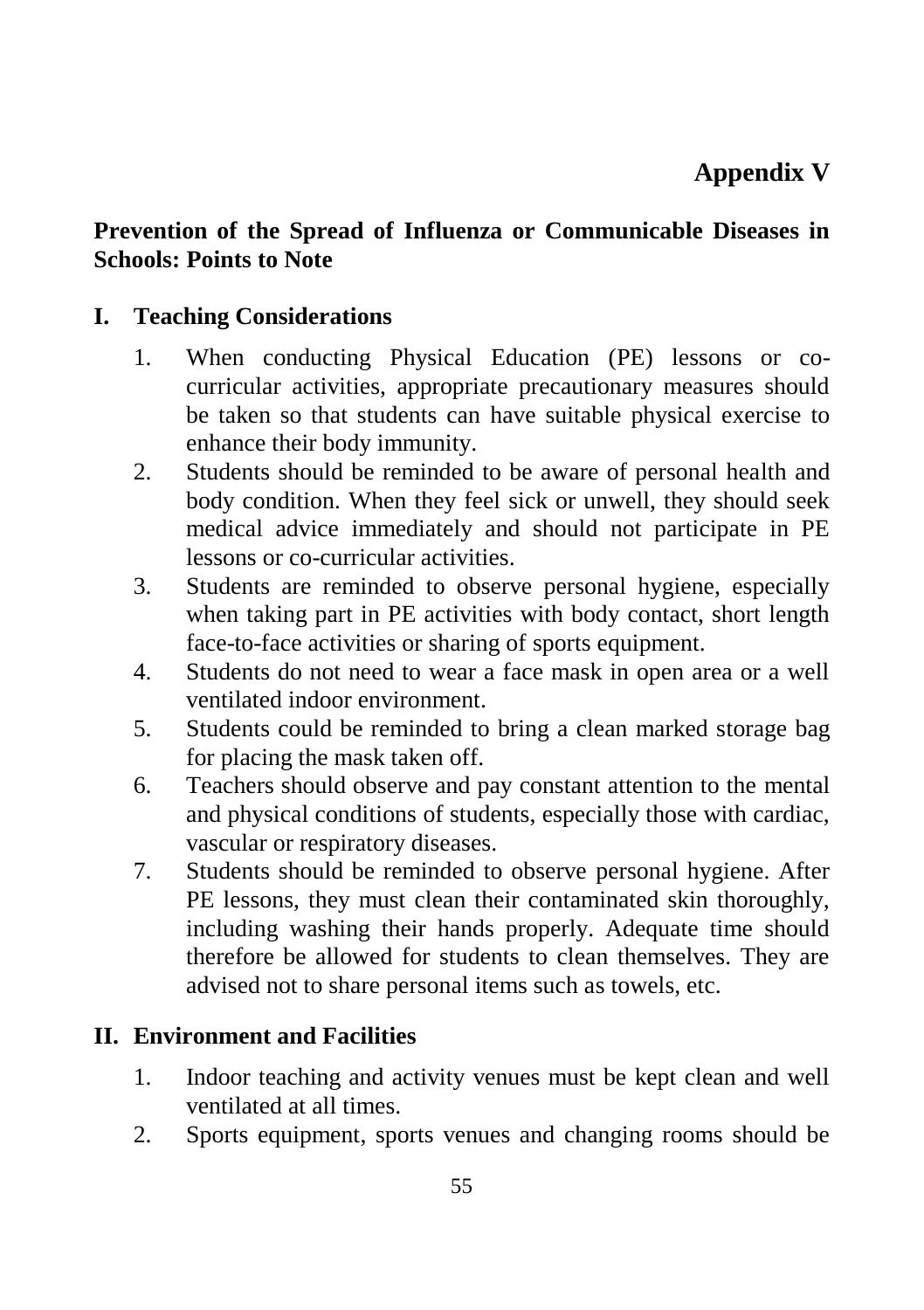**Appendix V**

## Prevention of the Spread of Influenza or Communicable Diseases in Schools: Points to Note

### I. Teaching Considerations

1. When conducting Physical Education (PE) lessons or co-curricular activities, appropriate precautionary measures should be taken so that students can have suitable physical exercise to enhance their body immunity.
2. Students should be reminded to be aware of personal health and body condition. When they feel sick or unwell, they should seek medical advice immediately and should not participate in PE lessons or co-curricular activities.
3. Students are reminded to observe personal hygiene, especially when taking part in PE activities with body contact, short length face-to-face activities or sharing of sports equipment.
4. Students do not need to wear a face mask in open area or a well ventilated indoor environment.
5. Students could be reminded to bring a clean marked storage bag for placing the mask taken off.
6. Teachers should observe and pay constant attention to the mental and physical conditions of students, especially those with cardiac, vascular or respiratory diseases.
7. Students should be reminded to observe personal hygiene. After PE lessons, they must clean their contaminated skin thoroughly, including washing their hands properly. Adequate time should therefore be allowed for students to clean themselves. They are advised not to share personal items such as towels, etc.

### II. Environment and Facilities

1. Indoor teaching and activity venues must be kept clean and well ventilated at all times.
2. Sports equipment, sports venues and changing rooms should be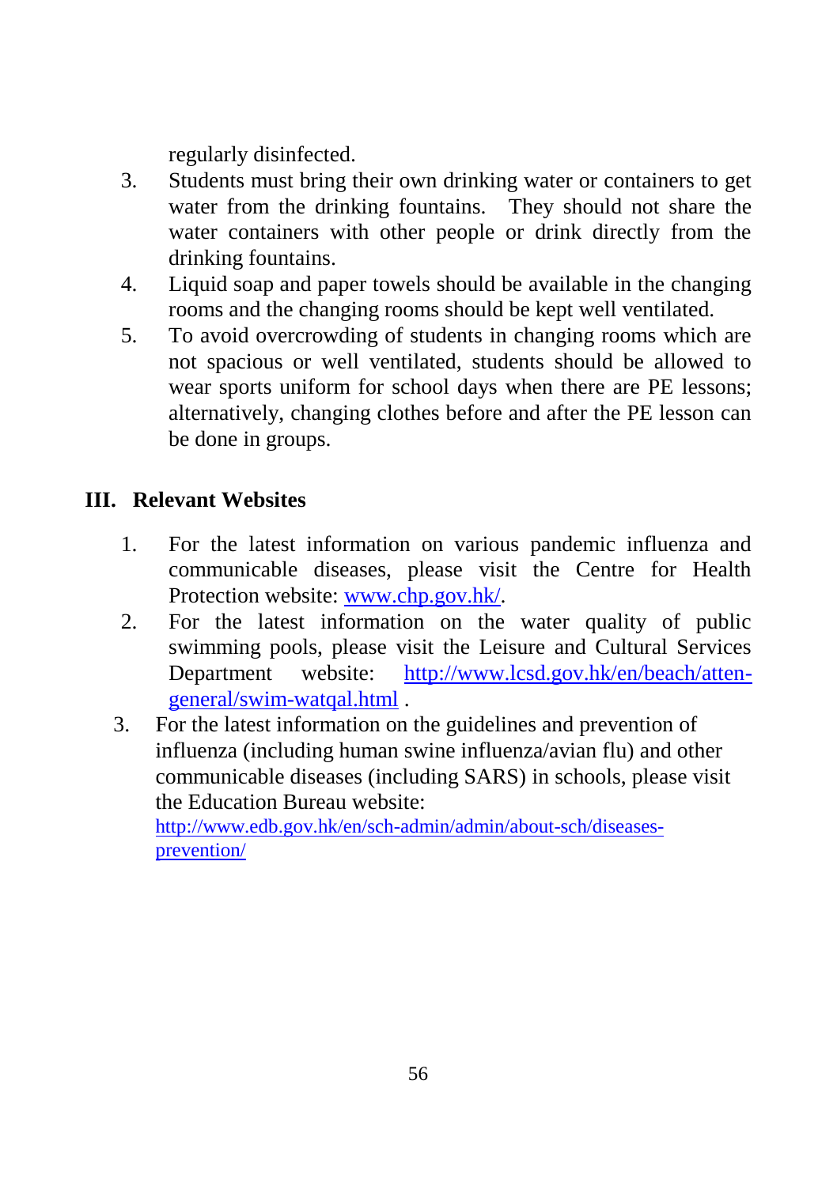regularly disinfected.

3. Students must bring their own drinking water or containers to get water from the drinking fountains. They should not share the water containers with other people or drink directly from the drinking fountains.
4. Liquid soap and paper towels should be available in the changing rooms and the changing rooms should be kept well ventilated.
5. To avoid overcrowding of students in changing rooms which are not spacious or well ventilated, students should be allowed to wear sports uniform for school days when there are PE lessons; alternatively, changing clothes before and after the PE lesson can be done in groups.

## III. Relevant Websites

1. For the latest information on various pandemic influenza and communicable diseases, please visit the Centre for Health Protection website: www.chp.gov.hk/.
2. For the latest information on the water quality of public swimming pools, please visit the Leisure and Cultural Services Department website: http://www.lcsd.gov.hk/en/beach/atten-general/swim-watqal.html .
3. For the latest information on the guidelines and prevention of influenza (including human swine influenza/avian flu) and other communicable diseases (including SARS) in schools, please visit the Education Bureau website: http://www.edb.gov.hk/en/sch-admin/admin/about-sch/diseases-prevention/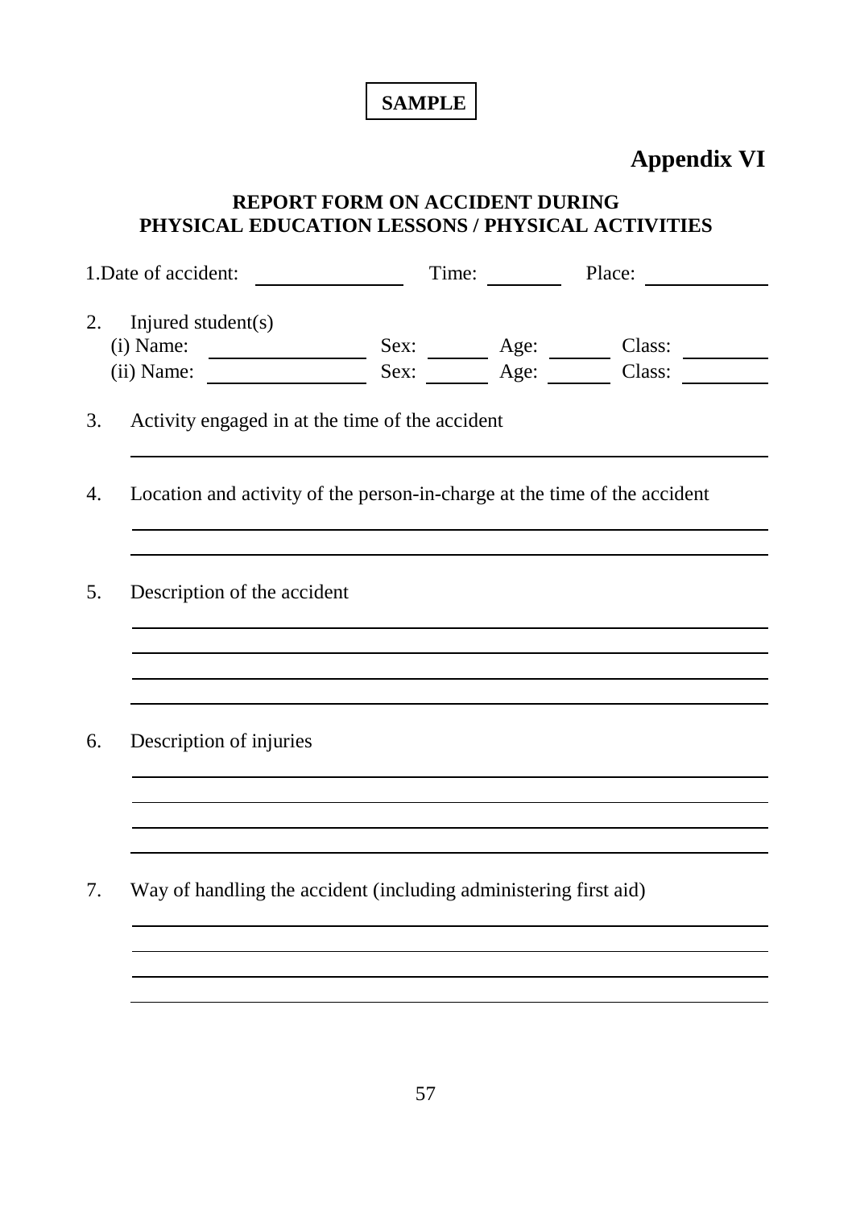**SAMPLE**

# Appendix VI

## REPORT FORM ON ACCIDENT DURING PHYSICAL EDUCATION LESSONS / PHYSICAL ACTIVITIES

1. Date of accident: \_\_\_\_\_\_\_\_\_\_\_\_\_\_ Time: \_\_\_\_\_\_\_\_ Place: \_\_\_\_\_\_\_\_\_\_\_\_

2. Injured student(s)
   (i) Name: \_\_\_\_\_\_\_\_\_\_\_\_\_\_ Sex: \_\_\_\_\_\_ Age: \_\_\_\_\_\_ Class: \_\_\_\_\_\_\_\_
   (ii) Name: \_\_\_\_\_\_\_\_\_\_\_\_\_\_ Sex: \_\_\_\_\_\_ Age: \_\_\_\_\_\_ Class: \_\_\_\_\_\_\_\_

3. Activity engaged in at the time of the accident

   \_\_\_\_\_\_\_\_\_\_\_\_\_\_\_\_\_\_\_\_\_\_\_\_\_\_\_\_\_\_\_\_\_\_\_\_\_\_\_\_\_\_\_\_\_\_\_\_\_\_\_\_\_\_\_\_\_\_\_\_

4. Location and activity of the person-in-charge at the time of the accident

   \_\_\_\_\_\_\_\_\_\_\_\_\_\_\_\_\_\_\_\_\_\_\_\_\_\_\_\_\_\_\_\_\_\_\_\_\_\_\_\_\_\_\_\_\_\_\_\_\_\_\_\_\_\_\_\_\_\_\_\_
   \_\_\_\_\_\_\_\_\_\_\_\_\_\_\_\_\_\_\_\_\_\_\_\_\_\_\_\_\_\_\_\_\_\_\_\_\_\_\_\_\_\_\_\_\_\_\_\_\_\_\_\_\_\_\_\_\_\_\_\_

5. Description of the accident

   \_\_\_\_\_\_\_\_\_\_\_\_\_\_\_\_\_\_\_\_\_\_\_\_\_\_\_\_\_\_\_\_\_\_\_\_\_\_\_\_\_\_\_\_\_\_\_\_\_\_\_\_\_\_\_\_\_\_\_\_
   \_\_\_\_\_\_\_\_\_\_\_\_\_\_\_\_\_\_\_\_\_\_\_\_\_\_\_\_\_\_\_\_\_\_\_\_\_\_\_\_\_\_\_\_\_\_\_\_\_\_\_\_\_\_\_\_\_\_\_\_
   \_\_\_\_\_\_\_\_\_\_\_\_\_\_\_\_\_\_\_\_\_\_\_\_\_\_\_\_\_\_\_\_\_\_\_\_\_\_\_\_\_\_\_\_\_\_\_\_\_\_\_\_\_\_\_\_\_\_\_\_
   \_\_\_\_\_\_\_\_\_\_\_\_\_\_\_\_\_\_\_\_\_\_\_\_\_\_\_\_\_\_\_\_\_\_\_\_\_\_\_\_\_\_\_\_\_\_\_\_\_\_\_\_\_\_\_\_\_\_\_\_

6. Description of injuries

   \_\_\_\_\_\_\_\_\_\_\_\_\_\_\_\_\_\_\_\_\_\_\_\_\_\_\_\_\_\_\_\_\_\_\_\_\_\_\_\_\_\_\_\_\_\_\_\_\_\_\_\_\_\_\_\_\_\_\_\_
   \_\_\_\_\_\_\_\_\_\_\_\_\_\_\_\_\_\_\_\_\_\_\_\_\_\_\_\_\_\_\_\_\_\_\_\_\_\_\_\_\_\_\_\_\_\_\_\_\_\_\_\_\_\_\_\_\_\_\_\_
   \_\_\_\_\_\_\_\_\_\_\_\_\_\_\_\_\_\_\_\_\_\_\_\_\_\_\_\_\_\_\_\_\_\_\_\_\_\_\_\_\_\_\_\_\_\_\_\_\_\_\_\_\_\_\_\_\_\_\_\_
   \_\_\_\_\_\_\_\_\_\_\_\_\_\_\_\_\_\_\_\_\_\_\_\_\_\_\_\_\_\_\_\_\_\_\_\_\_\_\_\_\_\_\_\_\_\_\_\_\_\_\_\_\_\_\_\_\_\_\_\_

7. Way of handling the accident (including administering first aid)

   \_\_\_\_\_\_\_\_\_\_\_\_\_\_\_\_\_\_\_\_\_\_\_\_\_\_\_\_\_\_\_\_\_\_\_\_\_\_\_\_\_\_\_\_\_\_\_\_\_\_\_\_\_\_\_\_\_\_\_\_
   \_\_\_\_\_\_\_\_\_\_\_\_\_\_\_\_\_\_\_\_\_\_\_\_\_\_\_\_\_\_\_\_\_\_\_\_\_\_\_\_\_\_\_\_\_\_\_\_\_\_\_\_\_\_\_\_\_\_\_\_
   \_\_\_\_\_\_\_\_\_\_\_\_\_\_\_\_\_\_\_\_\_\_\_\_\_\_\_\_\_\_\_\_\_\_\_\_\_\_\_\_\_\_\_\_\_\_\_\_\_\_\_\_\_\_\_\_\_\_\_\_
   \_\_\_\_\_\_\_\_\_\_\_\_\_\_\_\_\_\_\_\_\_\_\_\_\_\_\_\_\_\_\_\_\_\_\_\_\_\_\_\_\_\_\_\_\_\_\_\_\_\_\_\_\_\_\_\_\_\_\_\_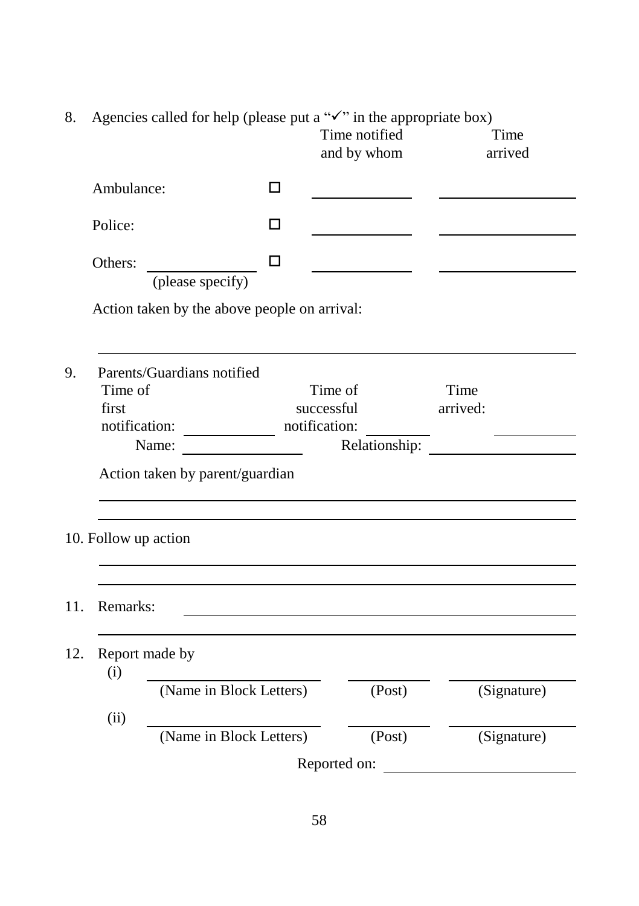8. Agencies called for help (please put a "✓" in the appropriate box)

| | | Time notified and by whom | Time arrived |
|---|---|---|---|
| Ambulance: | ☐ | \_\_\_\_\_\_\_\_\_\_\_\_ | \_\_\_\_\_\_\_\_\_\_\_\_ |
| Police: | ☐ | \_\_\_\_\_\_\_\_\_\_\_\_ | \_\_\_\_\_\_\_\_\_\_\_\_ |
| Others: \_\_\_\_\_\_\_\_\_\_\_\_ (please specify) | ☐ | \_\_\_\_\_\_\_\_\_\_\_\_ | \_\_\_\_\_\_\_\_\_\_\_\_ |

Action taken by the above people on arrival:

\_\_\_\_\_\_\_\_\_\_\_\_\_\_\_\_\_\_\_\_\_\_\_\_\_\_\_\_\_\_\_\_\_\_\_\_\_\_\_\_\_\_\_\_\_\_\_\_

9. Parents/Guardians notified

Time of first notification: \_\_\_\_\_\_\_\_\_\_\_\_ Time of successful notification: \_\_\_\_\_\_\_\_ Time arrived: \_\_\_\_\_\_\_\_

Name: \_\_\_\_\_\_\_\_\_\_\_\_\_\_ Relationship: \_\_\_\_\_\_\_\_\_\_\_\_\_\_

Action taken by parent/guardian

\_\_\_\_\_\_\_\_\_\_\_\_\_\_\_\_\_\_\_\_\_\_\_\_\_\_\_\_\_\_\_\_\_\_\_\_\_\_\_\_\_\_\_\_\_\_\_\_

\_\_\_\_\_\_\_\_\_\_\_\_\_\_\_\_\_\_\_\_\_\_\_\_\_\_\_\_\_\_\_\_\_\_\_\_\_\_\_\_\_\_\_\_\_\_\_\_

10. Follow up action

\_\_\_\_\_\_\_\_\_\_\_\_\_\_\_\_\_\_\_\_\_\_\_\_\_\_\_\_\_\_\_\_\_\_\_\_\_\_\_\_\_\_\_\_\_\_\_\_

\_\_\_\_\_\_\_\_\_\_\_\_\_\_\_\_\_\_\_\_\_\_\_\_\_\_\_\_\_\_\_\_\_\_\_\_\_\_\_\_\_\_\_\_\_\_\_\_

11. Remarks: \_\_\_\_\_\_\_\_\_\_\_\_\_\_\_\_\_\_\_\_\_\_\_\_\_\_\_\_\_\_\_\_\_\_\_\_\_\_\_\_

\_\_\_\_\_\_\_\_\_\_\_\_\_\_\_\_\_\_\_\_\_\_\_\_\_\_\_\_\_\_\_\_\_\_\_\_\_\_\_\_\_\_\_\_\_\_\_\_

12. Report made by

| | | | |
|---|---|---|---|
| (i) | \_\_\_\_\_\_\_\_\_\_\_\_\_\_\_\_ (Name in Block Letters) | \_\_\_\_\_\_\_\_ (Post) | \_\_\_\_\_\_\_\_\_\_\_\_ (Signature) |
| (ii) | \_\_\_\_\_\_\_\_\_\_\_\_\_\_\_\_ (Name in Block Letters) | \_\_\_\_\_\_\_\_ (Post) | \_\_\_\_\_\_\_\_\_\_\_\_ (Signature) |

Reported on: \_\_\_\_\_\_\_\_\_\_\_\_\_\_\_\_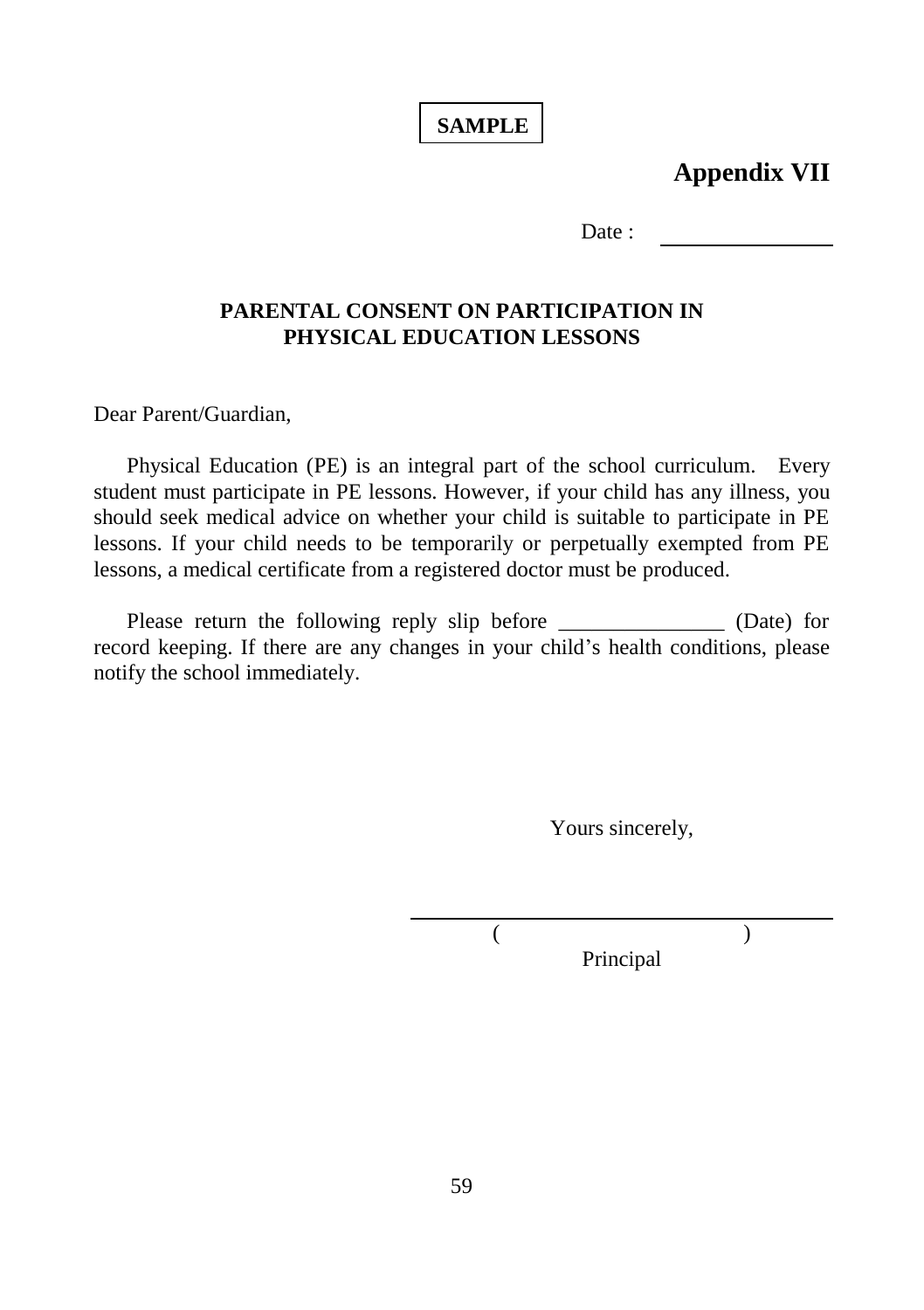**SAMPLE**

## Appendix VII

Date : \_\_\_\_\_\_\_\_\_\_\_\_\_\_\_

### PARENTAL CONSENT ON PARTICIPATION IN PHYSICAL EDUCATION LESSONS

Dear Parent/Guardian,

Physical Education (PE) is an integral part of the school curriculum. Every student must participate in PE lessons. However, if your child has any illness, you should seek medical advice on whether your child is suitable to participate in PE lessons. If your child needs to be temporarily or perpetually exempted from PE lessons, a medical certificate from a registered doctor must be produced.

Please return the following reply slip before _______________ (Date) for record keeping. If there are any changes in your child's health conditions, please notify the school immediately.

Yours sincerely,

\_\_\_\_\_\_\_\_\_\_\_\_\_\_\_\_\_\_\_\_\_\_\_\_\_\_\_\_\_\_

( )

Principal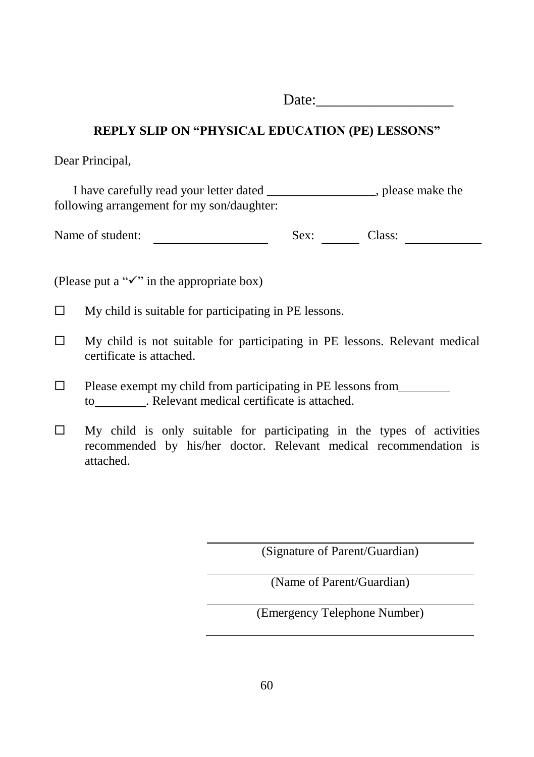Date:__________________

## REPLY SLIP ON "PHYSICAL EDUCATION (PE) LESSONS"

Dear Principal,

I have carefully read your letter dated _________________, please make the following arrangement for my son/daughter:

Name of student: __________________ Sex: ______ Class: ____________

(Please put a "✓" in the appropriate box)

☐ My child is suitable for participating in PE lessons.

☐ My child is not suitable for participating in PE lessons. Relevant medical certificate is attached.

☐ Please exempt my child from participating in PE lessons from ________ to ________. Relevant medical certificate is attached.

☐ My child is only suitable for participating in the types of activities recommended by his/her doctor. Relevant medical recommendation is attached.

______________________________
(Signature of Parent/Guardian)

______________________________
(Name of Parent/Guardian)

______________________________
(Emergency Telephone Number)

______________________________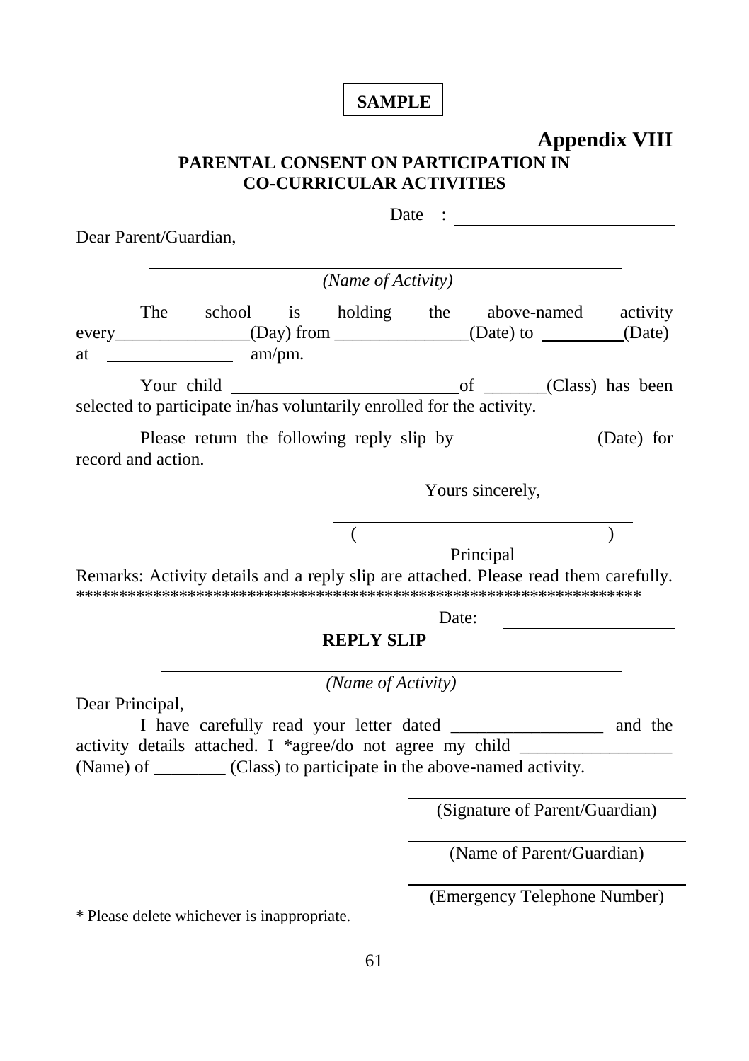**SAMPLE**

**Appendix VIII**

**PARENTAL CONSENT ON PARTICIPATION IN CO-CURRICULAR ACTIVITIES**

Date : ________________________

Dear Parent/Guardian,

______________________________________________

*(Name of Activity)*

The school is holding the above-named activity every_______________(Day) from _______________(Date) to _________(Date) at ______________ am/pm.

Your child _________________________ of _______(Class) has been selected to participate in/has voluntarily enrolled for the activity.

Please return the following reply slip by ______________(Date) for record and action.

Yours sincerely,

________________________________

( )

Principal

Remarks: Activity details and a reply slip are attached. Please read them carefully.

******************************************************************

Date: __________________

**REPLY SLIP**

______________________________________________

*(Name of Activity)*

Dear Principal,

I have carefully read your letter dated _________________ and the activity details attached. I *agree/do not agree my child _________________ (Name) of ________ (Class) to participate in the above-named activity.

______________________________

(Signature of Parent/Guardian)

______________________________

(Name of Parent/Guardian)

______________________________

(Emergency Telephone Number)

* Please delete whichever is inappropriate.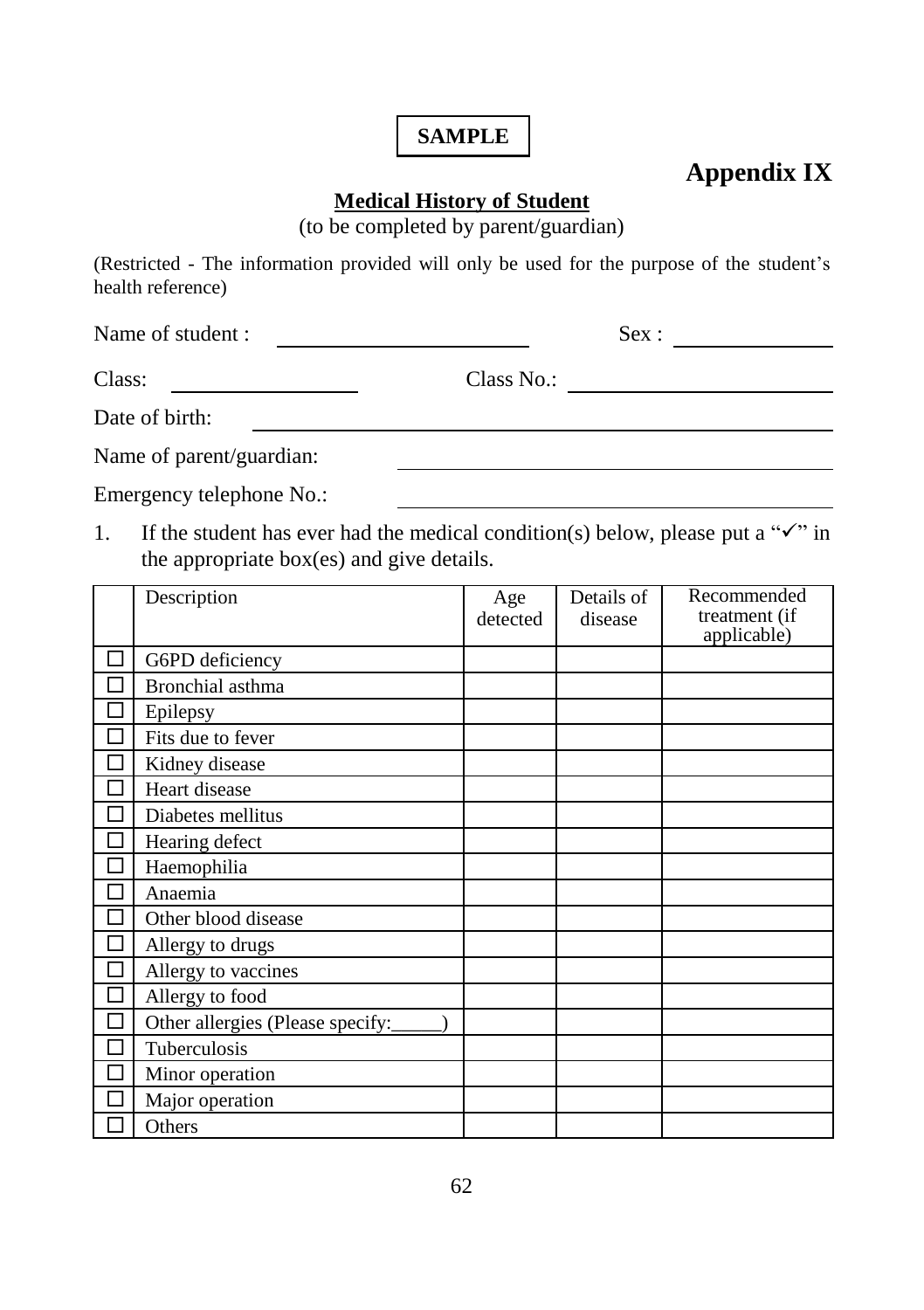**SAMPLE**

# Appendix IX

## Medical History of Student

(to be completed by parent/guardian)

(Restricted - The information provided will only be used for the purpose of the student's health reference)

Name of student : ______________________ Sex : ______________

Class: ________________ Class No.: ______________________

Date of birth: ______________________________________________

Name of parent/guardian: ______________________________________

Emergency telephone No.: ______________________________________

1. If the student has ever had the medical condition(s) below, please put a "✓" in the appropriate box(es) and give details.

| | Description | Age detected | Details of disease | Recommended treatment (if applicable) |
|---|---|---|---|---|
| ☐ | G6PD deficiency | | | |
| ☐ | Bronchial asthma | | | |
| ☐ | Epilepsy | | | |
| ☐ | Fits due to fever | | | |
| ☐ | Kidney disease | | | |
| ☐ | Heart disease | | | |
| ☐ | Diabetes mellitus | | | |
| ☐ | Hearing defect | | | |
| ☐ | Haemophilia | | | |
| ☐ | Anaemia | | | |
| ☐ | Other blood disease | | | |
| ☐ | Allergy to drugs | | | |
| ☐ | Allergy to vaccines | | | |
| ☐ | Allergy to food | | | |
| ☐ | Other allergies (Please specify:_____) | | | |
| ☐ | Tuberculosis | | | |
| ☐ | Minor operation | | | |
| ☐ | Major operation | | | |
| ☐ | Others | | | |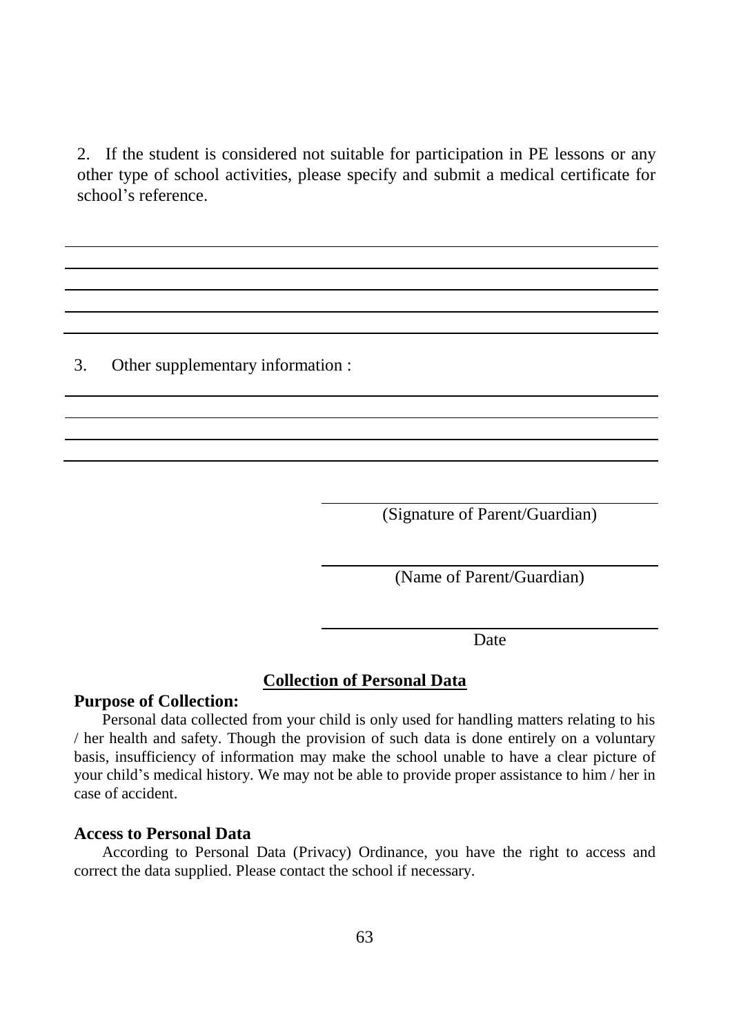2. If the student is considered not suitable for participation in PE lessons or any other type of school activities, please specify and submit a medical certificate for school's reference.

\_\_\_\_\_\_\_\_\_\_\_\_\_\_\_\_\_\_\_\_\_\_\_\_\_\_\_\_\_\_\_\_\_\_\_\_\_\_\_\_\_\_\_\_\_\_\_\_\_\_\_\_\_\_\_\_\_\_\_\_

\_\_\_\_\_\_\_\_\_\_\_\_\_\_\_\_\_\_\_\_\_\_\_\_\_\_\_\_\_\_\_\_\_\_\_\_\_\_\_\_\_\_\_\_\_\_\_\_\_\_\_\_\_\_\_\_\_\_\_\_

\_\_\_\_\_\_\_\_\_\_\_\_\_\_\_\_\_\_\_\_\_\_\_\_\_\_\_\_\_\_\_\_\_\_\_\_\_\_\_\_\_\_\_\_\_\_\_\_\_\_\_\_\_\_\_\_\_\_\_\_

\_\_\_\_\_\_\_\_\_\_\_\_\_\_\_\_\_\_\_\_\_\_\_\_\_\_\_\_\_\_\_\_\_\_\_\_\_\_\_\_\_\_\_\_\_\_\_\_\_\_\_\_\_\_\_\_\_\_\_\_

\_\_\_\_\_\_\_\_\_\_\_\_\_\_\_\_\_\_\_\_\_\_\_\_\_\_\_\_\_\_\_\_\_\_\_\_\_\_\_\_\_\_\_\_\_\_\_\_\_\_\_\_\_\_\_\_\_\_\_\_

3. Other supplementary information :

\_\_\_\_\_\_\_\_\_\_\_\_\_\_\_\_\_\_\_\_\_\_\_\_\_\_\_\_\_\_\_\_\_\_\_\_\_\_\_\_\_\_\_\_\_\_\_\_\_\_\_\_\_\_\_\_\_\_\_\_

\_\_\_\_\_\_\_\_\_\_\_\_\_\_\_\_\_\_\_\_\_\_\_\_\_\_\_\_\_\_\_\_\_\_\_\_\_\_\_\_\_\_\_\_\_\_\_\_\_\_\_\_\_\_\_\_\_\_\_\_

\_\_\_\_\_\_\_\_\_\_\_\_\_\_\_\_\_\_\_\_\_\_\_\_\_\_\_\_\_\_\_\_\_\_\_\_\_\_\_\_\_\_\_\_\_\_\_\_\_\_\_\_\_\_\_\_\_\_\_\_

\_\_\_\_\_\_\_\_\_\_\_\_\_\_\_\_\_\_\_\_\_\_\_\_\_\_\_\_\_\_\_\_\_\_\_\_\_\_\_\_\_\_\_\_\_\_\_\_\_\_\_\_\_\_\_\_\_\_\_\_

\_\_\_\_\_\_\_\_\_\_\_\_\_\_\_\_\_\_\_\_\_\_\_\_\_\_\_\_\_\_

(Signature of Parent/Guardian)

\_\_\_\_\_\_\_\_\_\_\_\_\_\_\_\_\_\_\_\_\_\_\_\_\_\_\_\_\_\_

(Name of Parent/Guardian)

\_\_\_\_\_\_\_\_\_\_\_\_\_\_\_\_\_\_\_\_\_\_\_\_\_\_\_\_\_\_

Date

## Collection of Personal Data

**Purpose of Collection:**

Personal data collected from your child is only used for handling matters relating to his / her health and safety. Though the provision of such data is done entirely on a voluntary basis, insufficiency of information may make the school unable to have a clear picture of your child's medical history. We may not be able to provide proper assistance to him / her in case of accident.

**Access to Personal Data**

According to Personal Data (Privacy) Ordinance, you have the right to access and correct the data supplied. Please contact the school if necessary.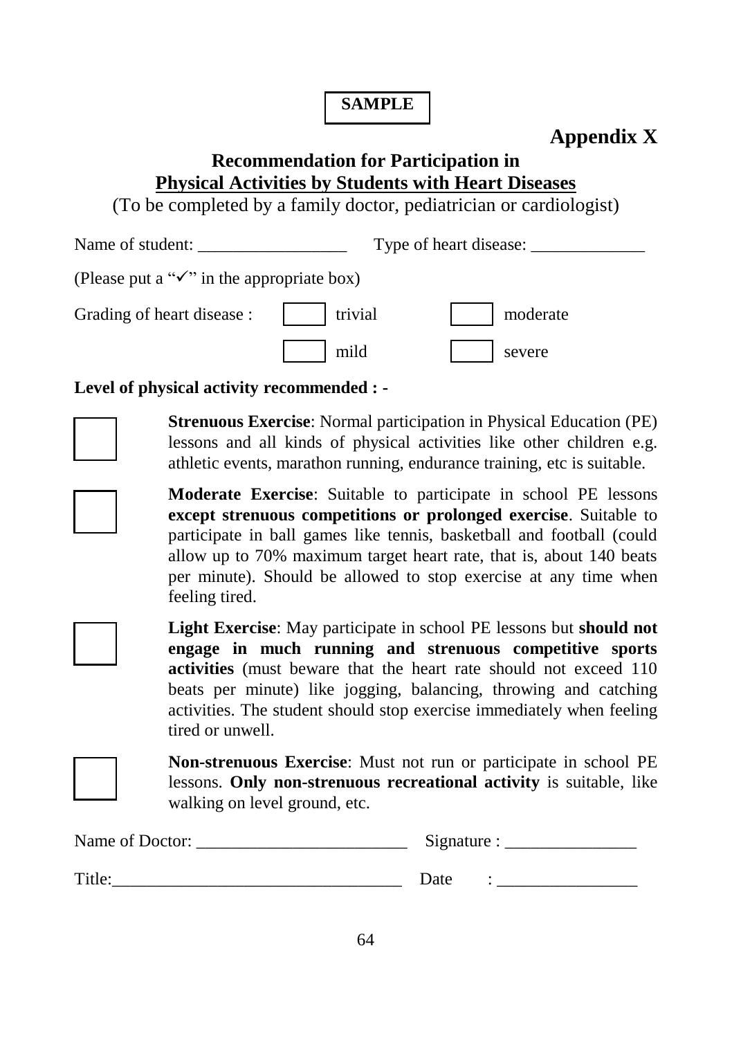**SAMPLE**

**Appendix X**

## Recommendation for Participation in Physical Activities by Students with Heart Diseases

(To be completed by a family doctor, pediatrician or cardiologist)

Name of student: _________________ Type of heart disease: _____________

(Please put a "✓" in the appropriate box)

Grading of heart disease : ☐ trivial ☐ moderate

☐ mild ☐ severe

**Level of physical activity recommended : -**

☐ **Strenuous Exercise**: Normal participation in Physical Education (PE) lessons and all kinds of physical activities like other children e.g. athletic events, marathon running, endurance training, etc is suitable.

☐ **Moderate Exercise**: Suitable to participate in school PE lessons **except strenuous competitions or prolonged exercise**. Suitable to participate in ball games like tennis, basketball and football (could allow up to 70% maximum target heart rate, that is, about 140 beats per minute). Should be allowed to stop exercise at any time when feeling tired.

☐ **Light Exercise**: May participate in school PE lessons but **should not engage in much running and strenuous competitive sports activities** (must beware that the heart rate should not exceed 110 beats per minute) like jogging, balancing, throwing and catching activities. The student should stop exercise immediately when feeling tired or unwell.

☐ **Non-strenuous Exercise**: Must not run or participate in school PE lessons. **Only non-strenuous recreational activity** is suitable, like walking on level ground, etc.

Name of Doctor: ________________________ Signature : _______________

Title:_________________________________ Date : ________________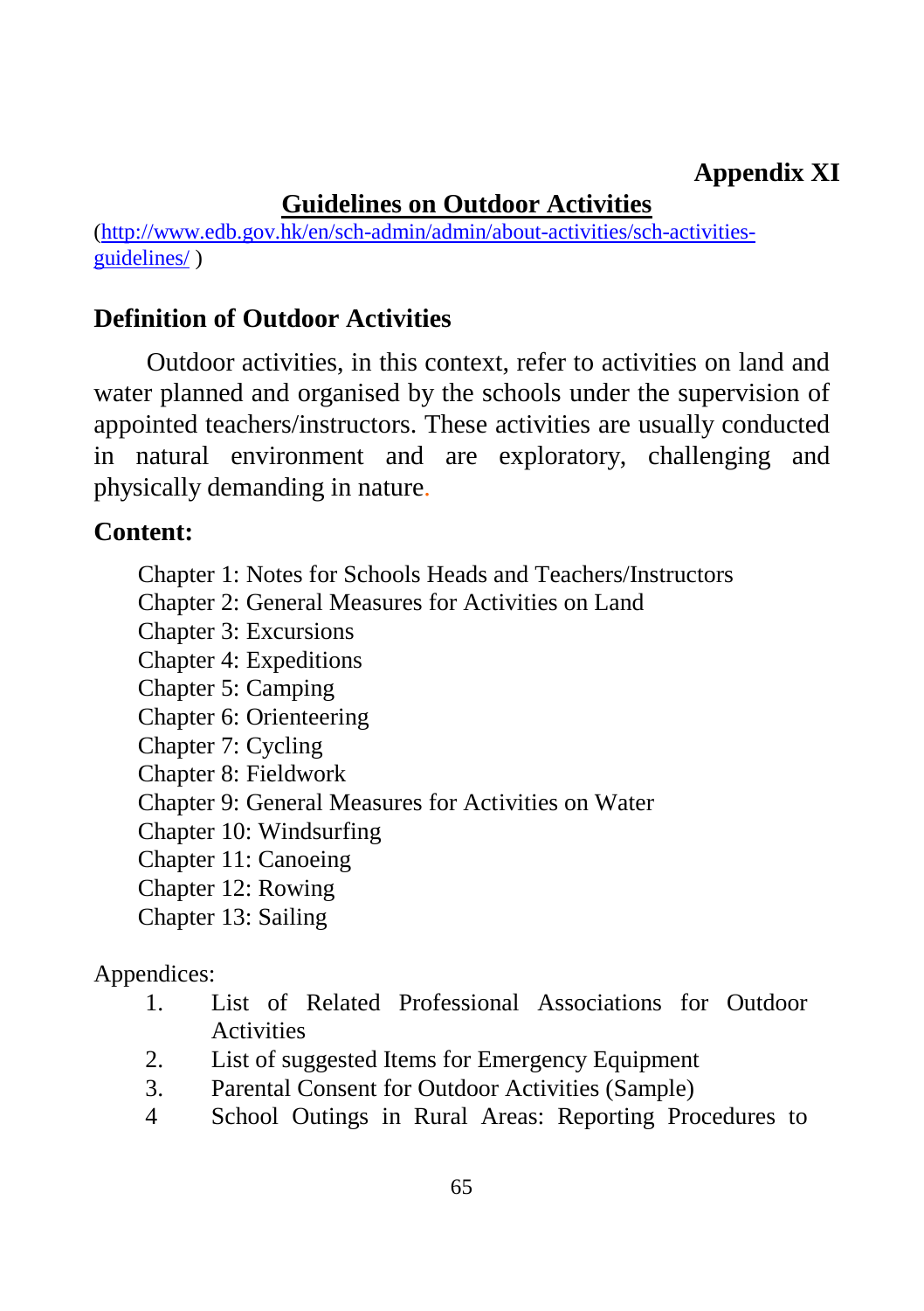**Appendix XI**

# Guidelines on Outdoor Activities

(http://www.edb.gov.hk/en/sch-admin/admin/about-activities/sch-activities-guidelines/ )

## Definition of Outdoor Activities

Outdoor activities, in this context, refer to activities on land and water planned and organised by the schools under the supervision of appointed teachers/instructors. These activities are usually conducted in natural environment and are exploratory, challenging and physically demanding in nature.

## Content:

Chapter 1: Notes for Schools Heads and Teachers/Instructors
Chapter 2: General Measures for Activities on Land
Chapter 3: Excursions
Chapter 4: Expeditions
Chapter 5: Camping
Chapter 6: Orienteering
Chapter 7: Cycling
Chapter 8: Fieldwork
Chapter 9: General Measures for Activities on Water
Chapter 10: Windsurfing
Chapter 11: Canoeing
Chapter 12: Rowing
Chapter 13: Sailing

Appendices:

1. List of Related Professional Associations for Outdoor Activities
2. List of suggested Items for Emergency Equipment
3. Parental Consent for Outdoor Activities (Sample)
4. School Outings in Rural Areas: Reporting Procedures to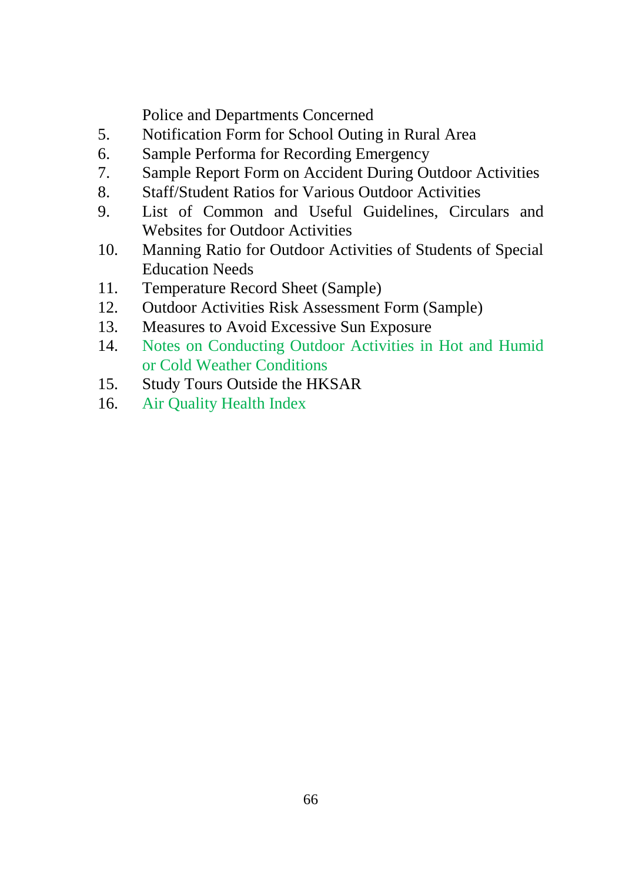Police and Departments Concerned

5. Notification Form for School Outing in Rural Area
6. Sample Performa for Recording Emergency
7. Sample Report Form on Accident During Outdoor Activities
8. Staff/Student Ratios for Various Outdoor Activities
9. List of Common and Useful Guidelines, Circulars and Websites for Outdoor Activities
10. Manning Ratio for Outdoor Activities of Students of Special Education Needs
11. Temperature Record Sheet (Sample)
12. Outdoor Activities Risk Assessment Form (Sample)
13. Measures to Avoid Excessive Sun Exposure
14. Notes on Conducting Outdoor Activities in Hot and Humid or Cold Weather Conditions
15. Study Tours Outside the HKSAR
16. Air Quality Health Index